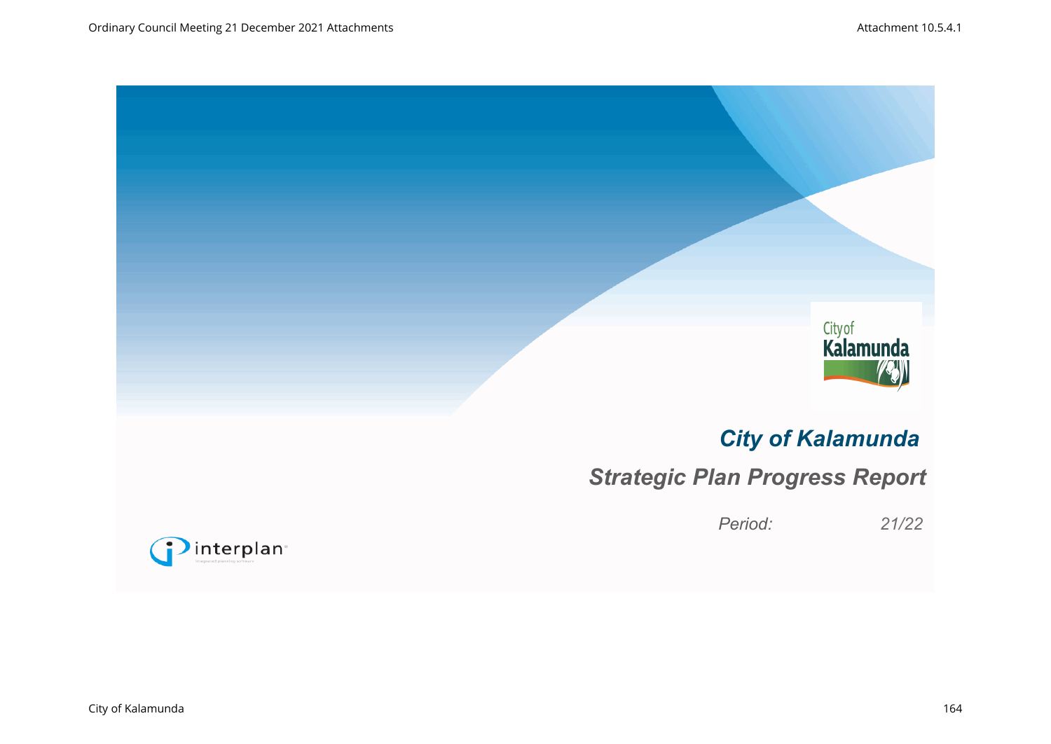# City of Kalamunda

## Strategic Plan Progress Report

*Period:* *21/22*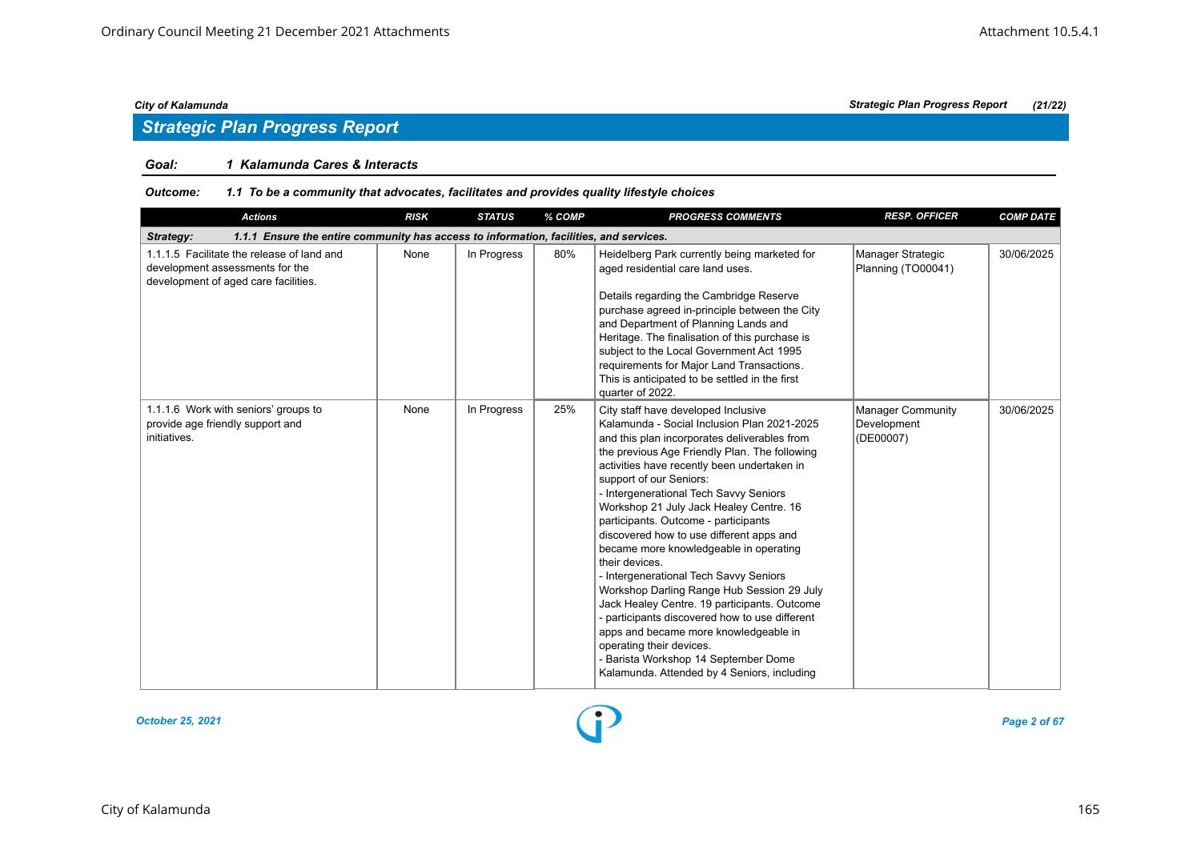## Strategic Plan Progress Report

**Goal: 1 Kalamunda Cares & Interacts**

**Outcome: 1.1 To be a community that advocates, facilitates and provides quality lifestyle choices**

| Actions | RISK | STATUS | % COMP | PROGRESS COMMENTS | RESP. OFFICER | COMP DATE |
|---|---|---|---|---|---|---|
| **Strategy: 1.1.1 Ensure the entire community has access to information, facilities, and services.** | | | | | | |
| 1.1.1.5 Facilitate the release of land and development assessments for the development of aged care facilities. | None | In Progress | 80% | Heidelberg Park currently being marketed for aged residential care land uses.<br><br>Details regarding the Cambridge Reserve purchase agreed in-principle between the City and Department of Planning Lands and Heritage. The finalisation of this purchase is subject to the Local Government Act 1995 requirements for Major Land Transactions. This is anticipated to be settled in the first quarter of 2022. | Manager Strategic Planning (TO00041) | 30/06/2025 |
| 1.1.1.6 Work with seniors' groups to provide age friendly support and initiatives. | None | In Progress | 25% | City staff have developed Inclusive Kalamunda - Social Inclusion Plan 2021-2025 and this plan incorporates deliverables from the previous Age Friendly Plan. The following activities have recently been undertaken in support of our Seniors:<br>- Intergenerational Tech Savvy Seniors Workshop 21 July Jack Healey Centre. 16 participants. Outcome - participants discovered how to use different apps and became more knowledgeable in operating their devices.<br>- Intergenerational Tech Savvy Seniors Workshop Darling Range Hub Session 29 July Jack Healey Centre. 19 participants. Outcome - participants discovered how to use different apps and became more knowledgeable in operating their devices.<br>- Barista Workshop 14 September Dome Kalamunda. Attended by 4 Seniors, including | Manager Community Development (DE00007) | 30/06/2025 |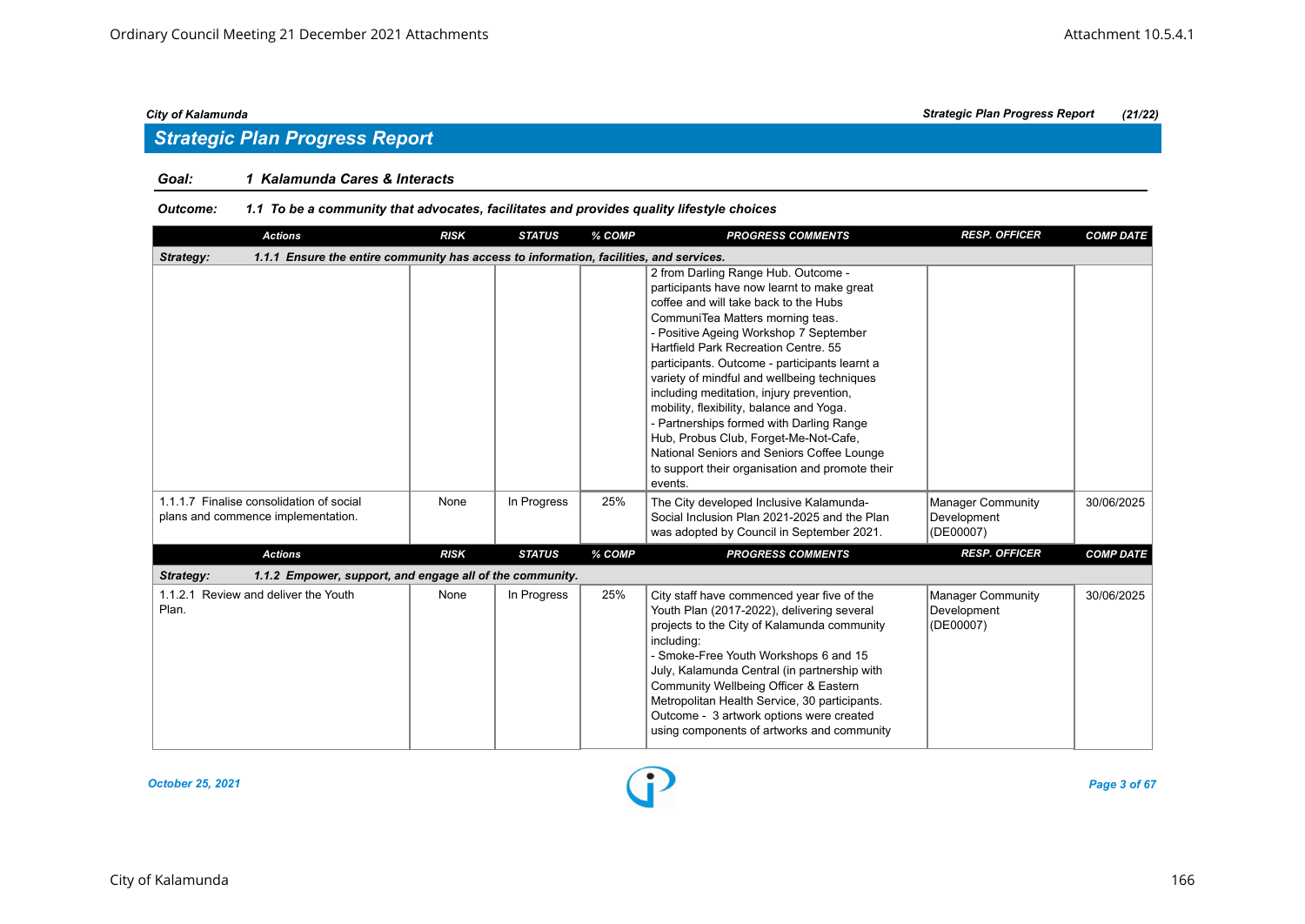## Strategic Plan Progress Report

**Goal:** *1 Kalamunda Cares & Interacts*

**Outcome:** *1.1 To be a community that advocates, facilitates and provides quality lifestyle choices*

| Actions | RISK | STATUS | % COMP | PROGRESS COMMENTS | RESP. OFFICER | COMP DATE |
|---|---|---|---|---|---|---|
| **Strategy:** 1.1.1 Ensure the entire community has access to information, facilities, and services. | | | | | | |
| | | | | 2 from Darling Range Hub. Outcome - participants have now learnt to make great coffee and will take back to the Hubs CommuniTea Matters morning teas.<br>- Positive Ageing Workshop 7 September Hartfield Park Recreation Centre. 55 participants. Outcome - participants learnt a variety of mindful and wellbeing techniques including meditation, injury prevention, mobility, flexibility, balance and Yoga.<br>- Partnerships formed with Darling Range Hub, Probus Club, Forget-Me-Not-Cafe, National Seniors and Seniors Coffee Lounge to support their organisation and promote their events. | | |
| 1.1.1.7 Finalise consolidation of social plans and commence implementation. | None | In Progress | 25% | The City developed Inclusive Kalamunda-Social Inclusion Plan 2021-2025 and the Plan was adopted by Council in September 2021. | Manager Community Development (DE00007) | 30/06/2025 |

| Actions | RISK | STATUS | % COMP | PROGRESS COMMENTS | RESP. OFFICER | COMP DATE |
|---|---|---|---|---|---|---|
| **Strategy:** 1.1.2 Empower, support, and engage all of the community. | | | | | | |
| 1.1.2.1 Review and deliver the Youth Plan. | None | In Progress | 25% | City staff have commenced year five of the Youth Plan (2017-2022), delivering several projects to the City of Kalamunda community including:<br>- Smoke-Free Youth Workshops 6 and 15 July, Kalamunda Central (in partnership with Community Wellbeing Officer & Eastern Metropolitan Health Service, 30 participants. Outcome - 3 artwork options were created using components of artworks and community | Manager Community Development (DE00007) | 30/06/2025 |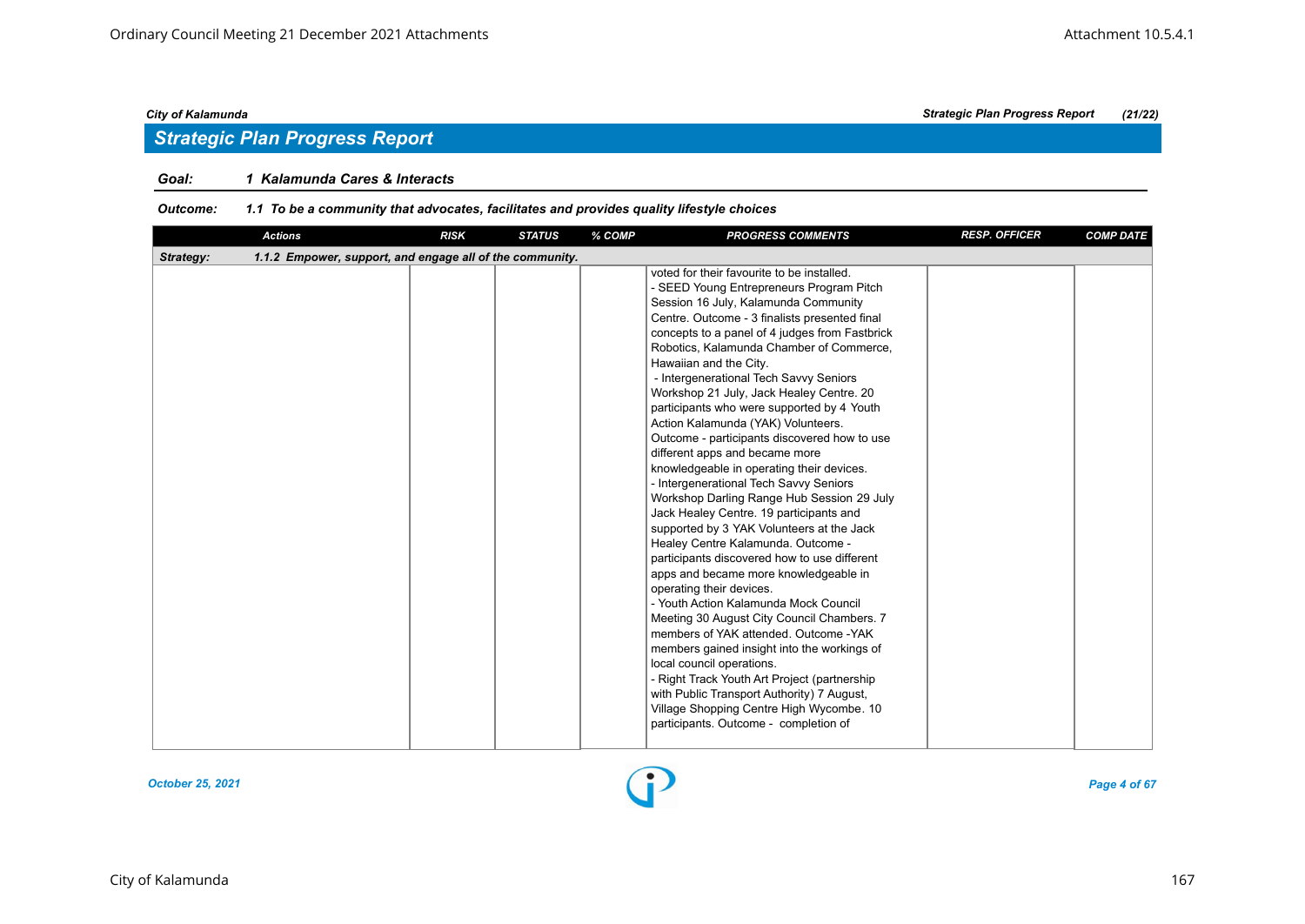## Strategic Plan Progress Report

**Goal:** **1 Kalamunda Cares & Interacts**

**Outcome:** ***1.1 To be a community that advocates, facilitates and provides quality lifestyle choices***

| Actions | RISK | STATUS | % COMP | PROGRESS COMMENTS | RESP. OFFICER | COMP DATE |
|---|---|---|---|---|---|---|
| **Strategy: 1.1.2 Empower, support, and engage all of the community.** | | | | | | |
| | | | | voted for their favourite to be installed.<br>- SEED Young Entrepreneurs Program Pitch Session 16 July, Kalamunda Community Centre. Outcome - 3 finalists presented final concepts to a panel of 4 judges from Fastbrick Robotics, Kalamunda Chamber of Commerce, Hawaiian and the City.<br>- Intergenerational Tech Savvy Seniors Workshop 21 July, Jack Healey Centre. 20 participants who were supported by 4 Youth Action Kalamunda (YAK) Volunteers. Outcome - participants discovered how to use different apps and became more knowledgeable in operating their devices.<br>- Intergenerational Tech Savvy Seniors Workshop Darling Range Hub Session 29 July Jack Healey Centre. 19 participants and supported by 3 YAK Volunteers at the Jack Healey Centre Kalamunda. Outcome - participants discovered how to use different apps and became more knowledgeable in operating their devices.<br>- Youth Action Kalamunda Mock Council Meeting 30 August City Council Chambers. 7 members of YAK attended. Outcome -YAK members gained insight into the workings of local council operations.<br>- Right Track Youth Art Project (partnership with Public Transport Authority) 7 August, Village Shopping Centre High Wycombe. 10 participants. Outcome - completion of | | |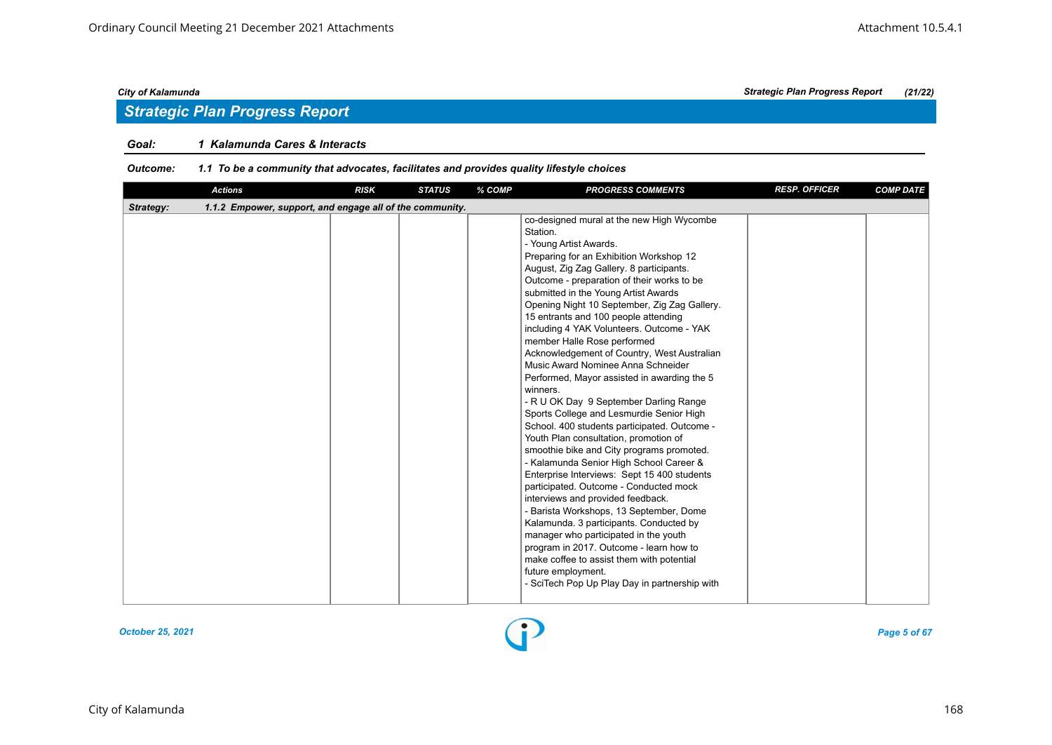## Strategic Plan Progress Report

**Goal:** 1 Kalamunda Cares & Interacts

**Outcome:** 1.1 To be a community that advocates, facilitates and provides quality lifestyle choices

| Actions | RISK | STATUS | % COMP | PROGRESS COMMENTS | RESP. OFFICER | COMP DATE |
|---|---|---|---|---|---|---|
| **Strategy:** 1.1.2 Empower, support, and engage all of the community. | | | | | | |
| | | | | co-designed mural at the new High Wycombe Station.<br>- Young Artist Awards.<br>Preparing for an Exhibition Workshop 12 August, Zig Zag Gallery. 8 participants. Outcome - preparation of their works to be submitted in the Young Artist Awards<br>Opening Night 10 September, Zig Zag Gallery. 15 entrants and 100 people attending including 4 YAK Volunteers. Outcome - YAK member Halle Rose performed Acknowledgement of Country, West Australian Music Award Nominee Anna Schneider Performed, Mayor assisted in awarding the 5 winners.<br>- R U OK Day 9 September Darling Range Sports College and Lesmurdie Senior High School. 400 students participated. Outcome - Youth Plan consultation, promotion of smoothie bike and City programs promoted.<br>- Kalamunda Senior High School Career & Enterprise Interviews: Sept 15 400 students participated. Outcome - Conducted mock interviews and provided feedback.<br>- Barista Workshops, 13 September, Dome Kalamunda. 3 participants. Conducted by manager who participated in the youth program in 2017. Outcome - learn how to make coffee to assist them with potential future employment.<br>- SciTech Pop Up Play Day in partnership with | | |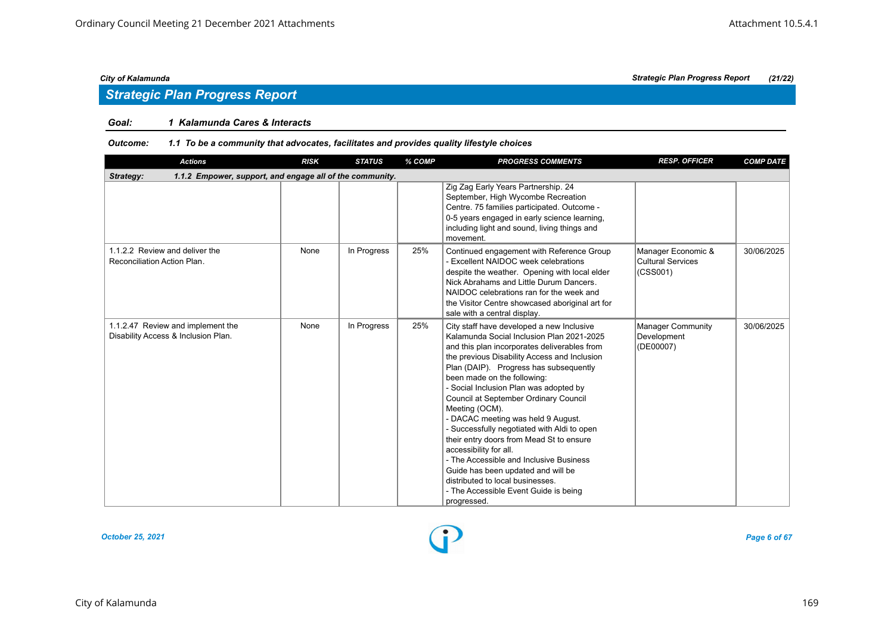## Strategic Plan Progress Report

**Goal:** **1 Kalamunda Cares & Interacts**

**Outcome:** ***1.1 To be a community that advocates, facilitates and provides quality lifestyle choices***

| Actions | RISK | STATUS | % COMP | PROGRESS COMMENTS | RESP. OFFICER | COMP DATE |
|---|---|---|---|---|---|---|
| **Strategy: 1.1.2 Empower, support, and engage all of the community.** | | | | | | |
| | | | | Zig Zag Early Years Partnership. 24 September, High Wycombe Recreation Centre. 75 families participated. Outcome - 0-5 years engaged in early science learning, including light and sound, living things and movement. | | |
| 1.1.2.2 Review and deliver the Reconciliation Action Plan. | None | In Progress | 25% | Continued engagement with Reference Group - Excellent NAIDOC week celebrations despite the weather. Opening with local elder Nick Abrahams and Little Durum Dancers. NAIDOC celebrations ran for the week and the Visitor Centre showcased aboriginal art for sale with a central display. | Manager Economic & Cultural Services (CSS001) | 30/06/2025 |
| 1.1.2.47 Review and implement the Disability Access & Inclusion Plan. | None | In Progress | 25% | City staff have developed a new Inclusive Kalamunda Social Inclusion Plan 2021-2025 and this plan incorporates deliverables from the previous Disability Access and Inclusion Plan (DAIP). Progress has subsequently been made on the following:<br>- Social Inclusion Plan was adopted by Council at September Ordinary Council Meeting (OCM).<br>- DACAC meeting was held 9 August.<br>- Successfully negotiated with Aldi to open their entry doors from Mead St to ensure accessibility for all.<br>- The Accessible and Inclusive Business Guide has been updated and will be distributed to local businesses.<br>- The Accessible Event Guide is being progressed. | Manager Community Development (DE00007) | 30/06/2025 |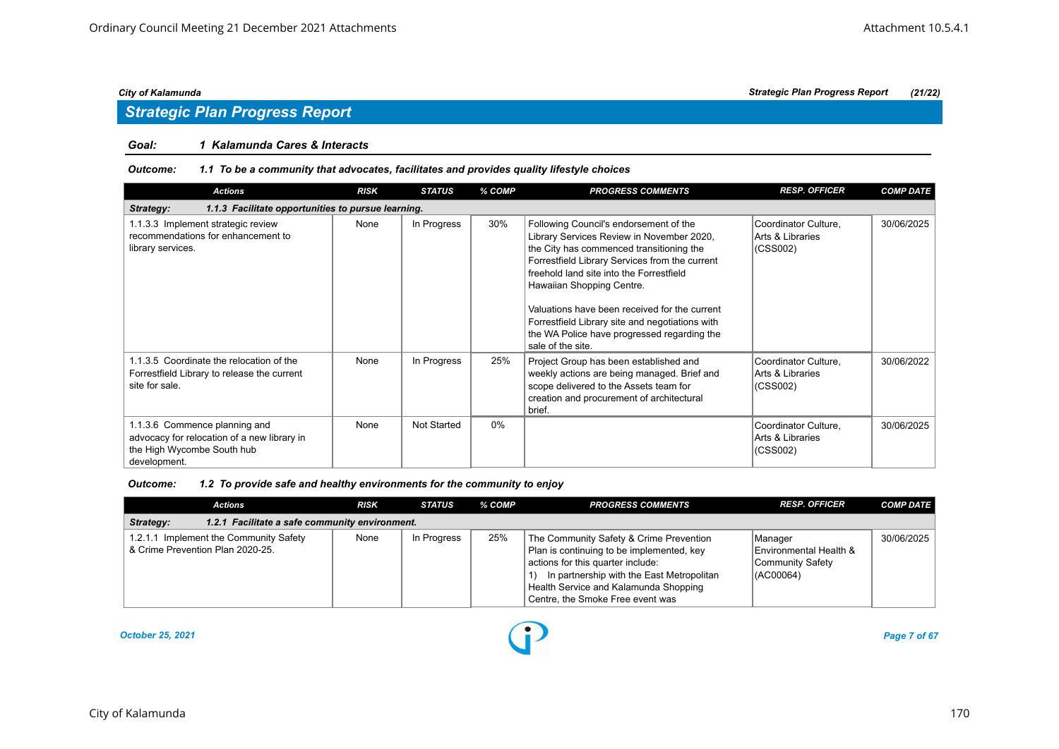## Strategic Plan Progress Report

### Goal: 1 Kalamunda Cares & Interacts

**Outcome: 1.1 To be a community that advocates, facilitates and provides quality lifestyle choices**

| Actions | RISK | STATUS | % COMP | PROGRESS COMMENTS | RESP. OFFICER | COMP DATE |
|---|---|---|---|---|---|---|
| **Strategy: 1.1.3 Facilitate opportunities to pursue learning.** | | | | | | |
| 1.1.3.3 Implement strategic review recommendations for enhancement to library services. | None | In Progress | 30% | Following Council's endorsement of the Library Services Review in November 2020, the City has commenced transitioning the Forrestfield Library Services from the current freehold land site into the Forrestfield Hawaiian Shopping Centre.<br><br>Valuations have been received for the current Forrestfield Library site and negotiations with the WA Police have progressed regarding the sale of the site. | Coordinator Culture, Arts & Libraries (CSS002) | 30/06/2025 |
| 1.1.3.5 Coordinate the relocation of the Forrestfield Library to release the current site for sale. | None | In Progress | 25% | Project Group has been established and weekly actions are being managed. Brief and scope delivered to the Assets team for creation and procurement of architectural brief. | Coordinator Culture, Arts & Libraries (CSS002) | 30/06/2022 |
| 1.1.3.6 Commence planning and advocacy for relocation of a new library in the High Wycombe South hub development. | None | Not Started | 0% | | Coordinator Culture, Arts & Libraries (CSS002) | 30/06/2025 |

**Outcome: 1.2 To provide safe and healthy environments for the community to enjoy**

| Actions | RISK | STATUS | % COMP | PROGRESS COMMENTS | RESP. OFFICER | COMP DATE |
|---|---|---|---|---|---|---|
| **Strategy: 1.2.1 Facilitate a safe community environment.** | | | | | | |
| 1.2.1.1 Implement the Community Safety & Crime Prevention Plan 2020-25. | None | In Progress | 25% | The Community Safety & Crime Prevention Plan is continuing to be implemented, key actions for this quarter include:<br>1) In partnership with the East Metropolitan Health Service and Kalamunda Shopping Centre, the Smoke Free event was | Manager Environmental Health & Community Safety (AC00064) | 30/06/2025 |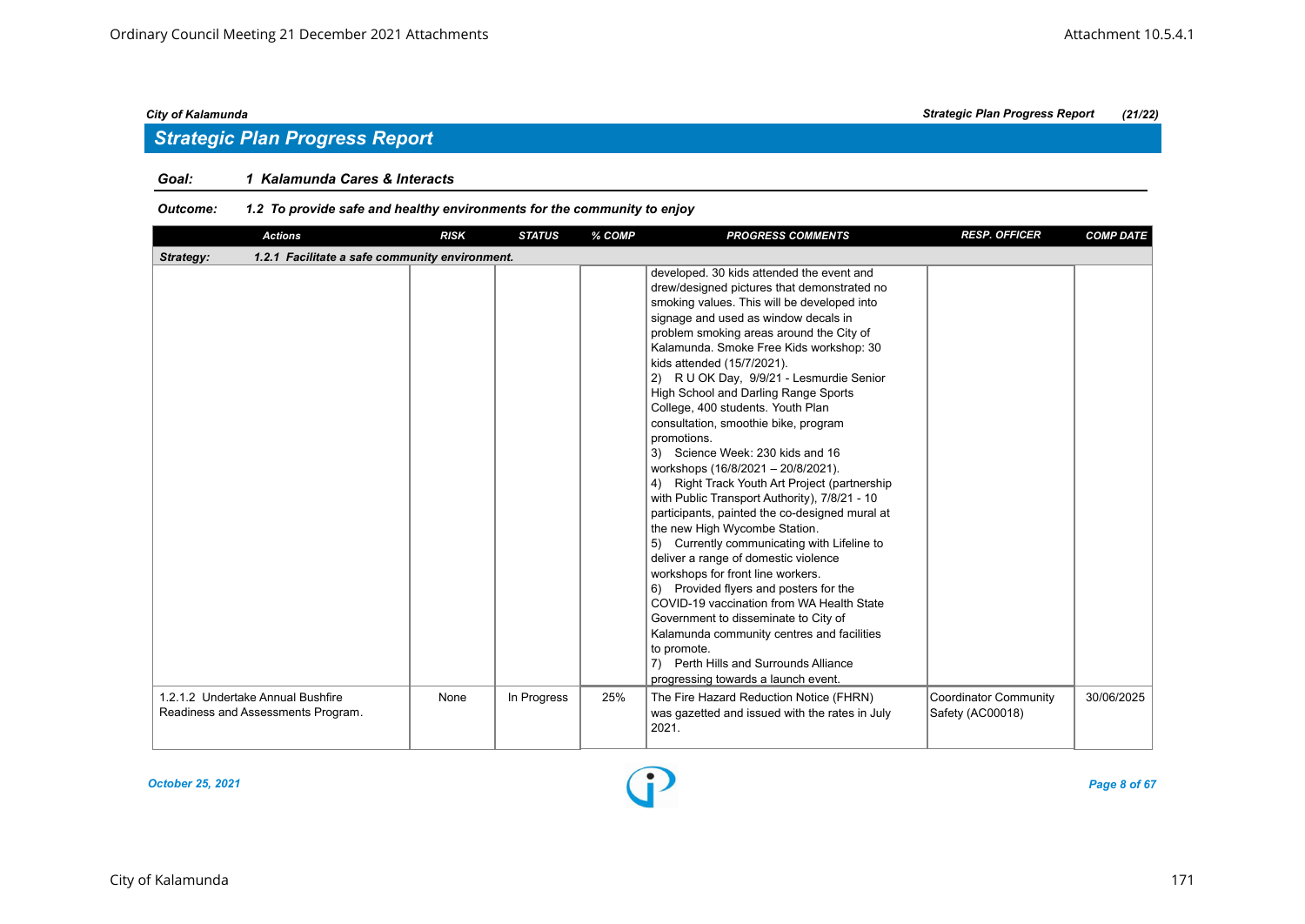## Strategic Plan Progress Report

**Goal:** *1 Kalamunda Cares & Interacts*

**Outcome:** *1.2 To provide safe and healthy environments for the community to enjoy*

| Actions | RISK | STATUS | % COMP | PROGRESS COMMENTS | RESP. OFFICER | COMP DATE |
|---|---|---|---|---|---|---|
| **Strategy: 1.2.1 Facilitate a safe community environment.** | | | | | | |
| | | | | developed. 30 kids attended the event and drew/designed pictures that demonstrated no smoking values. This will be developed into signage and used as window decals in problem smoking areas around the City of Kalamunda. Smoke Free Kids workshop: 30 kids attended (15/7/2021).<br>2) R U OK Day, 9/9/21 - Lesmurdie Senior High School and Darling Range Sports College, 400 students. Youth Plan consultation, smoothie bike, program promotions.<br>3) Science Week: 230 kids and 16 workshops (16/8/2021 – 20/8/2021).<br>4) Right Track Youth Art Project (partnership with Public Transport Authority), 7/8/21 - 10 participants, painted the co-designed mural at the new High Wycombe Station.<br>5) Currently communicating with Lifeline to deliver a range of domestic violence workshops for front line workers.<br>6) Provided flyers and posters for the COVID-19 vaccination from WA Health State Government to disseminate to City of Kalamunda community centres and facilities to promote.<br>7) Perth Hills and Surrounds Alliance progressing towards a launch event. | | |
| 1.2.1.2 Undertake Annual Bushfire Readiness and Assessments Program. | None | In Progress | 25% | The Fire Hazard Reduction Notice (FHRN) was gazetted and issued with the rates in July 2021. | Coordinator Community Safety (AC00018) | 30/06/2025 |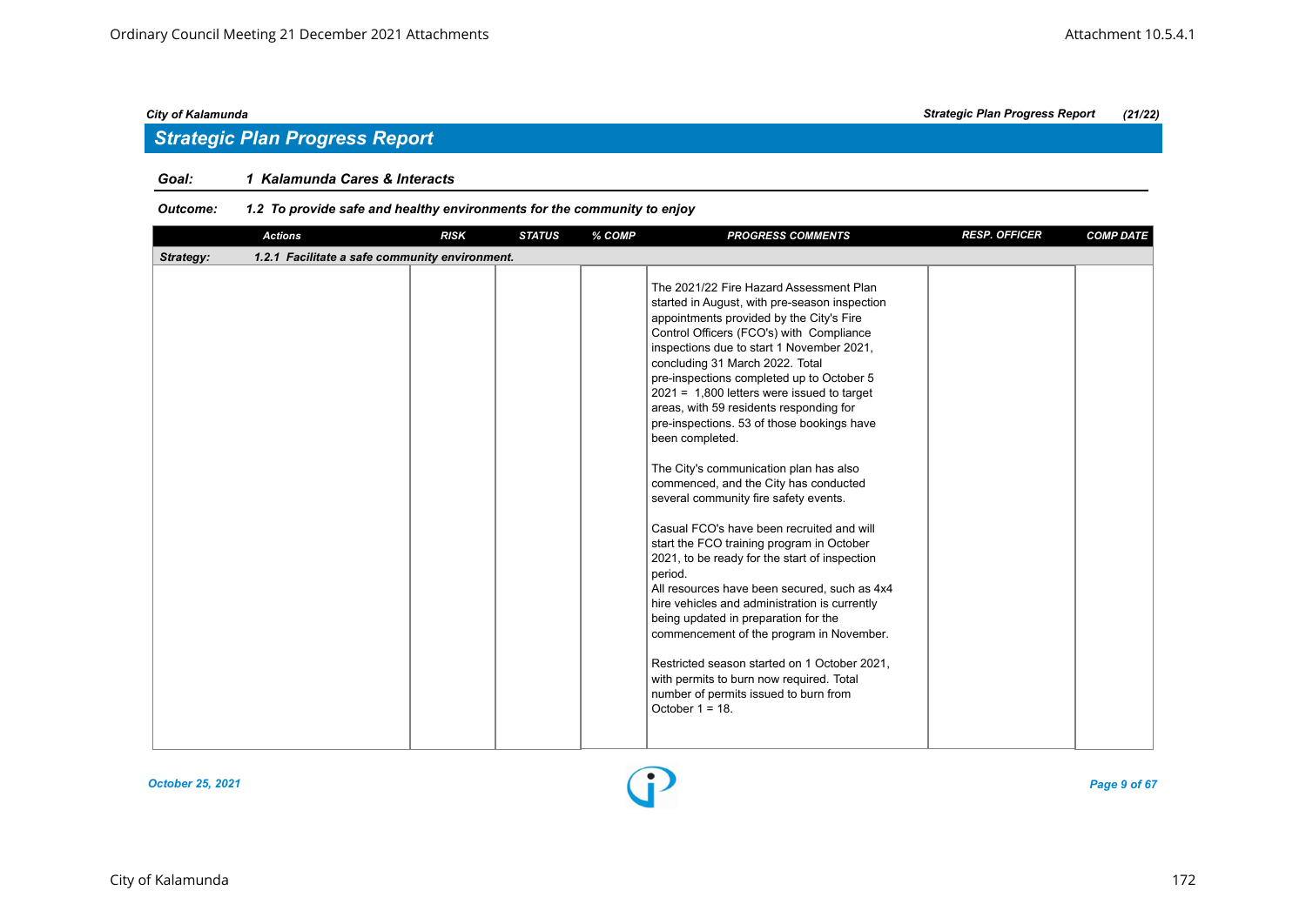## Strategic Plan Progress Report

**Goal: 1 Kalamunda Cares & Interacts**

**Outcome: 1.2 To provide safe and healthy environments for the community to enjoy**

| Actions | RISK | STATUS | % COMP | PROGRESS COMMENTS | RESP. OFFICER | COMP DATE |
|---|---|---|---|---|---|---|
| **Strategy: 1.2.1 Facilitate a safe community environment.** | | | | | | |
| | | | | The 2021/22 Fire Hazard Assessment Plan started in August, with pre-season inspection appointments provided by the City's Fire Control Officers (FCO's) with Compliance inspections due to start 1 November 2021, concluding 31 March 2022. Total pre-inspections completed up to October 5 2021 = 1,800 letters were issued to target areas, with 59 residents responding for pre-inspections. 53 of those bookings have been completed.<br><br>The City's communication plan has also commenced, and the City has conducted several community fire safety events.<br><br>Casual FCO's have been recruited and will start the FCO training program in October 2021, to be ready for the start of inspection period.<br>All resources have been secured, such as 4x4 hire vehicles and administration is currently being updated in preparation for the commencement of the program in November.<br><br>Restricted season started on 1 October 2021, with permits to burn now required. Total number of permits issued to burn from October 1 = 18. | | |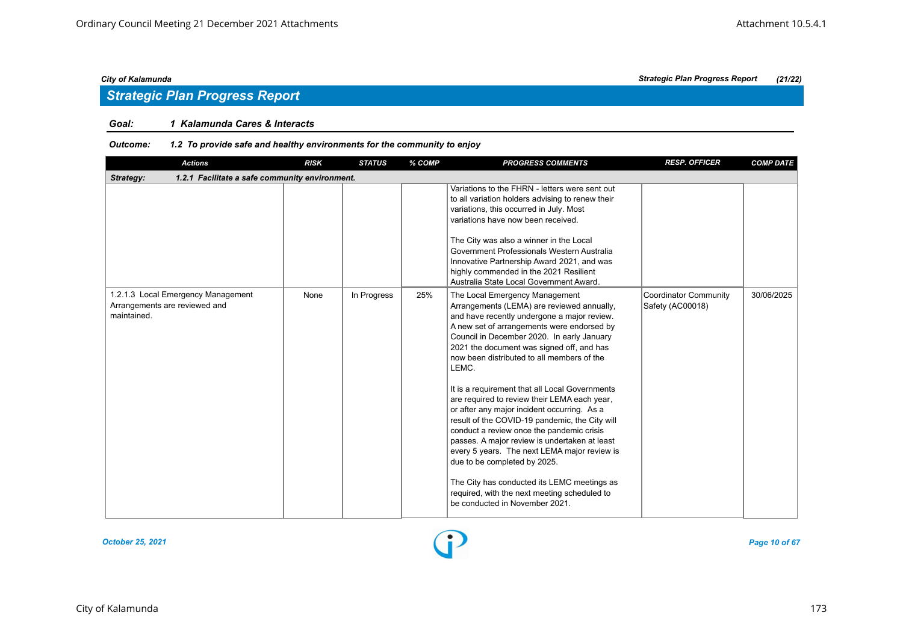## Strategic Plan Progress Report

**Goal:** *1 Kalamunda Cares & Interacts*

**Outcome:** *1.2 To provide safe and healthy environments for the community to enjoy*

| Actions | RISK | STATUS | % COMP | PROGRESS COMMENTS | RESP. OFFICER | COMP DATE |
|---|---|---|---|---|---|---|
| **Strategy: 1.2.1 Facilitate a safe community environment.** | | | | | | |
| | | | | Variations to the FHRN - letters were sent out to all variation holders advising to renew their variations, this occurred in July. Most variations have now been received.<br><br>The City was also a winner in the Local Government Professionals Western Australia Innovative Partnership Award 2021, and was highly commended in the 2021 Resilient Australia State Local Government Award. | | |
| 1.2.1.3 Local Emergency Management Arrangements are reviewed and maintained. | None | In Progress | 25% | The Local Emergency Management Arrangements (LEMA) are reviewed annually, and have recently undergone a major review. A new set of arrangements were endorsed by Council in December 2020. In early January 2021 the document was signed off, and has now been distributed to all members of the LEMC.<br><br>It is a requirement that all Local Governments are required to review their LEMA each year, or after any major incident occurring. As a result of the COVID-19 pandemic, the City will conduct a review once the pandemic crisis passes. A major review is undertaken at least every 5 years. The next LEMA major review is due to be completed by 2025.<br><br>The City has conducted its LEMC meetings as required, with the next meeting scheduled to be conducted in November 2021. | Coordinator Community Safety (AC00018) | 30/06/2025 |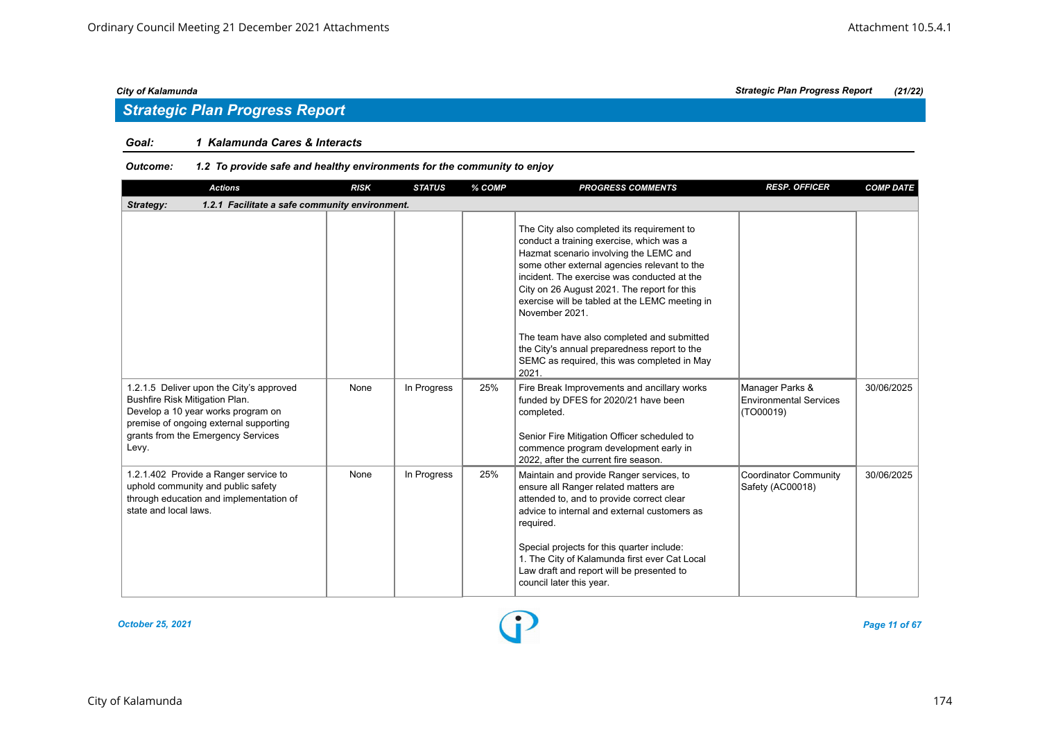## Strategic Plan Progress Report

**Goal:** *1 Kalamunda Cares & Interacts*

**Outcome:** *1.2 To provide safe and healthy environments for the community to enjoy*

| Actions | RISK | STATUS | % COMP | PROGRESS COMMENTS | RESP. OFFICER | COMP DATE |
|---|---|---|---|---|---|---|
| **Strategy: 1.2.1 Facilitate a safe community environment.** | | | | | | |
| | | | | The City also completed its requirement to conduct a training exercise, which was a Hazmat scenario involving the LEMC and some other external agencies relevant to the incident. The exercise was conducted at the City on 26 August 2021. The report for this exercise will be tabled at the LEMC meeting in November 2021.<br><br>The team have also completed and submitted the City's annual preparedness report to the SEMC as required, this was completed in May 2021. | | |
| 1.2.1.5 Deliver upon the City's approved Bushfire Risk Mitigation Plan. Develop a 10 year works program on premise of ongoing external supporting grants from the Emergency Services Levy. | None | In Progress | 25% | Fire Break Improvements and ancillary works funded by DFES for 2020/21 have been completed.<br><br>Senior Fire Mitigation Officer scheduled to commence program development early in 2022, after the current fire season. | Manager Parks & Environmental Services (TO00019) | 30/06/2025 |
| 1.2.1.402 Provide a Ranger service to uphold community and public safety through education and implementation of state and local laws. | None | In Progress | 25% | Maintain and provide Ranger services, to ensure all Ranger related matters are attended to, and to provide correct clear advice to internal and external customers as required.<br><br>Special projects for this quarter include:<br>1. The City of Kalamunda first ever Cat Local Law draft and report will be presented to council later this year. | Coordinator Community Safety (AC00018) | 30/06/2025 |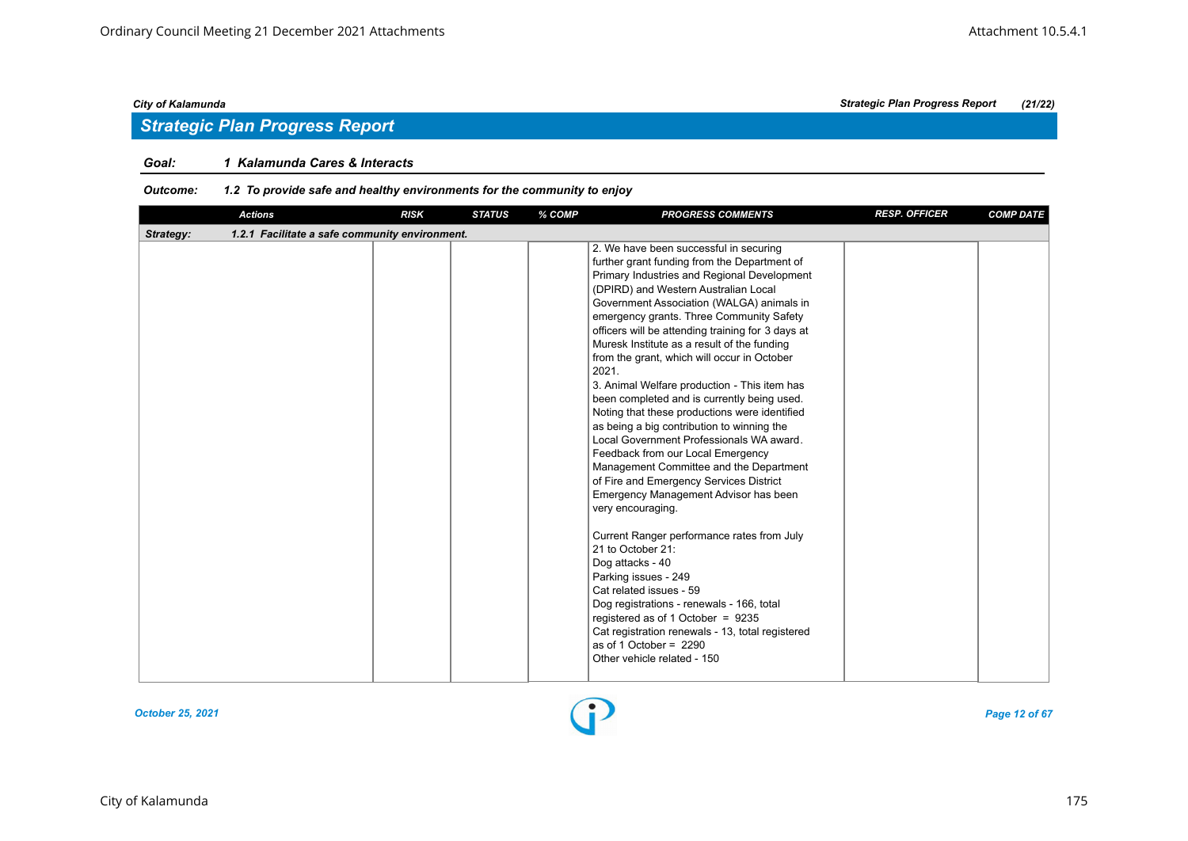## Strategic Plan Progress Report

**Goal:** *1 Kalamunda Cares & Interacts*

**Outcome:** *1.2 To provide safe and healthy environments for the community to enjoy*

| Actions | RISK | STATUS | % COMP | PROGRESS COMMENTS | RESP. OFFICER | COMP DATE |
|---|---|---|---|---|---|---|
| **Strategy:** 1.2.1 Facilitate a safe community environment. | | | | | | |
| | | | | 2. We have been successful in securing further grant funding from the Department of Primary Industries and Regional Development (DPIRD) and Western Australian Local Government Association (WALGA) animals in emergency grants. Three Community Safety officers will be attending training for 3 days at Muresk Institute as a result of the funding from the grant, which will occur in October 2021.<br>3. Animal Welfare production - This item has been completed and is currently being used. Noting that these productions were identified as being a big contribution to winning the Local Government Professionals WA award. Feedback from our Local Emergency Management Committee and the Department of Fire and Emergency Services District Emergency Management Advisor has been very encouraging.<br><br>Current Ranger performance rates from July 21 to October 21:<br>Dog attacks - 40<br>Parking issues - 249<br>Cat related issues - 59<br>Dog registrations - renewals - 166, total registered as of 1 October = 9235<br>Cat registration renewals - 13, total registered as of 1 October = 2290<br>Other vehicle related - 150 | | |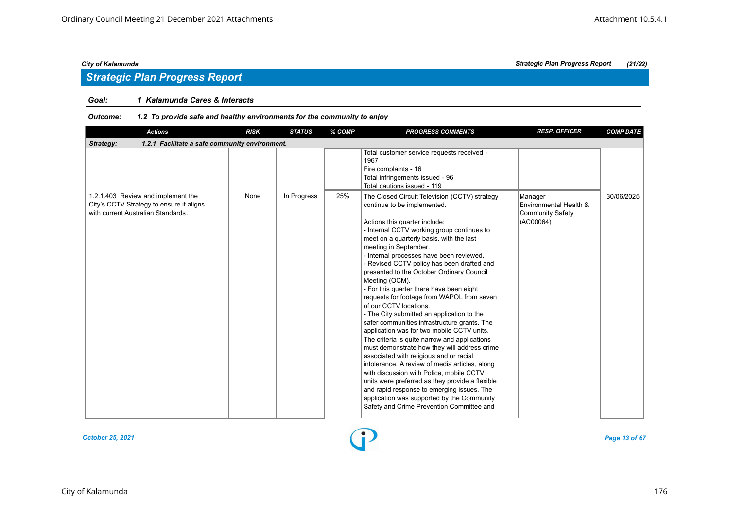## Strategic Plan Progress Report

**Goal:** *1 Kalamunda Cares & Interacts*

**Outcome:** *1.2 To provide safe and healthy environments for the community to enjoy*

| Actions | RISK | STATUS | % COMP | PROGRESS COMMENTS | RESP. OFFICER | COMP DATE |
|---|---|---|---|---|---|---|
| **Strategy: 1.2.1 Facilitate a safe community environment.** | | | | | | |
| | | | | Total customer service requests received - 1967<br>Fire complaints - 16<br>Total infringements issued - 96<br>Total cautions issued - 119 | | |
| 1.2.1.403 Review and implement the City's CCTV Strategy to ensure it aligns with current Australian Standards. | None | In Progress | 25% | The Closed Circuit Television (CCTV) strategy continue to be implemented.<br><br>Actions this quarter include:<br>- Internal CCTV working group continues to meet on a quarterly basis, with the last meeting in September.<br>- Internal processes have been reviewed.<br>- Revised CCTV policy has been drafted and presented to the October Ordinary Council Meeting (OCM).<br>- For this quarter there have been eight requests for footage from WAPOL from seven of our CCTV locations.<br>- The City submitted an application to the safer communities infrastructure grants. The application was for two mobile CCTV units. The criteria is quite narrow and applications must demonstrate how they will address crime associated with religious and or racial intolerance. A review of media articles, along with discussion with Police, mobile CCTV units were preferred as they provide a flexible and rapid response to emerging issues. The application was supported by the Community Safety and Crime Prevention Committee and | Manager Environmental Health & Community Safety (AC00064) | 30/06/2025 |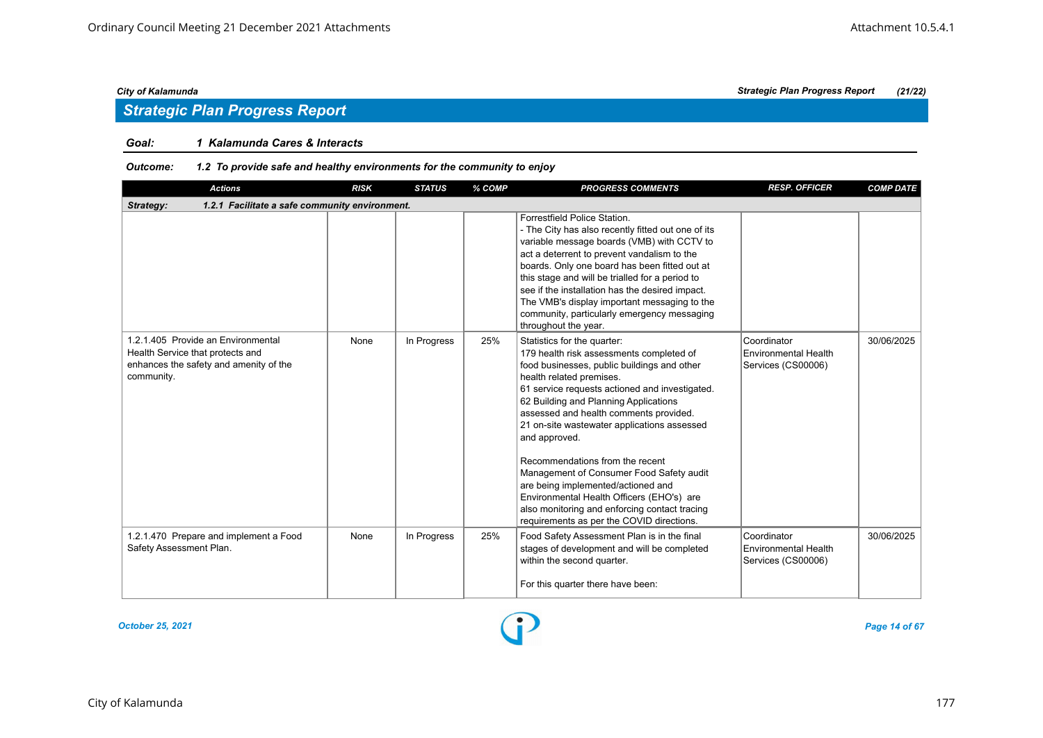## Strategic Plan Progress Report

**Goal:** *1 Kalamunda Cares & Interacts*

**Outcome:** *1.2 To provide safe and healthy environments for the community to enjoy*

| Actions | RISK | STATUS | % COMP | PROGRESS COMMENTS | RESP. OFFICER | COMP DATE |
|---|---|---|---|---|---|---|
| **Strategy: 1.2.1 Facilitate a safe community environment.** | | | | | | |
| | | | | Forrestfield Police Station.<br>- The City has also recently fitted out one of its variable message boards (VMB) with CCTV to act a deterrent to prevent vandalism to the boards. Only one board has been fitted out at this stage and will be trialled for a period to see if the installation has the desired impact. The VMB's display important messaging to the community, particularly emergency messaging throughout the year. | | |
| 1.2.1.405 Provide an Environmental Health Service that protects and enhances the safety and amenity of the community. | None | In Progress | 25% | Statistics for the quarter:<br>179 health risk assessments completed of food businesses, public buildings and other health related premises.<br>61 service requests actioned and investigated.<br>62 Building and Planning Applications assessed and health comments provided.<br>21 on-site wastewater applications assessed and approved.<br><br>Recommendations from the recent Management of Consumer Food Safety audit are being implemented/actioned and Environmental Health Officers (EHO's) are also monitoring and enforcing contact tracing requirements as per the COVID directions. | Coordinator Environmental Health Services (CS00006) | 30/06/2025 |
| 1.2.1.470 Prepare and implement a Food Safety Assessment Plan. | None | In Progress | 25% | Food Safety Assessment Plan is in the final stages of development and will be completed within the second quarter.<br><br>For this quarter there have been: | Coordinator Environmental Health Services (CS00006) | 30/06/2025 |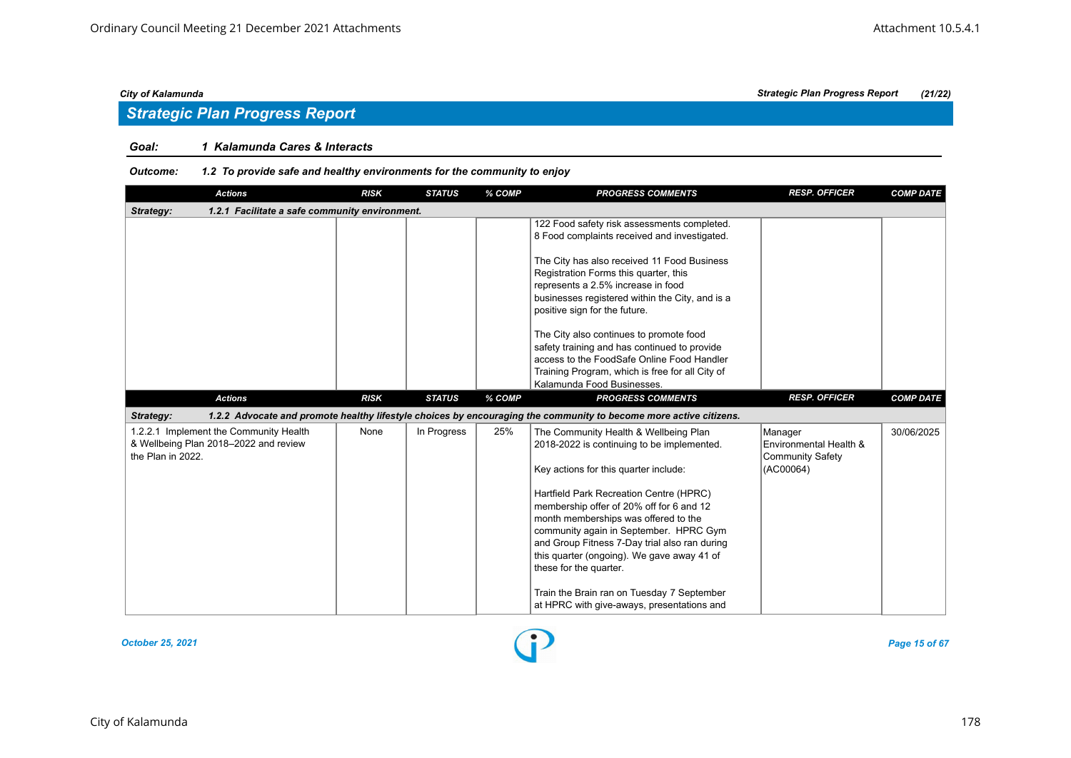## Strategic Plan Progress Report

**Goal: 1 Kalamunda Cares & Interacts**

**Outcome: 1.2 To provide safe and healthy environments for the community to enjoy**

| Actions | RISK | STATUS | % COMP | PROGRESS COMMENTS | RESP. OFFICER | COMP DATE |
|---|---|---|---|---|---|---|
| **Strategy: 1.2.1 Facilitate a safe community environment.** | | | | | | |
| | | | | 122 Food safety risk assessments completed.<br>8 Food complaints received and investigated.<br><br>The City has also received 11 Food Business Registration Forms this quarter, this represents a 2.5% increase in food businesses registered within the City, and is a positive sign for the future.<br><br>The City also continues to promote food safety training and has continued to provide access to the FoodSafe Online Food Handler Training Program, which is free for all City of Kalamunda Food Businesses. | | |

| Actions | RISK | STATUS | % COMP | PROGRESS COMMENTS | RESP. OFFICER | COMP DATE |
|---|---|---|---|---|---|---|
| **Strategy: 1.2.2 Advocate and promote healthy lifestyle choices by encouraging the community to become more active citizens.** | | | | | | |
| 1.2.2.1 Implement the Community Health & Wellbeing Plan 2018–2022 and review the Plan in 2022. | None | In Progress | 25% | The Community Health & Wellbeing Plan 2018-2022 is continuing to be implemented.<br><br>Key actions for this quarter include:<br><br>Hartfield Park Recreation Centre (HPRC) membership offer of 20% off for 6 and 12 month memberships was offered to the community again in September. HPRC Gym and Group Fitness 7-Day trial also ran during this quarter (ongoing). We gave away 41 of these for the quarter.<br><br>Train the Brain ran on Tuesday 7 September at HPRC with give-aways, presentations and | Manager Environmental Health & Community Safety (AC00064) | 30/06/2025 |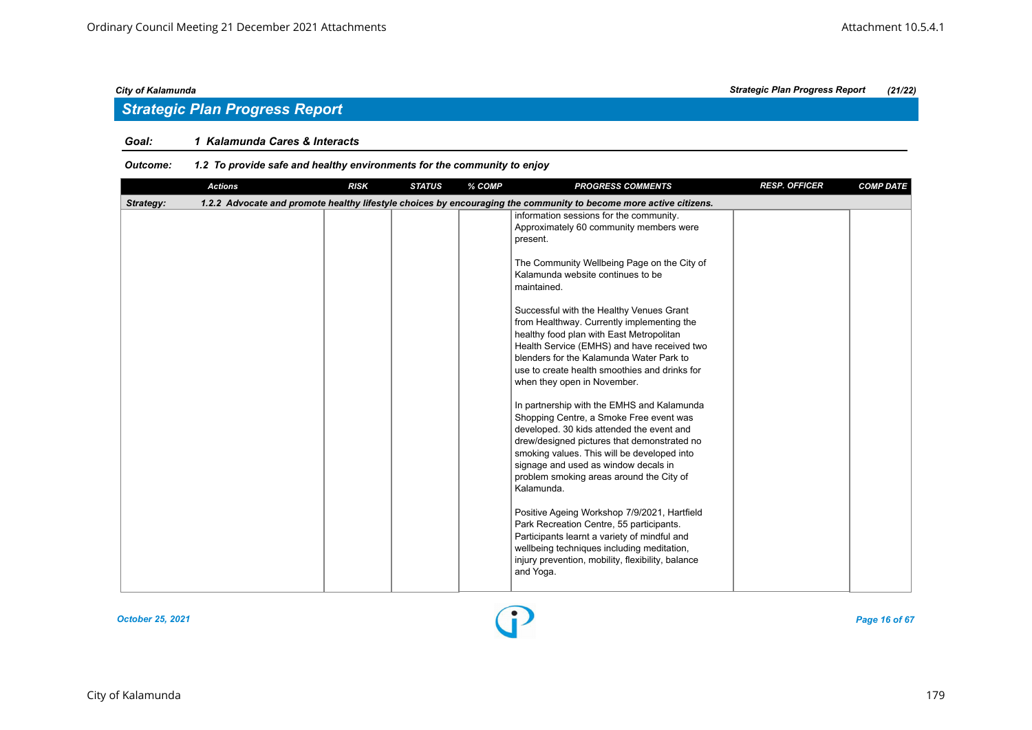## Strategic Plan Progress Report

**Goal:** **1 Kalamunda Cares & Interacts**

**Outcome:** **1.2 To provide safe and healthy environments for the community to enjoy**

| Actions | RISK | STATUS | % COMP | PROGRESS COMMENTS | RESP. OFFICER | COMP DATE |
|---|---|---|---|---|---|---|
| **Strategy:** 1.2.2 Advocate and promote healthy lifestyle choices by encouraging the community to become more active citizens. | | | | | | |
| | | | | information sessions for the community. Approximately 60 community members were present.<br><br>The Community Wellbeing Page on the City of Kalamunda website continues to be maintained.<br><br>Successful with the Healthy Venues Grant from Healthway. Currently implementing the healthy food plan with East Metropolitan Health Service (EMHS) and have received two blenders for the Kalamunda Water Park to use to create health smoothies and drinks for when they open in November.<br><br>In partnership with the EMHS and Kalamunda Shopping Centre, a Smoke Free event was developed. 30 kids attended the event and drew/designed pictures that demonstrated no smoking values. This will be developed into signage and used as window decals in problem smoking areas around the City of Kalamunda.<br><br>Positive Ageing Workshop 7/9/2021, Hartfield Park Recreation Centre, 55 participants. Participants learnt a variety of mindful and wellbeing techniques including meditation, injury prevention, mobility, flexibility, balance and Yoga. | | |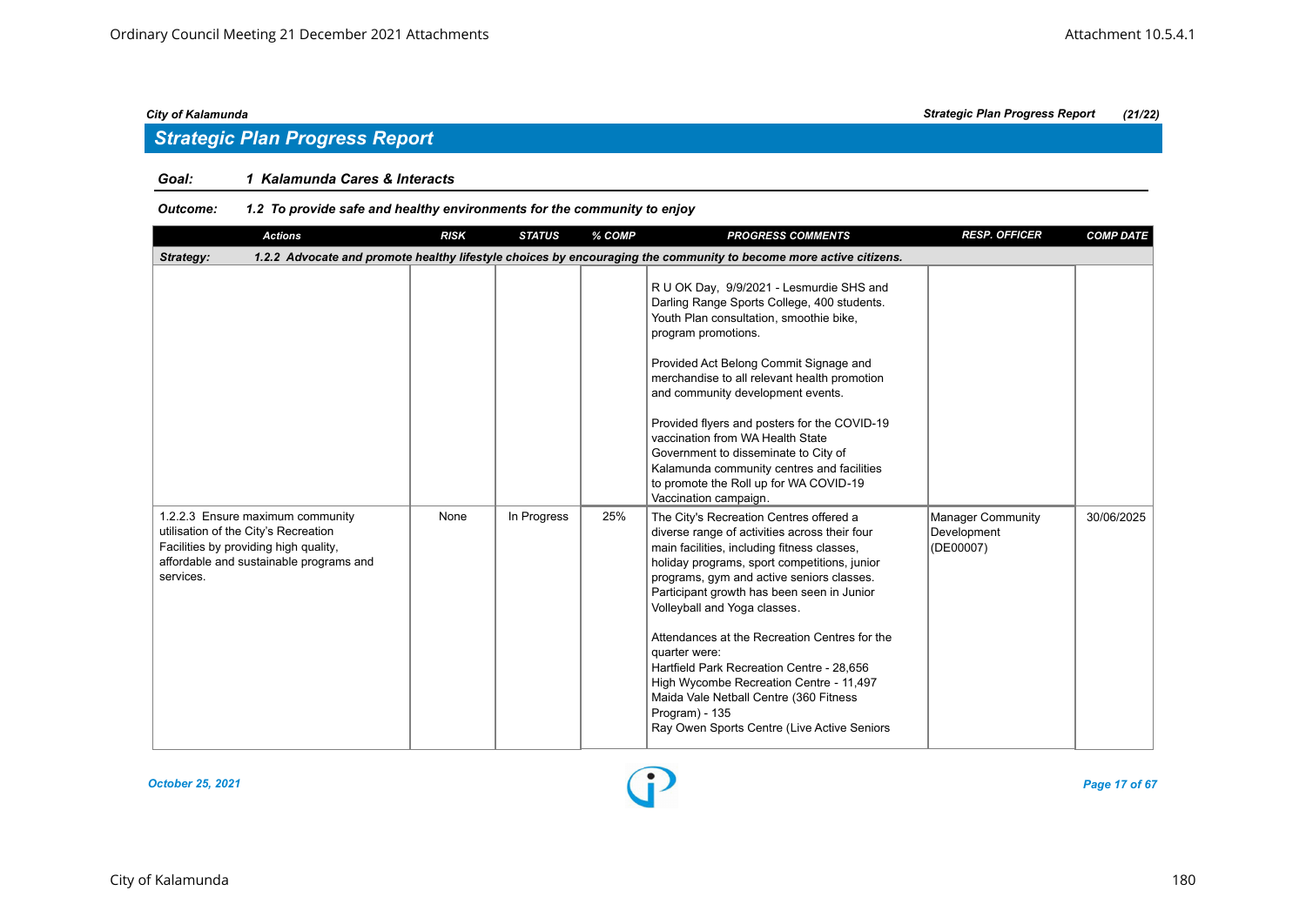## Strategic Plan Progress Report

**Goal:** *1 Kalamunda Cares & Interacts*

**Outcome:** *1.2 To provide safe and healthy environments for the community to enjoy*

| Actions | RISK | STATUS | % COMP | PROGRESS COMMENTS | RESP. OFFICER | COMP DATE |
|---|---|---|---|---|---|---|
| **Strategy:** 1.2.2 Advocate and promote healthy lifestyle choices by encouraging the community to become more active citizens. | | | | | | |
| | | | | R U OK Day, 9/9/2021 - Lesmurdie SHS and Darling Range Sports College, 400 students. Youth Plan consultation, smoothie bike, program promotions.<br><br>Provided Act Belong Commit Signage and merchandise to all relevant health promotion and community development events.<br><br>Provided flyers and posters for the COVID-19 vaccination from WA Health State Government to disseminate to City of Kalamunda community centres and facilities to promote the Roll up for WA COVID-19 Vaccination campaign. | | |
| 1.2.2.3 Ensure maximum community utilisation of the City's Recreation Facilities by providing high quality, affordable and sustainable programs and services. | None | In Progress | 25% | The City's Recreation Centres offered a diverse range of activities across their four main facilities, including fitness classes, holiday programs, sport competitions, junior programs, gym and active seniors classes. Participant growth has been seen in Junior Volleyball and Yoga classes.<br><br>Attendances at the Recreation Centres for the quarter were:<br>Hartfield Park Recreation Centre - 28,656<br>High Wycombe Recreation Centre - 11,497<br>Maida Vale Netball Centre (360 Fitness Program) - 135<br>Ray Owen Sports Centre (Live Active Seniors | Manager Community Development (DE00007) | 30/06/2025 |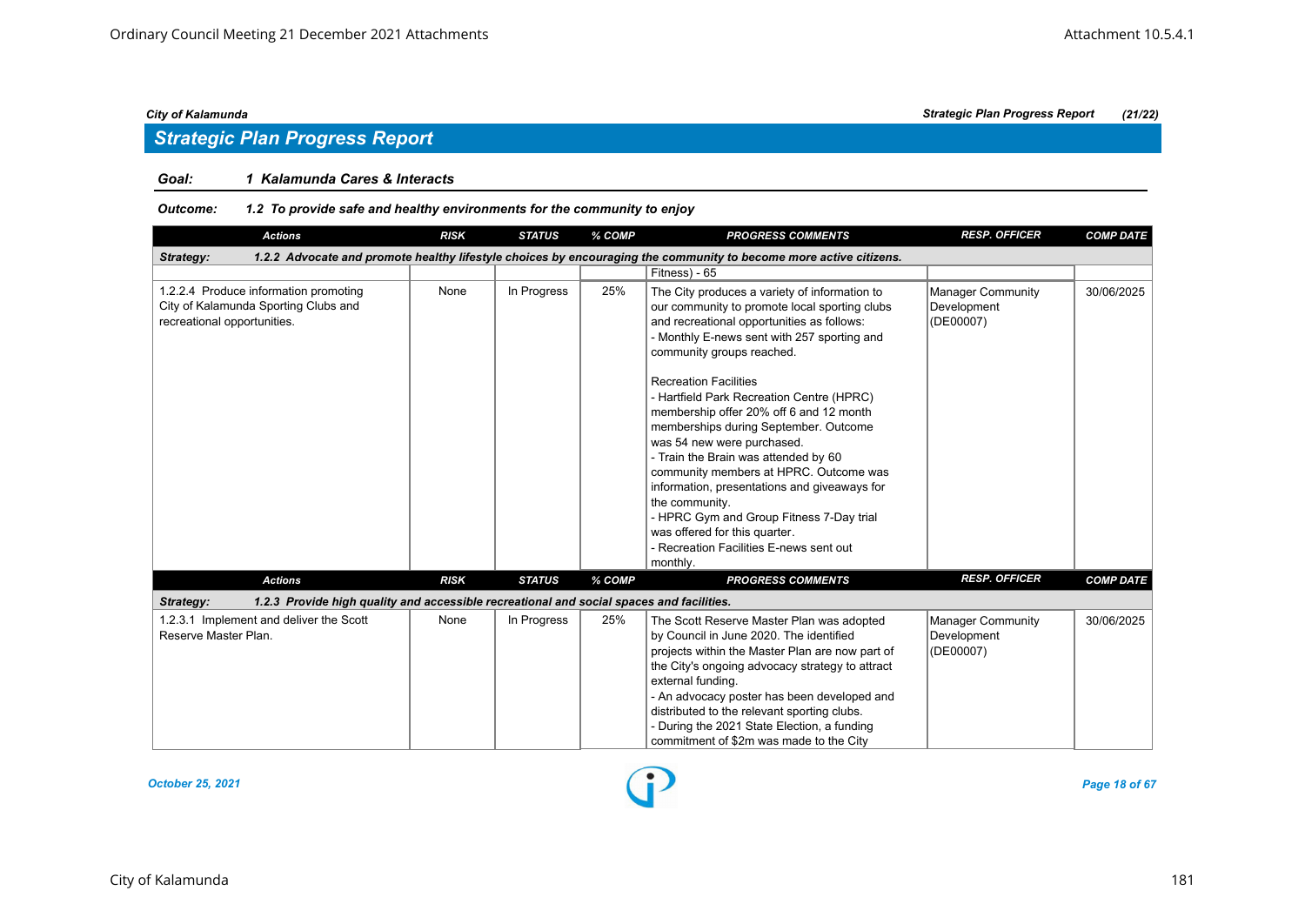## Strategic Plan Progress Report

**Goal:** *1 Kalamunda Cares & Interacts*

**Outcome:** *1.2 To provide safe and healthy environments for the community to enjoy*

| Actions | RISK | STATUS | % COMP | PROGRESS COMMENTS | RESP. OFFICER | COMP DATE |
|---|---|---|---|---|---|---|
| **Strategy: 1.2.2 Advocate and promote healthy lifestyle choices by encouraging the community to become more active citizens.** | | | | | | |
| | | | | Fitness) - 65 | | |
| 1.2.2.4 Produce information promoting City of Kalamunda Sporting Clubs and recreational opportunities. | None | In Progress | 25% | The City produces a variety of information to our community to promote local sporting clubs and recreational opportunities as follows:<br>- Monthly E-news sent with 257 sporting and community groups reached.<br><br>Recreation Facilities<br>- Hartfield Park Recreation Centre (HPRC) membership offer 20% off 6 and 12 month memberships during September. Outcome was 54 new were purchased.<br>- Train the Brain was attended by 60 community members at HPRC. Outcome was information, presentations and giveaways for the community.<br>- HPRC Gym and Group Fitness 7-Day trial was offered for this quarter.<br>- Recreation Facilities E-news sent out monthly. | Manager Community Development (DE00007) | 30/06/2025 |

| Actions | RISK | STATUS | % COMP | PROGRESS COMMENTS | RESP. OFFICER | COMP DATE |
|---|---|---|---|---|---|---|
| **Strategy: 1.2.3 Provide high quality and accessible recreational and social spaces and facilities.** | | | | | | |
| 1.2.3.1 Implement and deliver the Scott Reserve Master Plan. | None | In Progress | 25% | The Scott Reserve Master Plan was adopted by Council in June 2020. The identified projects within the Master Plan are now part of the City's ongoing advocacy strategy to attract external funding.<br>- An advocacy poster has been developed and distributed to the relevant sporting clubs.<br>- During the 2021 State Election, a funding commitment of $2m was made to the City | Manager Community Development (DE00007) | 30/06/2025 |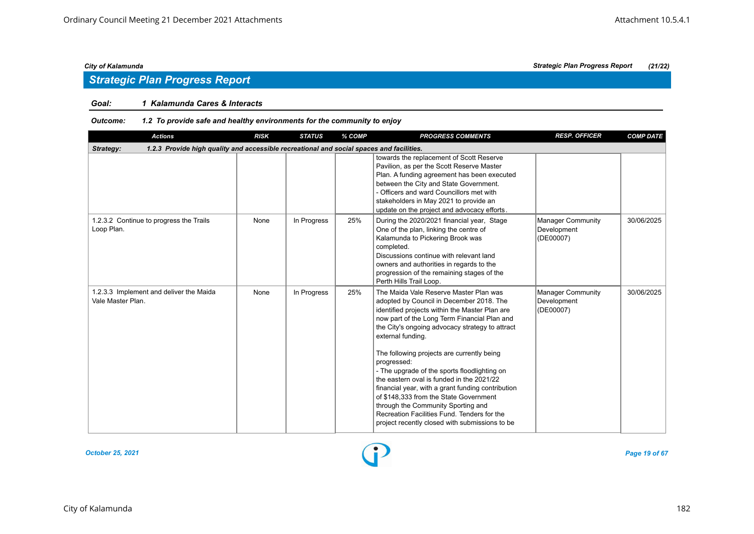## Strategic Plan Progress Report

**Goal: 1 Kalamunda Cares & Interacts**

**Outcome: 1.2 To provide safe and healthy environments for the community to enjoy**

| Actions | RISK | STATUS | % COMP | PROGRESS COMMENTS | RESP. OFFICER | COMP DATE |
|---|---|---|---|---|---|---|
| **Strategy: 1.2.3 Provide high quality and accessible recreational and social spaces and facilities.** | | | | | | |
| | | | | towards the replacement of Scott Reserve Pavilion, as per the Scott Reserve Master Plan. A funding agreement has been executed between the City and State Government.<br>- Officers and ward Councillors met with stakeholders in May 2021 to provide an update on the project and advocacy efforts. | | |
| 1.2.3.2 Continue to progress the Trails Loop Plan. | None | In Progress | 25% | During the 2020/2021 financial year, Stage One of the plan, linking the centre of Kalamunda to Pickering Brook was completed.<br>Discussions continue with relevant land owners and authorities in regards to the progression of the remaining stages of the Perth Hills Trail Loop. | Manager Community Development (DE00007) | 30/06/2025 |
| 1.2.3.3 Implement and deliver the Maida Vale Master Plan. | None | In Progress | 25% | The Maida Vale Reserve Master Plan was adopted by Council in December 2018. The identified projects within the Master Plan are now part of the Long Term Financial Plan and the City's ongoing advocacy strategy to attract external funding.<br><br>The following projects are currently being progressed:<br>- The upgrade of the sports floodlighting on the eastern oval is funded in the 2021/22 financial year, with a grant funding contribution of $148,333 from the State Government through the Community Sporting and Recreation Facilities Fund. Tenders for the project recently closed with submissions to be | Manager Community Development (DE00007) | 30/06/2025 |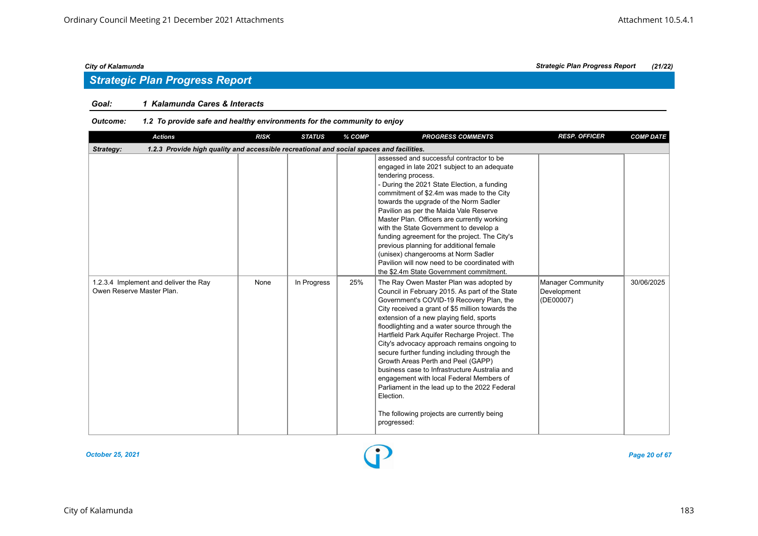## Strategic Plan Progress Report

**Goal:** **1 Kalamunda Cares & Interacts**

**Outcome:** **1.2 To provide safe and healthy environments for the community to enjoy**

| Actions | RISK | STATUS | % COMP | PROGRESS COMMENTS | RESP. OFFICER | COMP DATE |
|---|---|---|---|---|---|---|
| **Strategy: 1.2.3 Provide high quality and accessible recreational and social spaces and facilities.** | | | | | | |
| | | | | assessed and successful contractor to be engaged in late 2021 subject to an adequate tendering process.<br>- During the 2021 State Election, a funding commitment of $2.4m was made to the City towards the upgrade of the Norm Sadler Pavilion as per the Maida Vale Reserve Master Plan. Officers are currently working with the State Government to develop a funding agreement for the project. The City's previous planning for additional female (unisex) changerooms at Norm Sadler Pavilion will now need to be coordinated with the $2.4m State Government commitment. | | |
| 1.2.3.4 Implement and deliver the Ray Owen Reserve Master Plan. | None | In Progress | 25% | The Ray Owen Master Plan was adopted by Council in February 2015. As part of the State Government's COVID-19 Recovery Plan, the City received a grant of $5 million towards the extension of a new playing field, sports floodlighting and a water source through the Hartfield Park Aquifer Recharge Project. The City's advocacy approach remains ongoing to secure further funding including through the Growth Areas Perth and Peel (GAPP) business case to Infrastructure Australia and engagement with local Federal Members of Parliament in the lead up to the 2022 Federal Election.<br><br>The following projects are currently being progressed: | Manager Community Development (DE00007) | 30/06/2025 |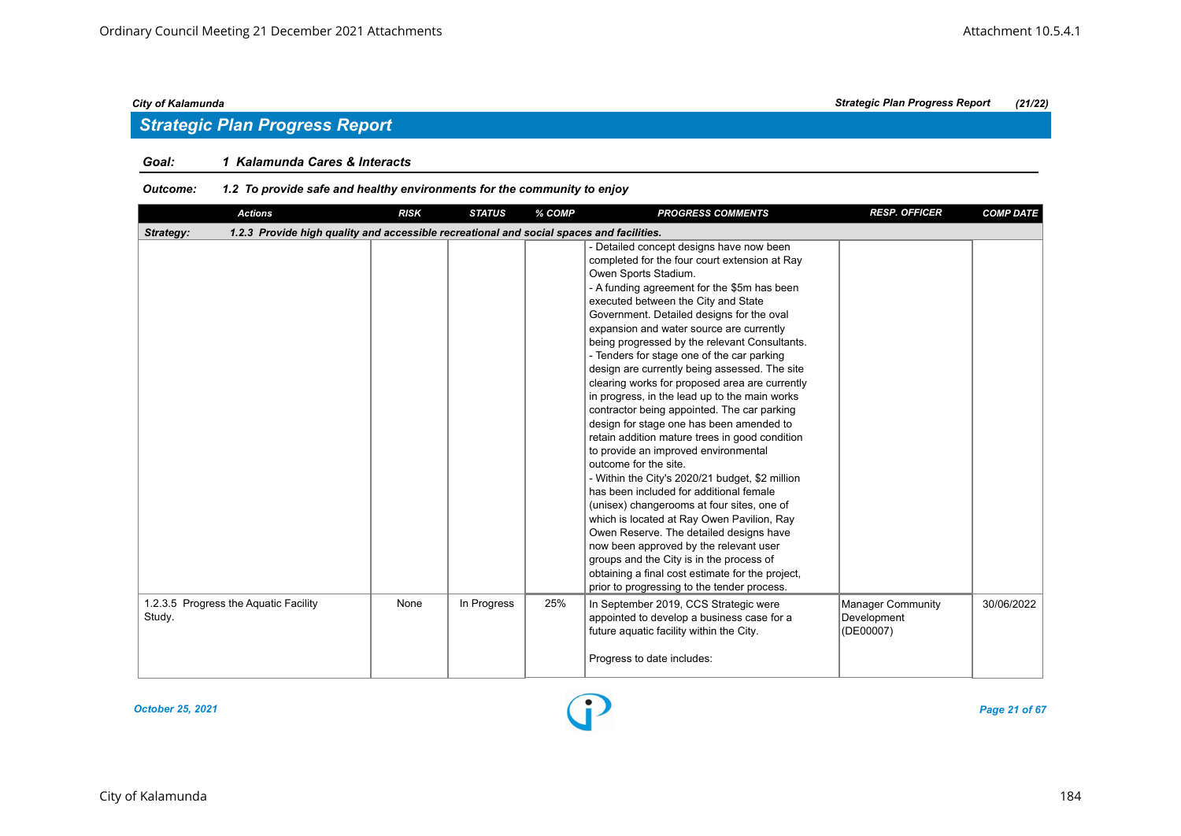## Strategic Plan Progress Report

**Goal:** *1 Kalamunda Cares & Interacts*

**Outcome:** *1.2 To provide safe and healthy environments for the community to enjoy*

| Actions | RISK | STATUS | % COMP | PROGRESS COMMENTS | RESP. OFFICER | COMP DATE |
|---|---|---|---|---|---|---|
| **Strategy:** *1.2.3 Provide high quality and accessible recreational and social spaces and facilities.* | | | | | | |
| | | | | - Detailed concept designs have now been completed for the four court extension at Ray Owen Sports Stadium.<br>- A funding agreement for the $5m has been executed between the City and State Government. Detailed designs for the oval expansion and water source are currently being progressed by the relevant Consultants.<br>- Tenders for stage one of the car parking design are currently being assessed. The site clearing works for proposed area are currently in progress, in the lead up to the main works contractor being appointed. The car parking design for stage one has been amended to retain addition mature trees in good condition to provide an improved environmental outcome for the site.<br>- Within the City's 2020/21 budget, $2 million has been included for additional female (unisex) changerooms at four sites, one of which is located at Ray Owen Pavilion, Ray Owen Reserve. The detailed designs have now been approved by the relevant user groups and the City is in the process of obtaining a final cost estimate for the project, prior to progressing to the tender process. | | |
| 1.2.3.5 Progress the Aquatic Facility Study. | None | In Progress | 25% | In September 2019, CCS Strategic were appointed to develop a business case for a future aquatic facility within the City.<br><br>Progress to date includes: | Manager Community Development (DE00007) | 30/06/2022 |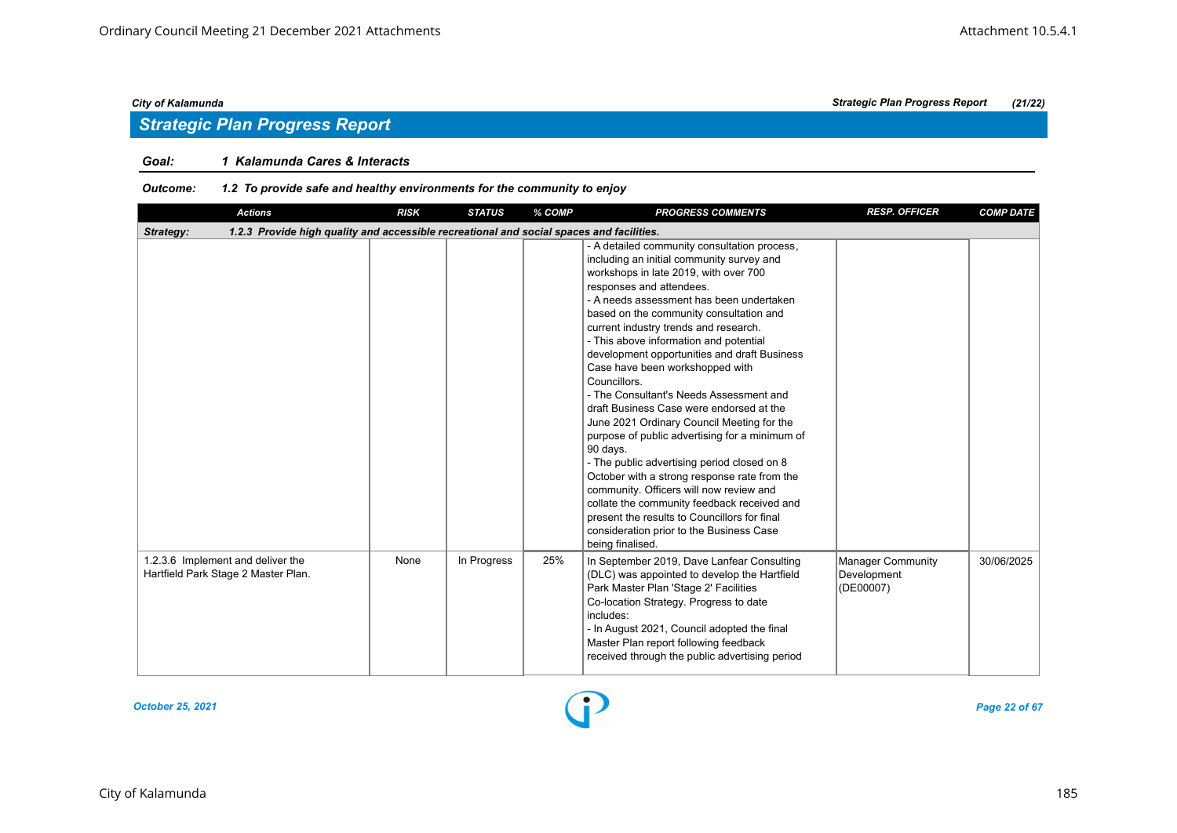## Strategic Plan Progress Report

**Goal:** *1 Kalamunda Cares & Interacts*

**Outcome:** *1.2 To provide safe and healthy environments for the community to enjoy*

| Actions | RISK | STATUS | % COMP | PROGRESS COMMENTS | RESP. OFFICER | COMP DATE |
|---|---|---|---|---|---|---|
| **Strategy: 1.2.3 Provide high quality and accessible recreational and social spaces and facilities.** | | | | | | |
| | | | | - A detailed community consultation process, including an initial community survey and workshops in late 2019, with over 700 responses and attendees.<br>- A needs assessment has been undertaken based on the community consultation and current industry trends and research.<br>- This above information and potential development opportunities and draft Business Case have been workshopped with Councillors.<br>- The Consultant's Needs Assessment and draft Business Case were endorsed at the June 2021 Ordinary Council Meeting for the purpose of public advertising for a minimum of 90 days.<br>- The public advertising period closed on 8 October with a strong response rate from the community. Officers will now review and collate the community feedback received and present the results to Councillors for final consideration prior to the Business Case being finalised. | | |
| 1.2.3.6 Implement and deliver the Hartfield Park Stage 2 Master Plan. | None | In Progress | 25% | In September 2019, Dave Lanfear Consulting (DLC) was appointed to develop the Hartfield Park Master Plan 'Stage 2' Facilities Co-location Strategy. Progress to date includes:<br>- In August 2021, Council adopted the final Master Plan report following feedback received through the public advertising period | Manager Community Development (DE00007) | 30/06/2025 |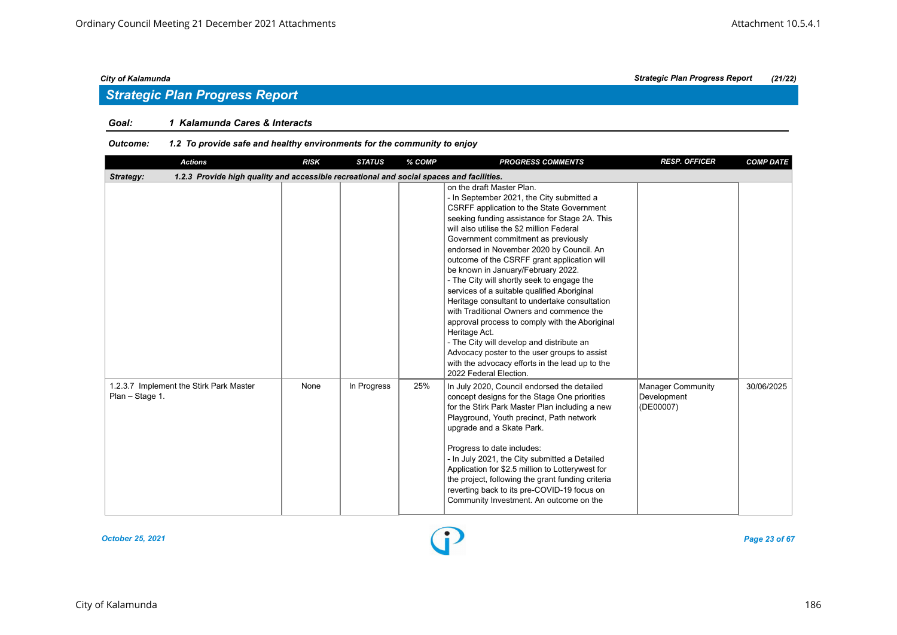## Strategic Plan Progress Report

**Goal:** 1 Kalamunda Cares & Interacts

**Outcome:** 1.2 To provide safe and healthy environments for the community to enjoy

| Actions | RISK | STATUS | % COMP | PROGRESS COMMENTS | RESP. OFFICER | COMP DATE |
|---|---|---|---|---|---|---|
| **Strategy:** 1.2.3 Provide high quality and accessible recreational and social spaces and facilities. | | | | | | |
| | | | | on the draft Master Plan.<br>- In September 2021, the City submitted a CSRFF application to the State Government seeking funding assistance for Stage 2A. This will also utilise the $2 million Federal Government commitment as previously endorsed in November 2020 by Council. An outcome of the CSRFF grant application will be known in January/February 2022.<br>- The City will shortly seek to engage the services of a suitable qualified Aboriginal Heritage consultant to undertake consultation with Traditional Owners and commence the approval process to comply with the Aboriginal Heritage Act.<br>- The City will develop and distribute an Advocacy poster to the user groups to assist with the advocacy efforts in the lead up to the 2022 Federal Election. | | |
| 1.2.3.7 Implement the Stirk Park Master Plan – Stage 1. | None | In Progress | 25% | In July 2020, Council endorsed the detailed concept designs for the Stage One priorities for the Stirk Park Master Plan including a new Playground, Youth precinct, Path network upgrade and a Skate Park.<br><br>Progress to date includes:<br>- In July 2021, the City submitted a Detailed Application for $2.5 million to Lotterywest for the project, following the grant funding criteria reverting back to its pre-COVID-19 focus on Community Investment. An outcome on the | Manager Community Development (DE00007) | 30/06/2025 |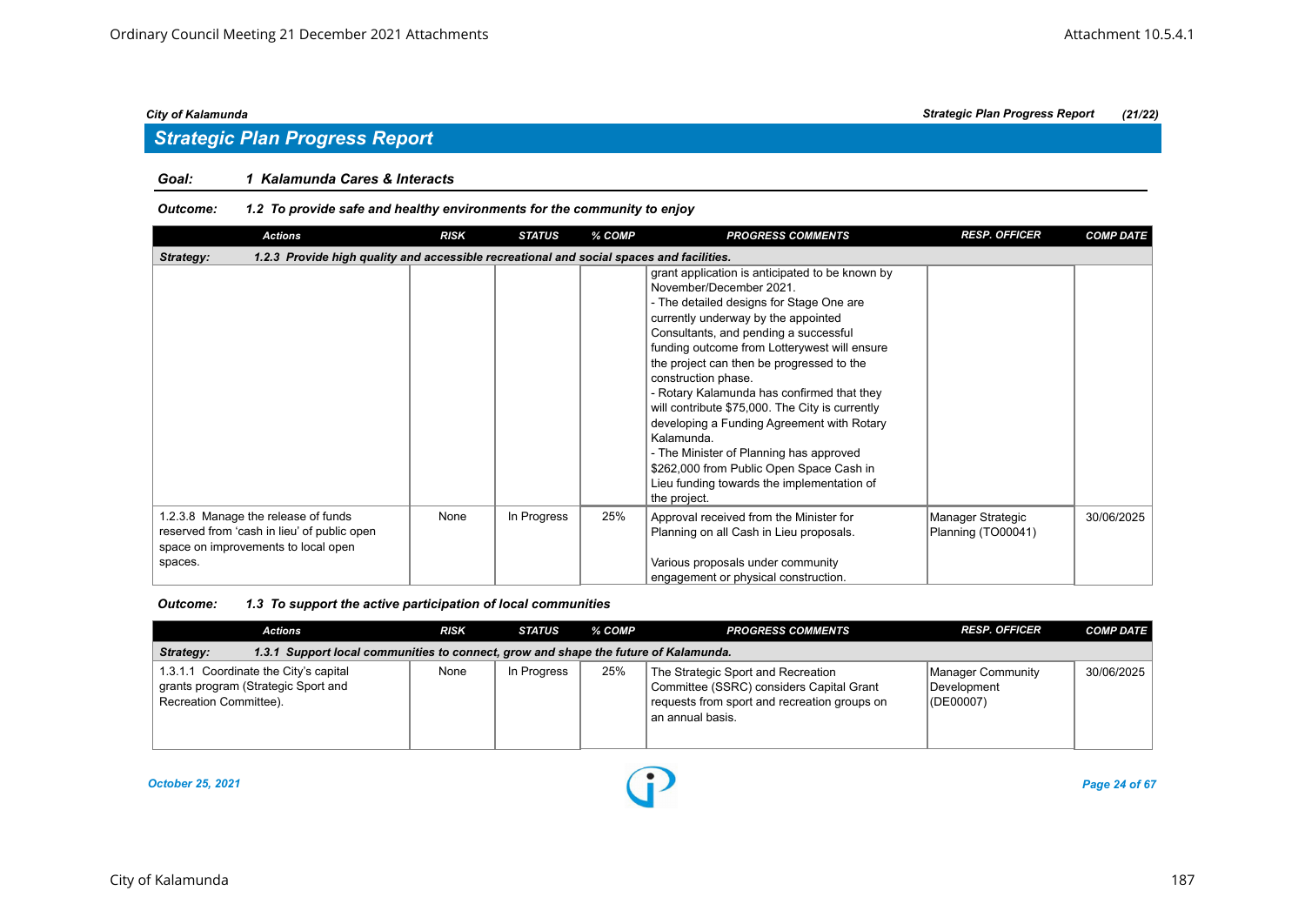## Strategic Plan Progress Report

**Goal: 1 Kalamunda Cares & Interacts**

**Outcome: 1.2 To provide safe and healthy environments for the community to enjoy**

| Actions | RISK | STATUS | % COMP | PROGRESS COMMENTS | RESP. OFFICER | COMP DATE |
|---|---|---|---|---|---|---|
| **Strategy: 1.2.3 Provide high quality and accessible recreational and social spaces and facilities.** | | | | | | |
| | | | | grant application is anticipated to be known by November/December 2021.<br>- The detailed designs for Stage One are currently underway by the appointed Consultants, and pending a successful funding outcome from Lotterywest will ensure the project can then be progressed to the construction phase.<br>- Rotary Kalamunda has confirmed that they will contribute $75,000. The City is currently developing a Funding Agreement with Rotary Kalamunda.<br>- The Minister of Planning has approved $262,000 from Public Open Space Cash in Lieu funding towards the implementation of the project. | | |
| 1.2.3.8 Manage the release of funds reserved from 'cash in lieu' of public open space on improvements to local open spaces. | None | In Progress | 25% | Approval received from the Minister for Planning on all Cash in Lieu proposals.<br><br>Various proposals under community engagement or physical construction. | Manager Strategic Planning (TO00041) | 30/06/2025 |

**Outcome: 1.3 To support the active participation of local communities**

| Actions | RISK | STATUS | % COMP | PROGRESS COMMENTS | RESP. OFFICER | COMP DATE |
|---|---|---|---|---|---|---|
| **Strategy: 1.3.1 Support local communities to connect, grow and shape the future of Kalamunda.** | | | | | | |
| 1.3.1.1 Coordinate the City's capital grants program (Strategic Sport and Recreation Committee). | None | In Progress | 25% | The Strategic Sport and Recreation Committee (SSRC) considers Capital Grant requests from sport and recreation groups on an annual basis. | Manager Community Development (DE00007) | 30/06/2025 |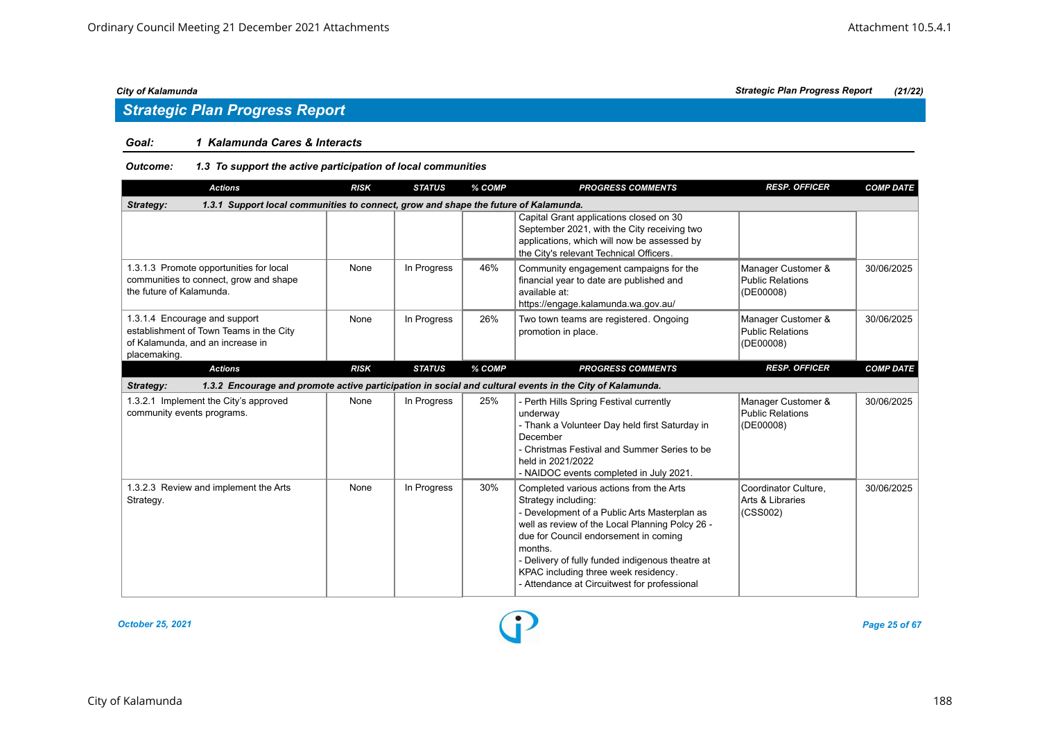## Strategic Plan Progress Report

**Goal:** *1 Kalamunda Cares & Interacts*

**Outcome:** *1.3 To support the active participation of local communities*

| Actions | RISK | STATUS | % COMP | PROGRESS COMMENTS | RESP. OFFICER | COMP DATE |
|---|---|---|---|---|---|---|
| **Strategy: 1.3.1 Support local communities to connect, grow and shape the future of Kalamunda.** | | | | | | |
| | | | | Capital Grant applications closed on 30 September 2021, with the City receiving two applications, which will now be assessed by the City's relevant Technical Officers. | | |
| 1.3.1.3 Promote opportunities for local communities to connect, grow and shape the future of Kalamunda. | None | In Progress | 46% | Community engagement campaigns for the financial year to date are published and available at: https://engage.kalamunda.wa.gov.au/ | Manager Customer & Public Relations (DE00008) | 30/06/2025 |
| 1.3.1.4 Encourage and support establishment of Town Teams in the City of Kalamunda, and an increase in placemaking. | None | In Progress | 26% | Two town teams are registered. Ongoing promotion in place. | Manager Customer & Public Relations (DE00008) | 30/06/2025 |

| Actions | RISK | STATUS | % COMP | PROGRESS COMMENTS | RESP. OFFICER | COMP DATE |
|---|---|---|---|---|---|---|
| **Strategy: 1.3.2 Encourage and promote active participation in social and cultural events in the City of Kalamunda.** | | | | | | |
| 1.3.2.1 Implement the City's approved community events programs. | None | In Progress | 25% | - Perth Hills Spring Festival currently underway<br>- Thank a Volunteer Day held first Saturday in December<br>- Christmas Festival and Summer Series to be held in 2021/2022<br>- NAIDOC events completed in July 2021. | Manager Customer & Public Relations (DE00008) | 30/06/2025 |
| 1.3.2.3 Review and implement the Arts Strategy. | None | In Progress | 30% | Completed various actions from the Arts Strategy including:<br>- Development of a Public Arts Masterplan as well as review of the Local Planning Polcy 26 - due for Council endorsement in coming months.<br>- Delivery of fully funded indigenous theatre at KPAC including three week residency.<br>- Attendance at Circuitwest for professional | Coordinator Culture, Arts & Libraries (CSS002) | 30/06/2025 |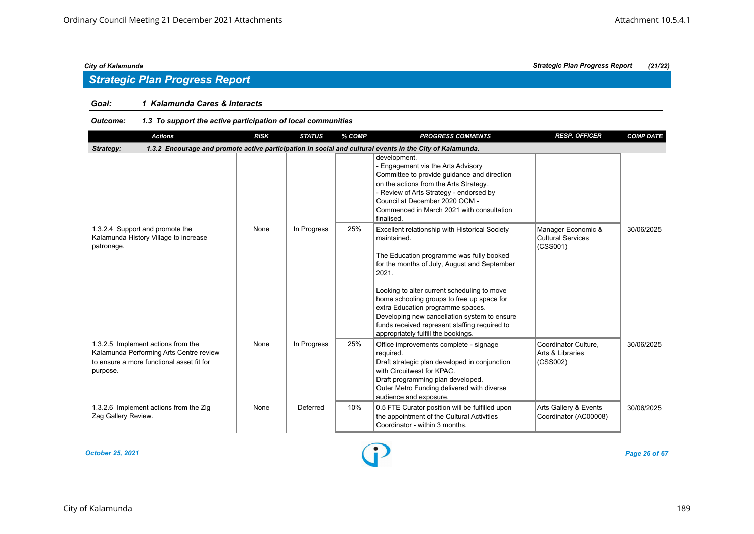## Strategic Plan Progress Report

**Goal:** *1 Kalamunda Cares & Interacts*

**Outcome:** *1.3 To support the active participation of local communities*

| Actions | RISK | STATUS | % COMP | PROGRESS COMMENTS | RESP. OFFICER | COMP DATE |
|---|---|---|---|---|---|---|
| **Strategy: 1.3.2 Encourage and promote active participation in social and cultural events in the City of Kalamunda.** | | | | | | |
| | | | | development.<br>- Engagement via the Arts Advisory Committee to provide guidance and direction on the actions from the Arts Strategy.<br>- Review of Arts Strategy - endorsed by Council at December 2020 OCM - Commenced in March 2021 with consultation finalised. | | |
| 1.3.2.4 Support and promote the Kalamunda History Village to increase patronage. | None | In Progress | 25% | Excellent relationship with Historical Society maintained.<br><br>The Education programme was fully booked for the months of July, August and September 2021.<br><br>Looking to alter current scheduling to move home schooling groups to free up space for extra Education programme spaces.<br>Developing new cancellation system to ensure funds received represent staffing required to appropriately fulfill the bookings. | Manager Economic & Cultural Services (CSS001) | 30/06/2025 |
| 1.3.2.5 Implement actions from the Kalamunda Performing Arts Centre review to ensure a more functional asset fit for purpose. | None | In Progress | 25% | Office improvements complete - signage required.<br>Draft strategic plan developed in conjunction with Circuitwest for KPAC.<br>Draft programming plan developed.<br>Outer Metro Funding delivered with diverse audience and exposure. | Coordinator Culture, Arts & Libraries (CSS002) | 30/06/2025 |
| 1.3.2.6 Implement actions from the Zig Zag Gallery Review. | None | Deferred | 10% | 0.5 FTE Curator position will be fulfilled upon the appointment of the Cultural Activities Coordinator - within 3 months. | Arts Gallery & Events Coordinator (AC00008) | 30/06/2025 |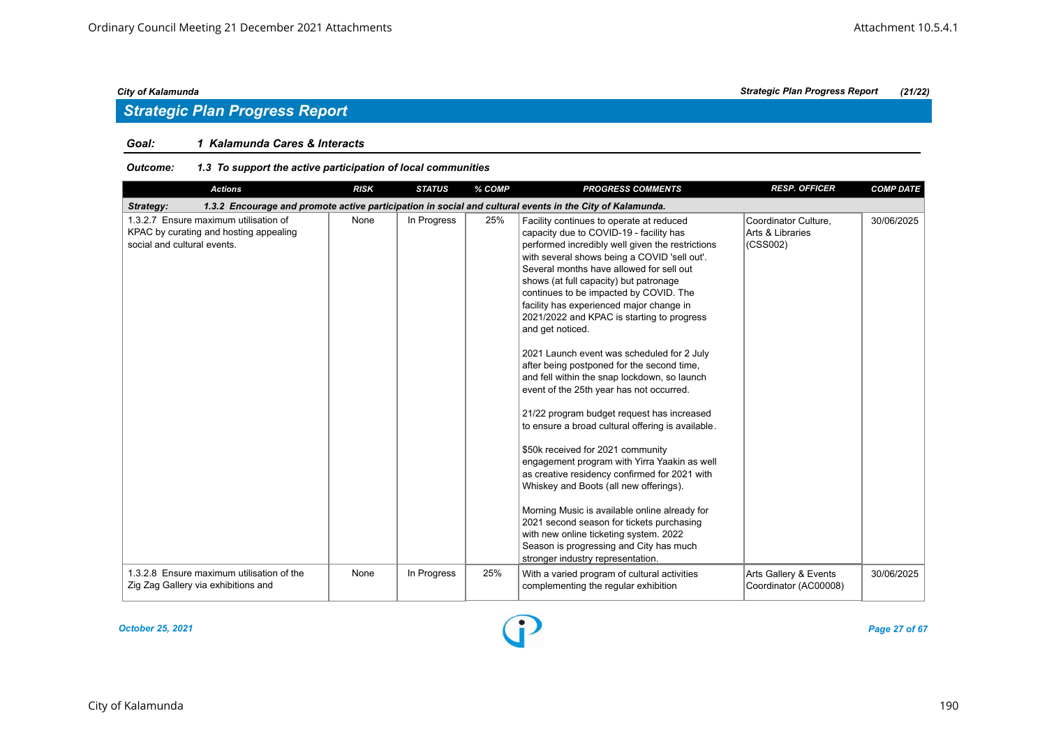## Strategic Plan Progress Report

**Goal:** ***1 Kalamunda Cares & Interacts***

**Outcome:** ***1.3 To support the active participation of local communities***

| Actions | RISK | STATUS | % COMP | PROGRESS COMMENTS | RESP. OFFICER | COMP DATE |
|---|---|---|---|---|---|---|
| ***Strategy: 1.3.2 Encourage and promote active participation in social and cultural events in the City of Kalamunda.*** | | | | | | |
| 1.3.2.7 Ensure maximum utilisation of KPAC by curating and hosting appealing social and cultural events. | None | In Progress | 25% | Facility continues to operate at reduced capacity due to COVID-19 - facility has performed incredibly well given the restrictions with several shows being a COVID 'sell out'. Several months have allowed for sell out shows (at full capacity) but patronage continues to be impacted by COVID. The facility has experienced major change in 2021/2022 and KPAC is starting to progress and get noticed.<br><br>2021 Launch event was scheduled for 2 July after being postponed for the second time, and fell within the snap lockdown, so launch event of the 25th year has not occurred.<br><br>21/22 program budget request has increased to ensure a broad cultural offering is available.<br><br>$50k received for 2021 community engagement program with Yirra Yaakin as well as creative residency confirmed for 2021 with Whiskey and Boots (all new offerings).<br><br>Morning Music is available online already for 2021 second season for tickets purchasing with new online ticketing system. 2022 Season is progressing and City has much stronger industry representation. | Coordinator Culture, Arts & Libraries (CSS002) | 30/06/2025 |
| 1.3.2.8 Ensure maximum utilisation of the Zig Zag Gallery via exhibitions and | None | In Progress | 25% | With a varied program of cultural activities complementing the regular exhibition | Arts Gallery & Events Coordinator (AC00008) | 30/06/2025 |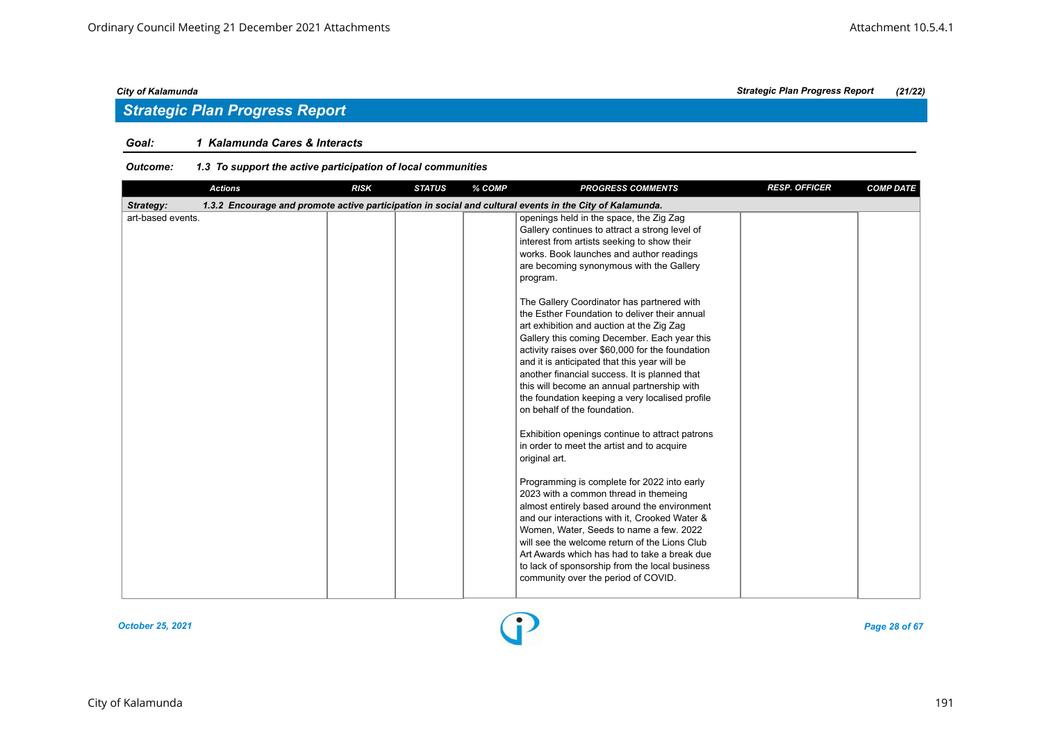## Strategic Plan Progress Report

**Goal:** *1 Kalamunda Cares & Interacts*

**Outcome:** *1.3 To support the active participation of local communities*

| Actions | RISK | STATUS | % COMP | PROGRESS COMMENTS | RESP. OFFICER | COMP DATE |
|---|---|---|---|---|---|---|
| **Strategy: 1.3.2 Encourage and promote active participation in social and cultural events in the City of Kalamunda.** | | | | | | |
| art-based events. | | | | openings held in the space, the Zig Zag Gallery continues to attract a strong level of interest from artists seeking to show their works. Book launches and author readings are becoming synonymous with the Gallery program.<br><br>The Gallery Coordinator has partnered with the Esther Foundation to deliver their annual art exhibition and auction at the Zig Zag Gallery this coming December. Each year this activity raises over $60,000 for the foundation and it is anticipated that this year will be another financial success. It is planned that this will become an annual partnership with the foundation keeping a very localised profile on behalf of the foundation.<br><br>Exhibition openings continue to attract patrons in order to meet the artist and to acquire original art.<br><br>Programming is complete for 2022 into early 2023 with a common thread in themeing almost entirely based around the environment and our interactions with it, Crooked Water & Women, Water, Seeds to name a few. 2022 will see the welcome return of the Lions Club Art Awards which has had to take a break due to lack of sponsorship from the local business community over the period of COVID. | | |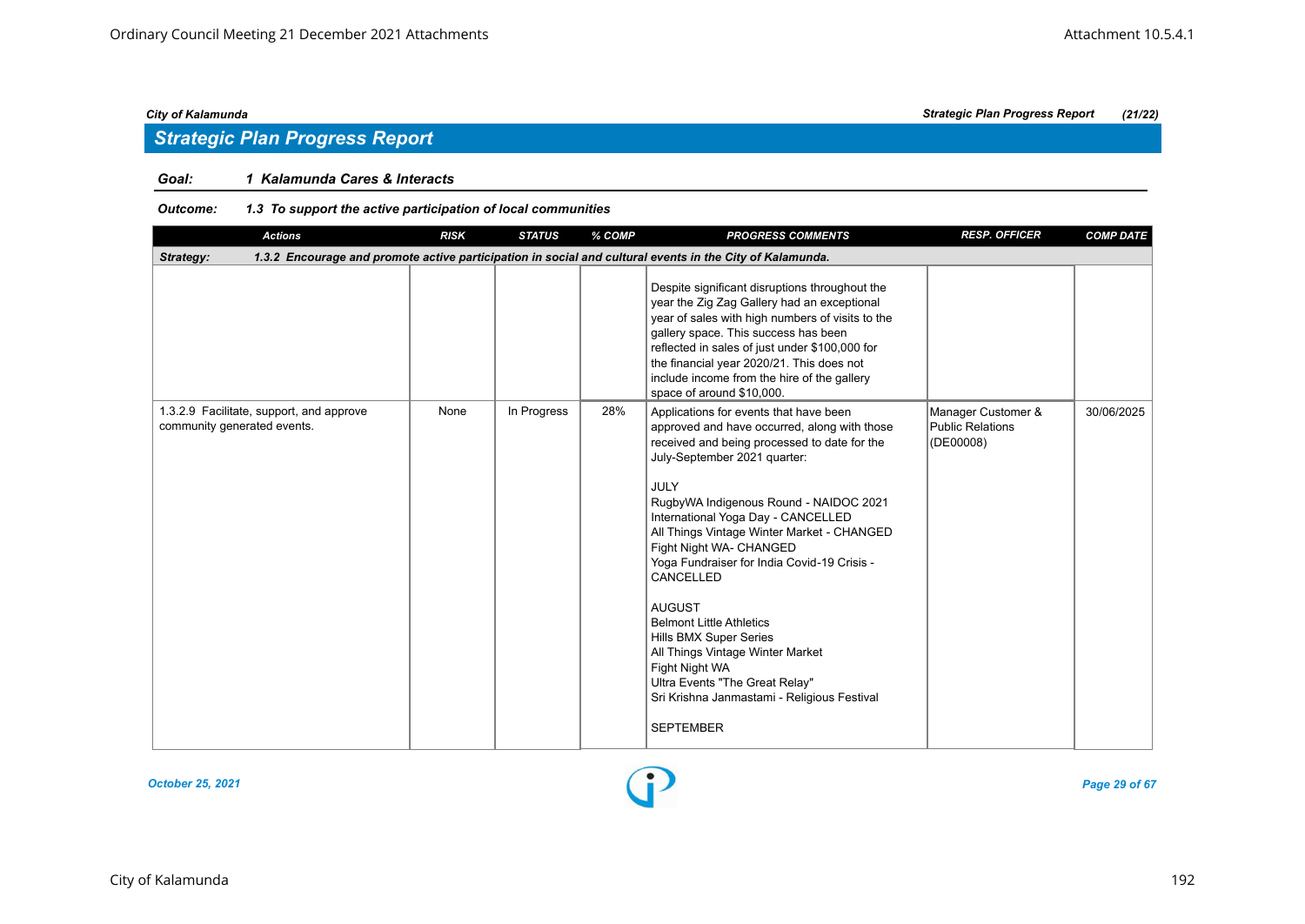## Strategic Plan Progress Report

**Goal: 1 Kalamunda Cares & Interacts**

**Outcome: 1.3 To support the active participation of local communities**

| Actions | RISK | STATUS | % COMP | PROGRESS COMMENTS | RESP. OFFICER | COMP DATE |
|---|---|---|---|---|---|---|
| **Strategy: 1.3.2 Encourage and promote active participation in social and cultural events in the City of Kalamunda.** | | | | | | |
| | | | | Despite significant disruptions throughout the year the Zig Zag Gallery had an exceptional year of sales with high numbers of visits to the gallery space. This success has been reflected in sales of just under $100,000 for the financial year 2020/21. This does not include income from the hire of the gallery space of around $10,000. | | |
| 1.3.2.9 Facilitate, support, and approve community generated events. | None | In Progress | 28% | Applications for events that have been approved and have occurred, along with those received and being processed to date for the July-September 2021 quarter:<br><br>JULY<br>RugbyWA Indigenous Round - NAIDOC 2021<br>International Yoga Day - CANCELLED<br>All Things Vintage Winter Market - CHANGED<br>Fight Night WA- CHANGED<br>Yoga Fundraiser for India Covid-19 Crisis - CANCELLED<br><br>AUGUST<br>Belmont Little Athletics<br>Hills BMX Super Series<br>All Things Vintage Winter Market<br>Fight Night WA<br>Ultra Events "The Great Relay"<br>Sri Krishna Janmastami - Religious Festival<br><br>SEPTEMBER | Manager Customer & Public Relations (DE00008) | 30/06/2025 |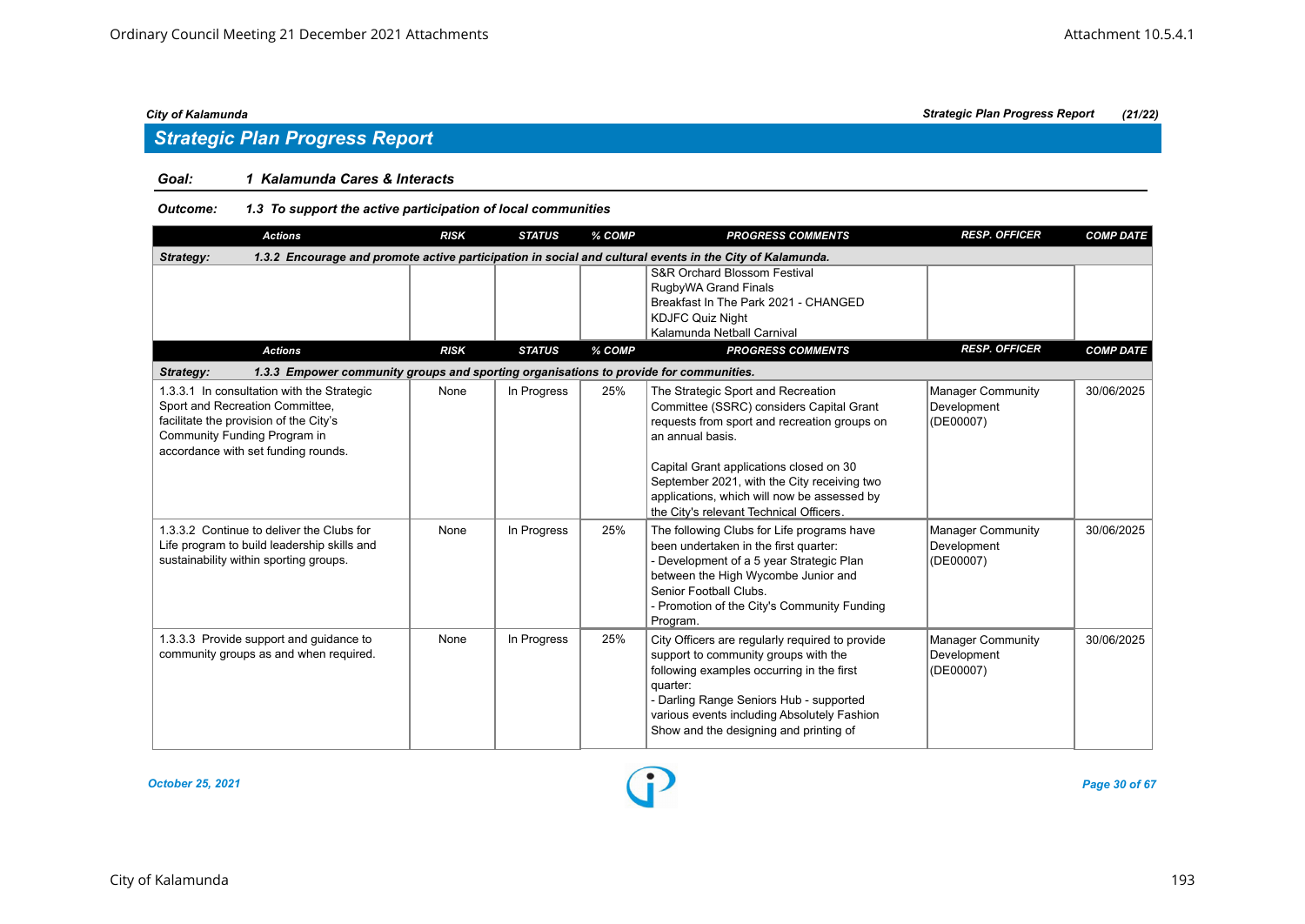## Strategic Plan Progress Report

**Goal:** **1 Kalamunda Cares & Interacts**

**Outcome:** **1.3 To support the active participation of local communities**

| Actions | RISK | STATUS | % COMP | PROGRESS COMMENTS | RESP. OFFICER | COMP DATE |
|---|---|---|---|---|---|---|
| **Strategy: 1.3.2 Encourage and promote active participation in social and cultural events in the City of Kalamunda.** | | | | | | |
| | | | | S&R Orchard Blossom Festival<br>RugbyWA Grand Finals<br>Breakfast In The Park 2021 - CHANGED<br>KDJFC Quiz Night<br>Kalamunda Netball Carnival | | |

| Actions | RISK | STATUS | % COMP | PROGRESS COMMENTS | RESP. OFFICER | COMP DATE |
|---|---|---|---|---|---|---|
| **Strategy: 1.3.3 Empower community groups and sporting organisations to provide for communities.** | | | | | | |
| 1.3.3.1 In consultation with the Strategic Sport and Recreation Committee, facilitate the provision of the City's Community Funding Program in accordance with set funding rounds. | None | In Progress | 25% | The Strategic Sport and Recreation Committee (SSRC) considers Capital Grant requests from sport and recreation groups on an annual basis.<br><br>Capital Grant applications closed on 30 September 2021, with the City receiving two applications, which will now be assessed by the City's relevant Technical Officers. | Manager Community Development (DE00007) | 30/06/2025 |
| 1.3.3.2 Continue to deliver the Clubs for Life program to build leadership skills and sustainability within sporting groups. | None | In Progress | 25% | The following Clubs for Life programs have been undertaken in the first quarter:<br>- Development of a 5 year Strategic Plan between the High Wycombe Junior and Senior Football Clubs.<br>- Promotion of the City's Community Funding Program. | Manager Community Development (DE00007) | 30/06/2025 |
| 1.3.3.3 Provide support and guidance to community groups as and when required. | None | In Progress | 25% | City Officers are regularly required to provide support to community groups with the following examples occurring in the first quarter:<br>- Darling Range Seniors Hub - supported various events including Absolutely Fashion Show and the designing and printing of | Manager Community Development (DE00007) | 30/06/2025 |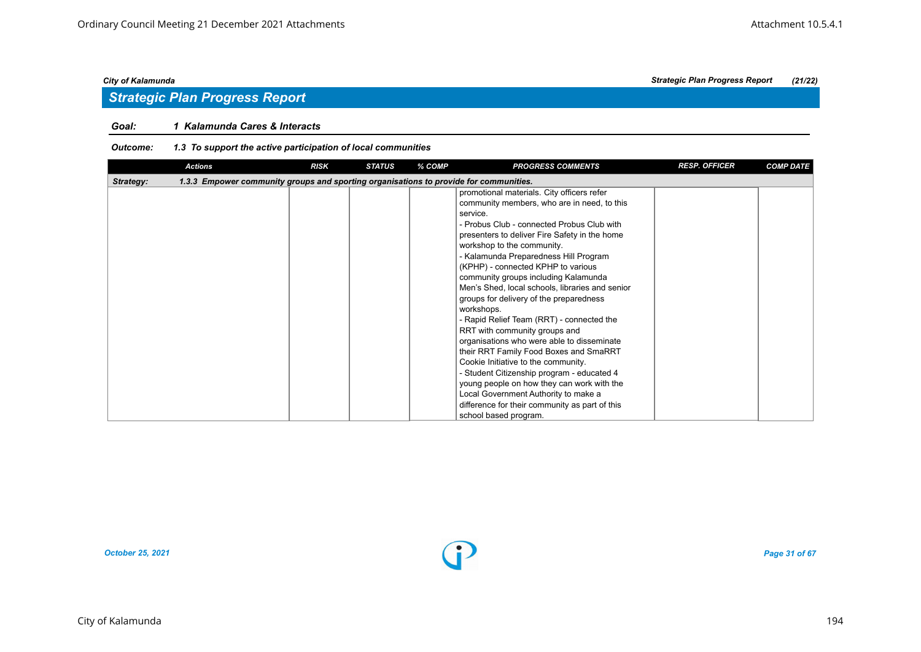## Strategic Plan Progress Report

**Goal:** *1 Kalamunda Cares & Interacts*

**Outcome:** *1.3 To support the active participation of local communities*

| Actions | RISK | STATUS | % COMP | PROGRESS COMMENTS | RESP. OFFICER | COMP DATE |
|---|---|---|---|---|---|---|
| **Strategy:** *1.3.3 Empower community groups and sporting organisations to provide for communities.* | | | | | | |
| | | | | promotional materials. City officers refer community members, who are in need, to this service.<br>- Probus Club - connected Probus Club with presenters to deliver Fire Safety in the home workshop to the community.<br>- Kalamunda Preparedness Hill Program (KPHP) - connected KPHP to various community groups including Kalamunda Men's Shed, local schools, libraries and senior groups for delivery of the preparedness workshops.<br>- Rapid Relief Team (RRT) - connected the RRT with community groups and organisations who were able to disseminate their RRT Family Food Boxes and SmaRRT Cookie Initiative to the community.<br>- Student Citizenship program - educated 4 young people on how they can work with the Local Government Authority to make a difference for their community as part of this school based program. | | |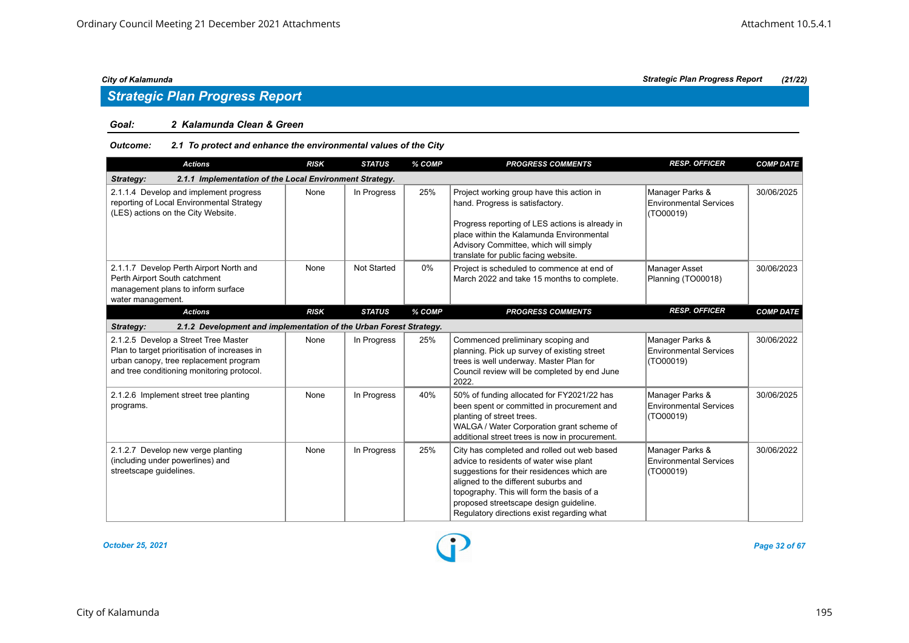## Strategic Plan Progress Report

**Goal:** *2 Kalamunda Clean & Green*

**Outcome:** *2.1 To protect and enhance the environmental values of the City*

| Actions | RISK | STATUS | % COMP | PROGRESS COMMENTS | RESP. OFFICER | COMP DATE |
|---|---|---|---|---|---|---|
| **Strategy: 2.1.1 Implementation of the Local Environment Strategy.** | | | | | | |
| 2.1.1.4 Develop and implement progress reporting of Local Environmental Strategy (LES) actions on the City Website. | None | In Progress | 25% | Project working group have this action in hand. Progress is satisfactory.<br><br>Progress reporting of LES actions is already in place within the Kalamunda Environmental Advisory Committee, which will simply translate for public facing website. | Manager Parks & Environmental Services (TO00019) | 30/06/2025 |
| 2.1.1.7 Develop Perth Airport North and Perth Airport South catchment management plans to inform surface water management. | None | Not Started | 0% | Project is scheduled to commence at end of March 2022 and take 15 months to complete. | Manager Asset Planning (TO00018) | 30/06/2023 |
| **Strategy: 2.1.2 Development and implementation of the Urban Forest Strategy.** | | | | | | |
| 2.1.2.5 Develop a Street Tree Master Plan to target prioritisation of increases in urban canopy, tree replacement program and tree conditioning monitoring protocol. | None | In Progress | 25% | Commenced preliminary scoping and planning. Pick up survey of existing street trees is well underway. Master Plan for Council review will be completed by end June 2022. | Manager Parks & Environmental Services (TO00019) | 30/06/2022 |
| 2.1.2.6 Implement street tree planting programs. | None | In Progress | 40% | 50% of funding allocated for FY2021/22 has been spent or committed in procurement and planting of street trees.<br>WALGA / Water Corporation grant scheme of additional street trees is now in procurement. | Manager Parks & Environmental Services (TO00019) | 30/06/2025 |
| 2.1.2.7 Develop new verge planting (including under powerlines) and streetscape guidelines. | None | In Progress | 25% | City has completed and rolled out web based advice to residents of water wise plant suggestions for their residences which are aligned to the different suburbs and topography. This will form the basis of a proposed streetscape design guideline. Regulatory directions exist regarding what | Manager Parks & Environmental Services (TO00019) | 30/06/2022 |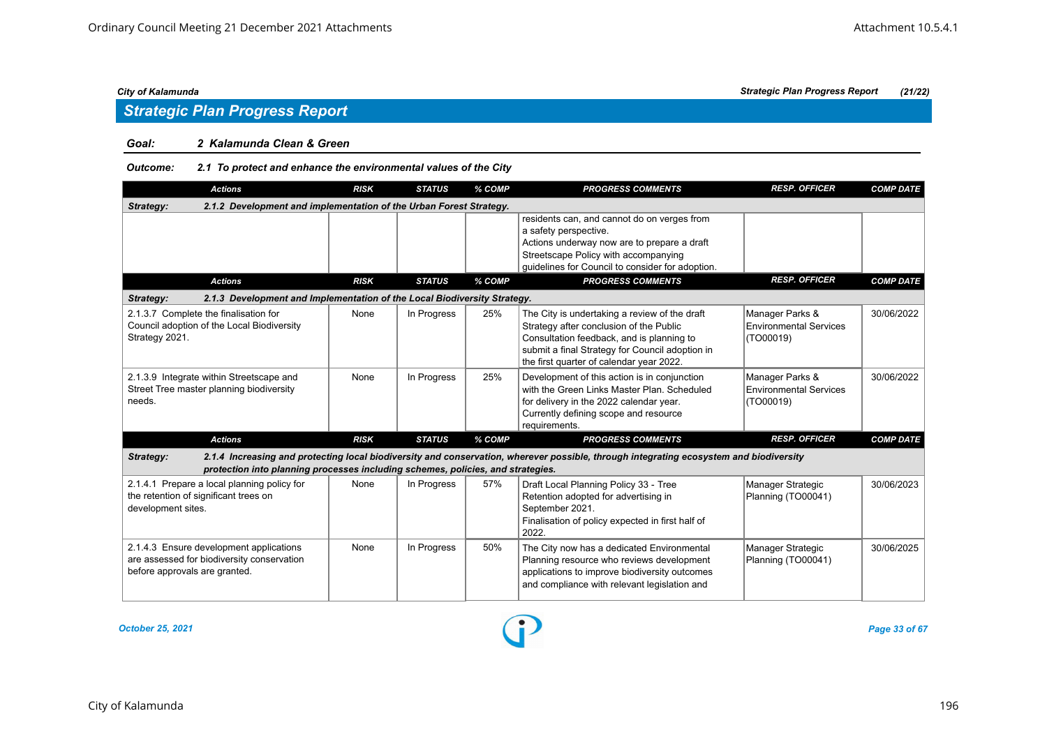## Strategic Plan Progress Report

**Goal:** ***2 Kalamunda Clean & Green***

**Outcome:** ***2.1 To protect and enhance the environmental values of the City***

| Actions | RISK | STATUS | % COMP | PROGRESS COMMENTS | RESP. OFFICER | COMP DATE |
|---|---|---|---|---|---|---|
| **Strategy: 2.1.2 Development and implementation of the Urban Forest Strategy.** | | | | | | |
| | | | | residents can, and cannot do on verges from a safety perspective. Actions underway now are to prepare a draft Streetscape Policy with accompanying guidelines for Council to consider for adoption. | | |
| **Strategy: 2.1.3 Development and Implementation of the Local Biodiversity Strategy.** | | | | | | |
| 2.1.3.7 Complete the finalisation for Council adoption of the Local Biodiversity Strategy 2021. | None | In Progress | 25% | The City is undertaking a review of the draft Strategy after conclusion of the Public Consultation feedback, and is planning to submit a final Strategy for Council adoption in the first quarter of calendar year 2022. | Manager Parks & Environmental Services (TO00019) | 30/06/2022 |
| 2.1.3.9 Integrate within Streetscape and Street Tree master planning biodiversity needs. | None | In Progress | 25% | Development of this action is in conjunction with the Green Links Master Plan. Scheduled for delivery in the 2022 calendar year. Currently defining scope and resource requirements. | Manager Parks & Environmental Services (TO00019) | 30/06/2022 |
| **Strategy: 2.1.4 Increasing and protecting local biodiversity and conservation, wherever possible, through integrating ecosystem and biodiversity protection into planning processes including schemes, policies, and strategies.** | | | | | | |
| 2.1.4.1 Prepare a local planning policy for the retention of significant trees on development sites. | None | In Progress | 57% | Draft Local Planning Policy 33 - Tree Retention adopted for advertising in September 2021. Finalisation of policy expected in first half of 2022. | Manager Strategic Planning (TO00041) | 30/06/2023 |
| 2.1.4.3 Ensure development applications are assessed for biodiversity conservation before approvals are granted. | None | In Progress | 50% | The City now has a dedicated Environmental Planning resource who reviews development applications to improve biodiversity outcomes and compliance with relevant legislation and | Manager Strategic Planning (TO00041) | 30/06/2025 |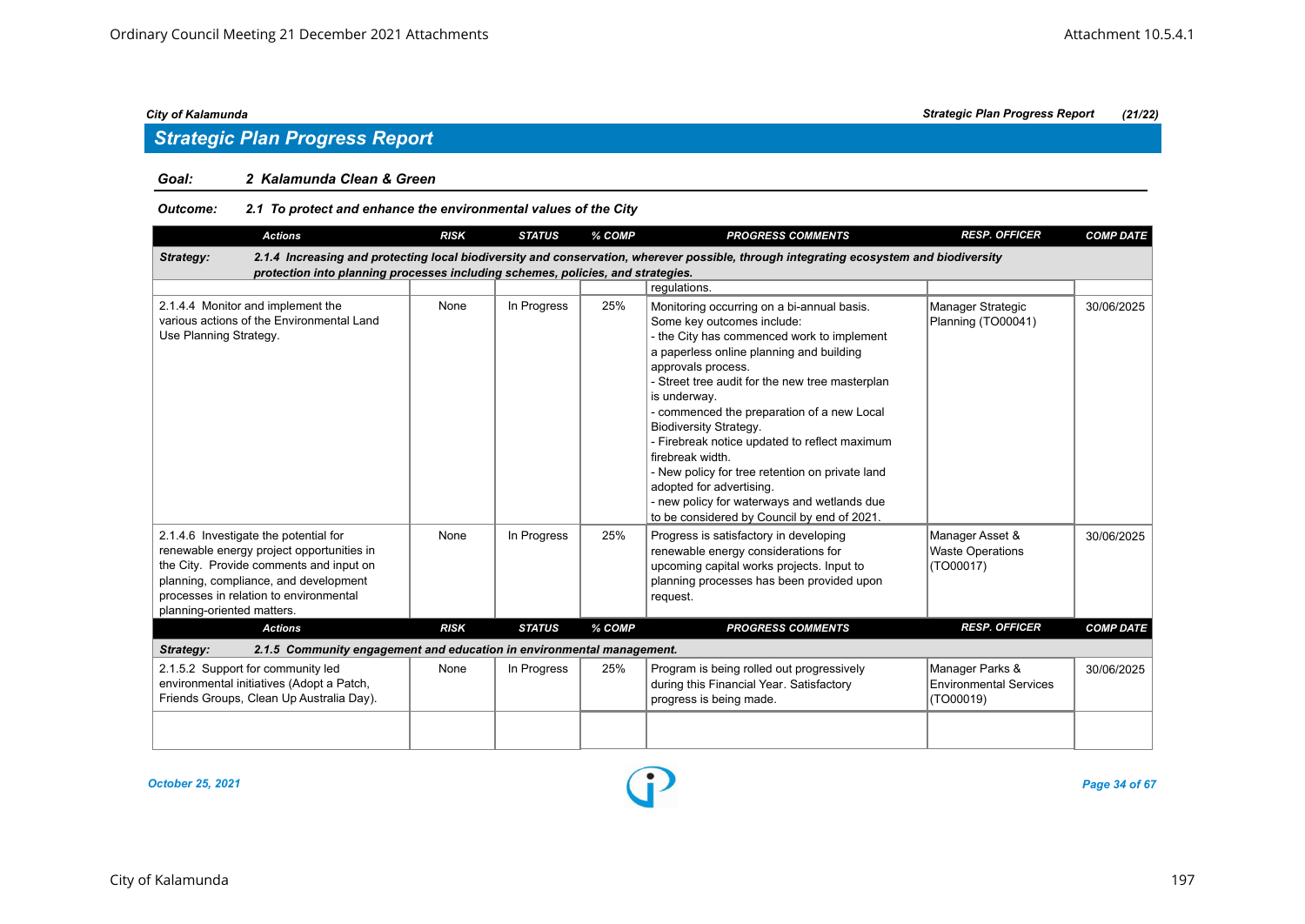## Strategic Plan Progress Report

**Goal:** 2 Kalamunda Clean & Green

**Outcome:** 2.1 To protect and enhance the environmental values of the City

| Actions | RISK | STATUS | % COMP | PROGRESS COMMENTS | RESP. OFFICER | COMP DATE |
|---|---|---|---|---|---|---|
| **Strategy:** 2.1.4 Increasing and protecting local biodiversity and conservation, wherever possible, through integrating ecosystem and biodiversity protection into planning processes including schemes, policies, and strategies. | | | | | | |
| | | | | regulations. | | |
| 2.1.4.4 Monitor and implement the various actions of the Environmental Land Use Planning Strategy. | None | In Progress | 25% | Monitoring occurring on a bi-annual basis. Some key outcomes include:<br>- the City has commenced work to implement a paperless online planning and building approvals process.<br>- Street tree audit for the new tree masterplan is underway.<br>- commenced the preparation of a new Local Biodiversity Strategy.<br>- Firebreak notice updated to reflect maximum firebreak width.<br>- New policy for tree retention on private land adopted for advertising.<br>- new policy for waterways and wetlands due to be considered by Council by end of 2021. | Manager Strategic Planning (TO00041) | 30/06/2025 |
| 2.1.4.6 Investigate the potential for renewable energy project opportunities in the City. Provide comments and input on planning, compliance, and development processes in relation to environmental planning-oriented matters. | None | In Progress | 25% | Progress is satisfactory in developing renewable energy considerations for upcoming capital works projects. Input to planning processes has been provided upon request. | Manager Asset & Waste Operations (TO00017) | 30/06/2025 |
| **Strategy:** 2.1.5 Community engagement and education in environmental management. | | | | | | |
| 2.1.5.2 Support for community led environmental initiatives (Adopt a Patch, Friends Groups, Clean Up Australia Day). | None | In Progress | 25% | Program is being rolled out progressively during this Financial Year. Satisfactory progress is being made. | Manager Parks & Environmental Services (TO00019) | 30/06/2025 |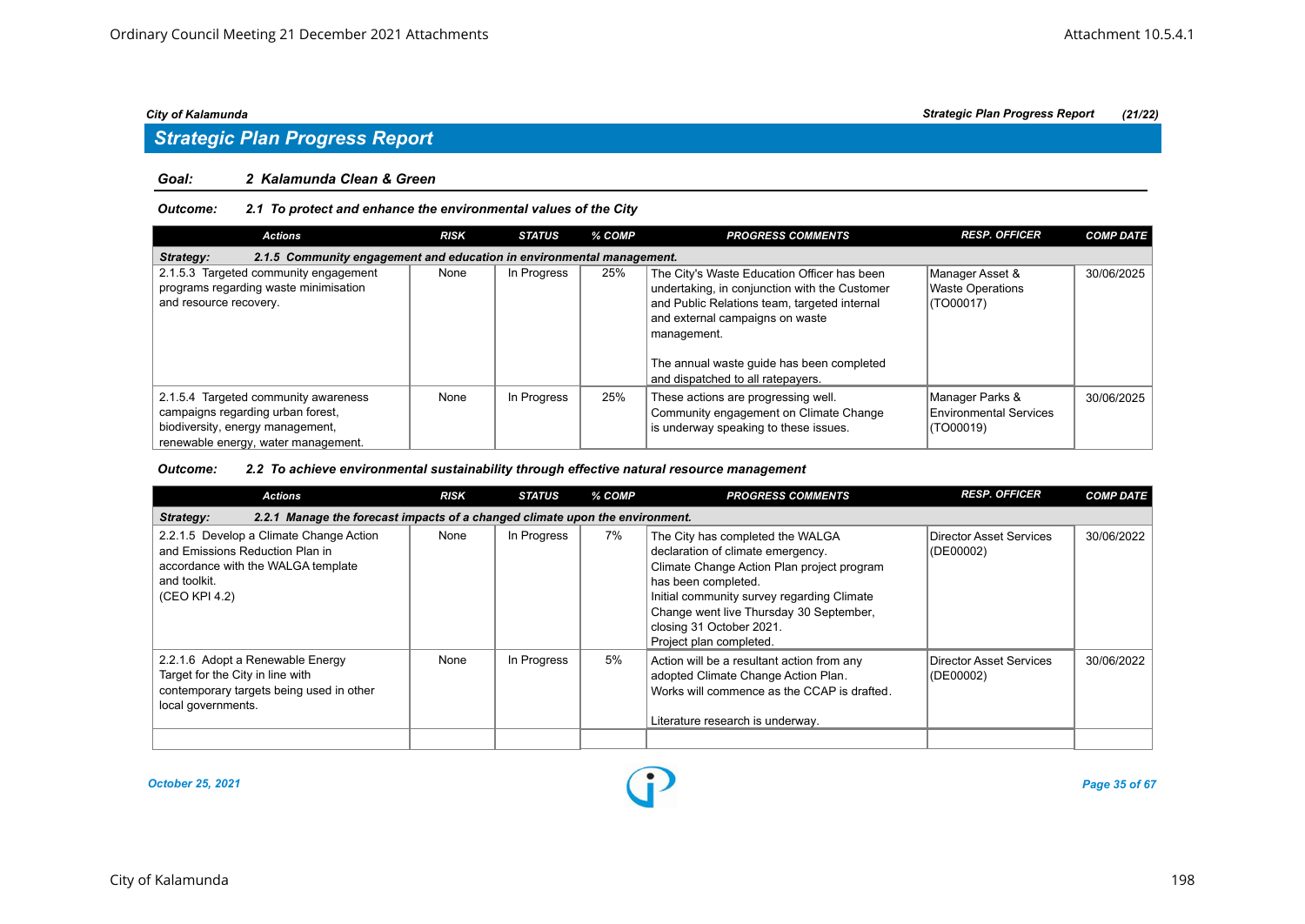## Strategic Plan Progress Report

**Goal: 2 Kalamunda Clean & Green**

***Outcome: 2.1 To protect and enhance the environmental values of the City***

| Actions | RISK | STATUS | % COMP | PROGRESS COMMENTS | RESP. OFFICER | COMP DATE |
|---|---|---|---|---|---|---|
| ***Strategy: 2.1.5 Community engagement and education in environmental management.*** | | | | | | |
| 2.1.5.3 Targeted community engagement programs regarding waste minimisation and resource recovery. | None | In Progress | 25% | The City's Waste Education Officer has been undertaking, in conjunction with the Customer and Public Relations team, targeted internal and external campaigns on waste management.<br><br>The annual waste guide has been completed and dispatched to all ratepayers. | Manager Asset & Waste Operations (TO00017) | 30/06/2025 |
| 2.1.5.4 Targeted community awareness campaigns regarding urban forest, biodiversity, energy management, renewable energy, water management. | None | In Progress | 25% | These actions are progressing well. Community engagement on Climate Change is underway speaking to these issues. | Manager Parks & Environmental Services (TO00019) | 30/06/2025 |

***Outcome: 2.2 To achieve environmental sustainability through effective natural resource management***

| Actions | RISK | STATUS | % COMP | PROGRESS COMMENTS | RESP. OFFICER | COMP DATE |
|---|---|---|---|---|---|---|
| ***Strategy: 2.2.1 Manage the forecast impacts of a changed climate upon the environment.*** | | | | | | |
| 2.2.1.5 Develop a Climate Change Action and Emissions Reduction Plan in accordance with the WALGA template and toolkit.<br>(CEO KPI 4.2) | None | In Progress | 7% | The City has completed the WALGA declaration of climate emergency.<br>Climate Change Action Plan project program has been completed.<br>Initial community survey regarding Climate Change went live Thursday 30 September, closing 31 October 2021.<br>Project plan completed. | Director Asset Services (DE00002) | 30/06/2022 |
| 2.2.1.6 Adopt a Renewable Energy Target for the City in line with contemporary targets being used in other local governments. | None | In Progress | 5% | Action will be a resultant action from any adopted Climate Change Action Plan.<br>Works will commence as the CCAP is drafted.<br><br>Literature research is underway. | Director Asset Services (DE00002) | 30/06/2022 |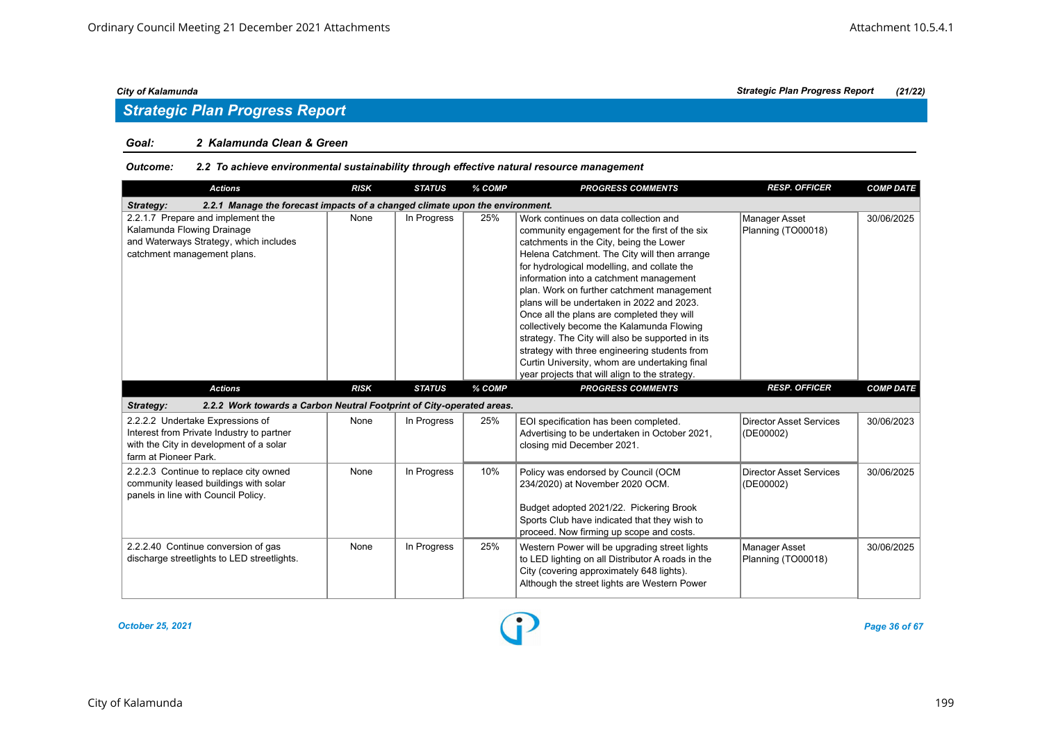## Strategic Plan Progress Report

*City of Kalamunda* — *Strategic Plan Progress Report* — *(21/22)*

**Goal:** ***2 Kalamunda Clean & Green***

**Outcome:** ***2.2 To achieve environmental sustainability through effective natural resource management***

| Actions | RISK | STATUS | % COMP | PROGRESS COMMENTS | RESP. OFFICER | COMP DATE |
|---|---|---|---|---|---|---|
| ***Strategy: 2.2.1 Manage the forecast impacts of a changed climate upon the environment.*** | | | | | | |
| 2.2.1.7 Prepare and implement the Kalamunda Flowing Drainage and Waterways Strategy, which includes catchment management plans. | None | In Progress | 25% | Work continues on data collection and community engagement for the first of the six catchments in the City, being the Lower Helena Catchment. The City will then arrange for hydrological modelling, and collate the information into a catchment management plan. Work on further catchment management plans will be undertaken in 2022 and 2023. Once all the plans are completed they will collectively become the Kalamunda Flowing strategy. The City will also be supported in its strategy with three engineering students from Curtin University, whom are undertaking final year projects that will align to the strategy. | Manager Asset Planning (TO00018) | 30/06/2025 |
| ***Strategy: 2.2.2 Work towards a Carbon Neutral Footprint of City-operated areas.*** | | | | | | |
| 2.2.2.2 Undertake Expressions of Interest from Private Industry to partner with the City in development of a solar farm at Pioneer Park. | None | In Progress | 25% | EOI specification has been completed. Advertising to be undertaken in October 2021, closing mid December 2021. | Director Asset Services (DE00002) | 30/06/2023 |
| 2.2.2.3 Continue to replace city owned community leased buildings with solar panels in line with Council Policy. | None | In Progress | 10% | Policy was endorsed by Council (OCM 234/2020) at November 2020 OCM.<br><br>Budget adopted 2021/22. Pickering Brook Sports Club have indicated that they wish to proceed. Now firming up scope and costs. | Director Asset Services (DE00002) | 30/06/2025 |
| 2.2.2.40 Continue conversion of gas discharge streetlights to LED streetlights. | None | In Progress | 25% | Western Power will be upgrading street lights to LED lighting on all Distributor A roads in the City (covering approximately 648 lights). Although the street lights are Western Power | Manager Asset Planning (TO00018) | 30/06/2025 |

*October 25, 2021*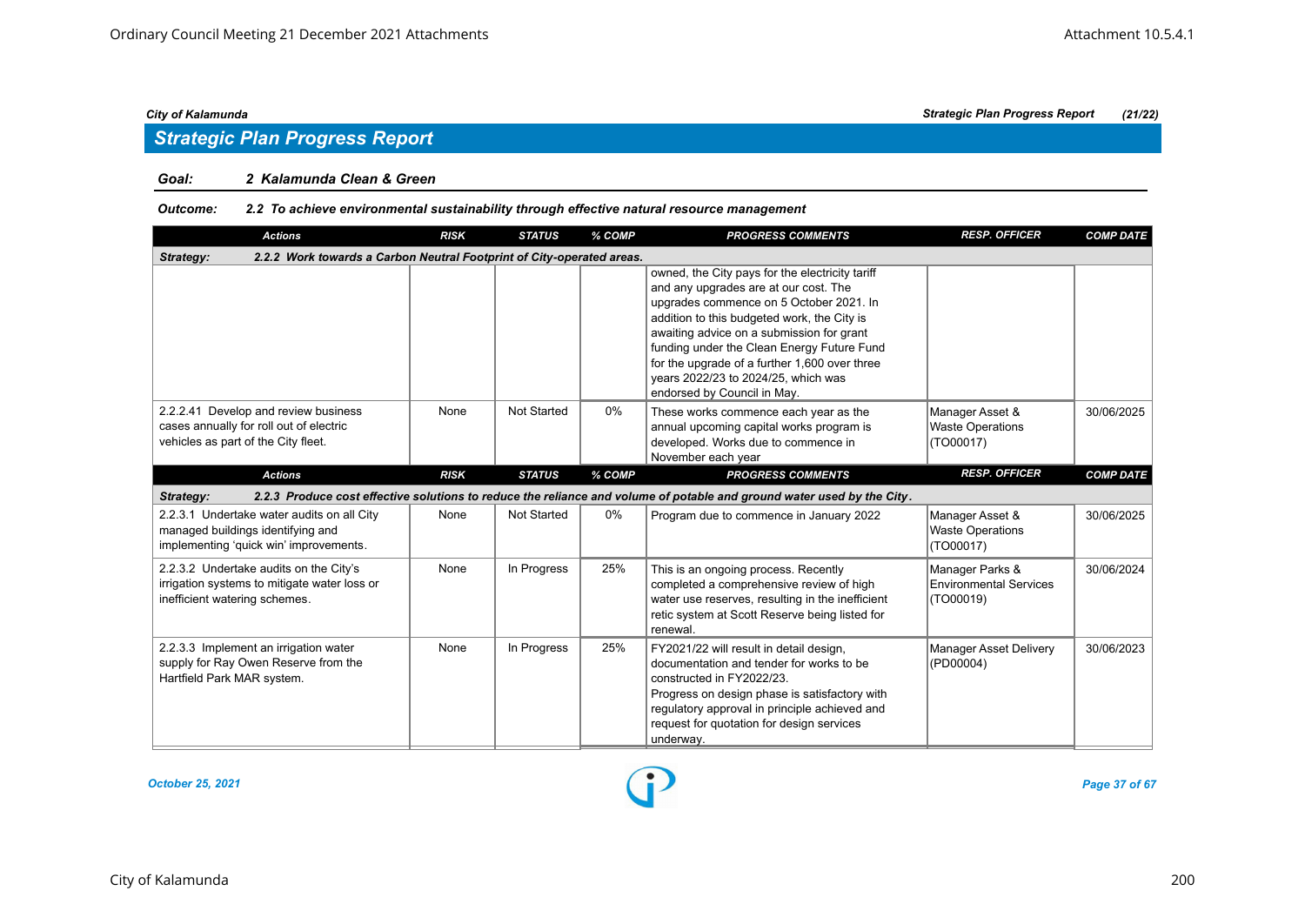## Strategic Plan Progress Report

**Goal:** *2 Kalamunda Clean & Green*

**Outcome:** *2.2 To achieve environmental sustainability through effective natural resource management*

| Actions | RISK | STATUS | % COMP | PROGRESS COMMENTS | RESP. OFFICER | COMP DATE |
|---|---|---|---|---|---|---|
| **Strategy: 2.2.2 Work towards a Carbon Neutral Footprint of City-operated areas.** | | | | | | |
| | | | | owned, the City pays for the electricity tariff and any upgrades are at our cost. The upgrades commence on 5 October 2021. In addition to this budgeted work, the City is awaiting advice on a submission for grant funding under the Clean Energy Future Fund for the upgrade of a further 1,600 over three years 2022/23 to 2024/25, which was endorsed by Council in May. | | |
| 2.2.2.41 Develop and review business cases annually for roll out of electric vehicles as part of the City fleet. | None | Not Started | 0% | These works commence each year as the annual upcoming capital works program is developed. Works due to commence in November each year | Manager Asset & Waste Operations (TO00017) | 30/06/2025 |

| Actions | RISK | STATUS | % COMP | PROGRESS COMMENTS | RESP. OFFICER | COMP DATE |
|---|---|---|---|---|---|---|
| **Strategy: 2.2.3 Produce cost effective solutions to reduce the reliance and volume of potable and ground water used by the City.** | | | | | | |
| 2.2.3.1 Undertake water audits on all City managed buildings identifying and implementing 'quick win' improvements. | None | Not Started | 0% | Program due to commence in January 2022 | Manager Asset & Waste Operations (TO00017) | 30/06/2025 |
| 2.2.3.2 Undertake audits on the City's irrigation systems to mitigate water loss or inefficient watering schemes. | None | In Progress | 25% | This is an ongoing process. Recently completed a comprehensive review of high water use reserves, resulting in the inefficient retic system at Scott Reserve being listed for renewal. | Manager Parks & Environmental Services (TO00019) | 30/06/2024 |
| 2.2.3.3 Implement an irrigation water supply for Ray Owen Reserve from the Hartfield Park MAR system. | None | In Progress | 25% | FY2021/22 will result in detail design, documentation and tender for works to be constructed in FY2022/23.<br>Progress on design phase is satisfactory with regulatory approval in principle achieved and request for quotation for design services underway. | Manager Asset Delivery (PD00004) | 30/06/2023 |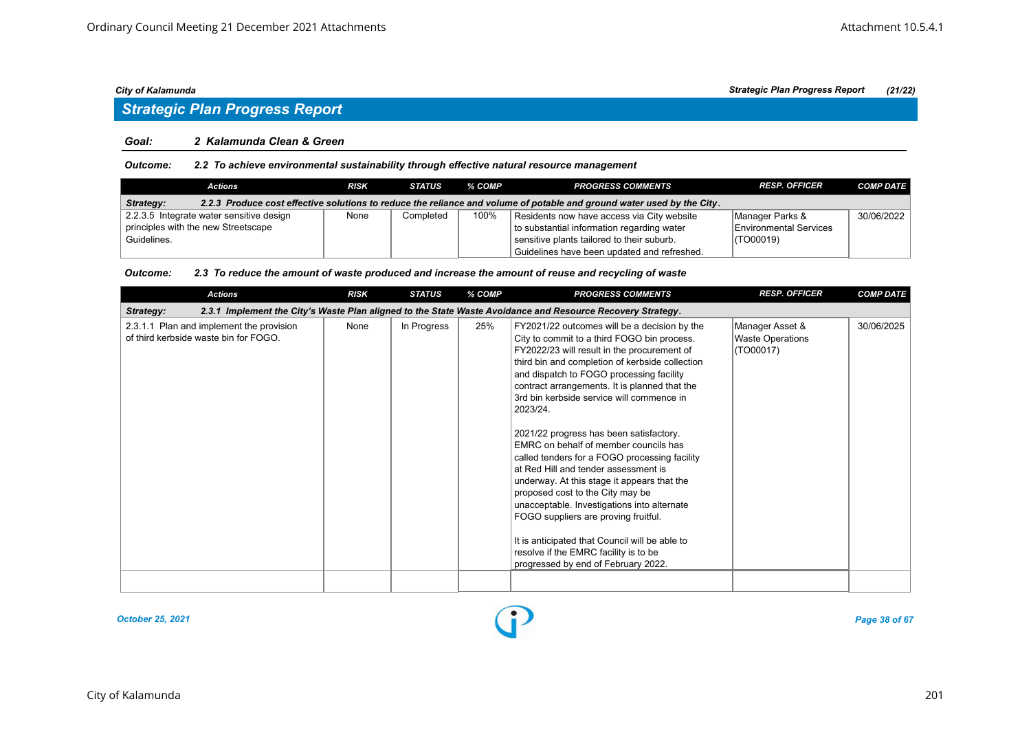## Strategic Plan Progress Report

**Goal: 2 Kalamunda Clean & Green**

**Outcome: 2.2 To achieve environmental sustainability through effective natural resource management**

| Actions | RISK | STATUS | % COMP | PROGRESS COMMENTS | RESP. OFFICER | COMP DATE |
|---|---|---|---|---|---|---|
| **Strategy: 2.2.3 Produce cost effective solutions to reduce the reliance and volume of potable and ground water used by the City.** | | | | | | |
| 2.2.3.5 Integrate water sensitive design principles with the new Streetscape Guidelines. | None | Completed | 100% | Residents now have access via City website to substantial information regarding water sensitive plants tailored to their suburb. Guidelines have been updated and refreshed. | Manager Parks & Environmental Services (TO00019) | 30/06/2022 |

**Outcome: 2.3 To reduce the amount of waste produced and increase the amount of reuse and recycling of waste**

| Actions | RISK | STATUS | % COMP | PROGRESS COMMENTS | RESP. OFFICER | COMP DATE |
|---|---|---|---|---|---|---|
| **Strategy: 2.3.1 Implement the City's Waste Plan aligned to the State Waste Avoidance and Resource Recovery Strategy.** | | | | | | |
| 2.3.1.1 Plan and implement the provision of third kerbside waste bin for FOGO. | None | In Progress | 25% | FY2021/22 outcomes will be a decision by the City to commit to a third FOGO bin process. FY2022/23 will result in the procurement of third bin and completion of kerbside collection and dispatch to FOGO processing facility contract arrangements. It is planned that the 3rd bin kerbside service will commence in 2023/24.<br><br>2021/22 progress has been satisfactory. EMRC on behalf of member councils has called tenders for a FOGO processing facility at Red Hill and tender assessment is underway. At this stage it appears that the proposed cost to the City may be unacceptable. Investigations into alternate FOGO suppliers are proving fruitful.<br><br>It is anticipated that Council will be able to resolve if the EMRC facility is to be progressed by end of February 2022. | Manager Asset & Waste Operations (TO00017) | 30/06/2025 |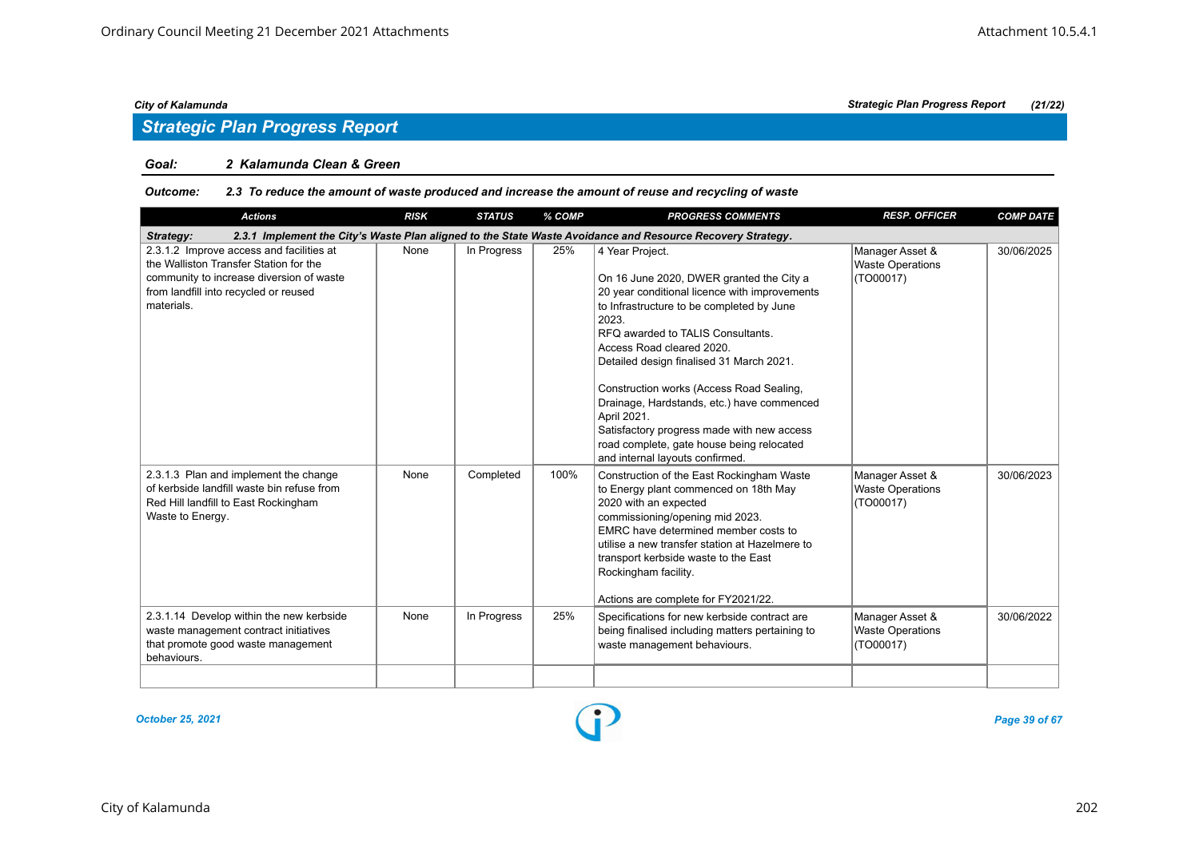## Strategic Plan Progress Report

### Goal: 2 Kalamunda Clean & Green

**Outcome: 2.3 To reduce the amount of waste produced and increase the amount of reuse and recycling of waste**

| Actions | RISK | STATUS | % COMP | PROGRESS COMMENTS | RESP. OFFICER | COMP DATE |
|---|---|---|---|---|---|---|
| **Strategy: 2.3.1 Implement the City's Waste Plan aligned to the State Waste Avoidance and Resource Recovery Strategy.** | | | | | | |
| 2.3.1.2 Improve access and facilities at the Walliston Transfer Station for the community to increase diversion of waste from landfill into recycled or reused materials. | None | In Progress | 25% | 4 Year Project.<br><br>On 16 June 2020, DWER granted the City a 20 year conditional licence with improvements to Infrastructure to be completed by June 2023.<br>RFQ awarded to TALIS Consultants.<br>Access Road cleared 2020.<br>Detailed design finalised 31 March 2021.<br><br>Construction works (Access Road Sealing, Drainage, Hardstands, etc.) have commenced April 2021.<br>Satisfactory progress made with new access road complete, gate house being relocated and internal layouts confirmed. | Manager Asset & Waste Operations (TO00017) | 30/06/2025 |
| 2.3.1.3 Plan and implement the change of kerbside landfill waste bin refuse from Red Hill landfill to East Rockingham Waste to Energy. | None | Completed | 100% | Construction of the East Rockingham Waste to Energy plant commenced on 18th May 2020 with an expected commissioning/opening mid 2023.<br>EMRC have determined member costs to utilise a new transfer station at Hazelmere to transport kerbside waste to the East Rockingham facility.<br><br>Actions are complete for FY2021/22. | Manager Asset & Waste Operations (TO00017) | 30/06/2023 |
| 2.3.1.14 Develop within the new kerbside waste management contract initiatives that promote good waste management behaviours. | None | In Progress | 25% | Specifications for new kerbside contract are being finalised including matters pertaining to waste management behaviours. | Manager Asset & Waste Operations (TO00017) | 30/06/2022 |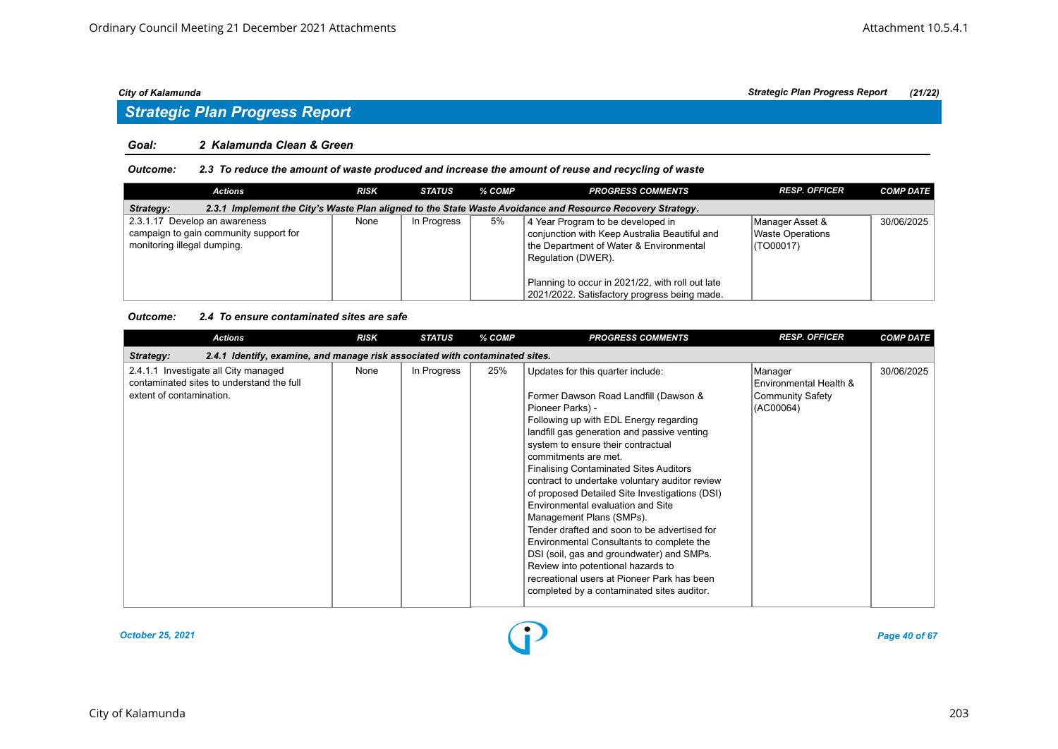## Strategic Plan Progress Report

**Goal: 2 Kalamunda Clean & Green**

**Outcome: 2.3 To reduce the amount of waste produced and increase the amount of reuse and recycling of waste**

| Actions | RISK | STATUS | % COMP | PROGRESS COMMENTS | RESP. OFFICER | COMP DATE |
|---|---|---|---|---|---|---|
| **Strategy: 2.3.1 Implement the City's Waste Plan aligned to the State Waste Avoidance and Resource Recovery Strategy.** | | | | | | |
| 2.3.1.17 Develop an awareness campaign to gain community support for monitoring illegal dumping. | None | In Progress | 5% | 4 Year Program to be developed in conjunction with Keep Australia Beautiful and the Department of Water & Environmental Regulation (DWER).<br><br>Planning to occur in 2021/22, with roll out late 2021/2022. Satisfactory progress being made. | Manager Asset & Waste Operations (TO00017) | 30/06/2025 |

**Outcome: 2.4 To ensure contaminated sites are safe**

| Actions | RISK | STATUS | % COMP | PROGRESS COMMENTS | RESP. OFFICER | COMP DATE |
|---|---|---|---|---|---|---|
| **Strategy: 2.4.1 Identify, examine, and manage risk associated with contaminated sites.** | | | | | | |
| 2.4.1.1 Investigate all City managed contaminated sites to understand the full extent of contamination. | None | In Progress | 25% | Updates for this quarter include:<br><br>Former Dawson Road Landfill (Dawson & Pioneer Parks) -<br>Following up with EDL Energy regarding landfill gas generation and passive venting system to ensure their contractual commitments are met.<br>Finalising Contaminated Sites Auditors contract to undertake voluntary auditor review of proposed Detailed Site Investigations (DSI) Environmental evaluation and Site Management Plans (SMPs).<br>Tender drafted and soon to be advertised for Environmental Consultants to complete the DSI (soil, gas and groundwater) and SMPs.<br>Review into potentional hazards to recreational users at Pioneer Park has been completed by a contaminated sites auditor. | Manager Environmental Health & Community Safety (AC00064) | 30/06/2025 |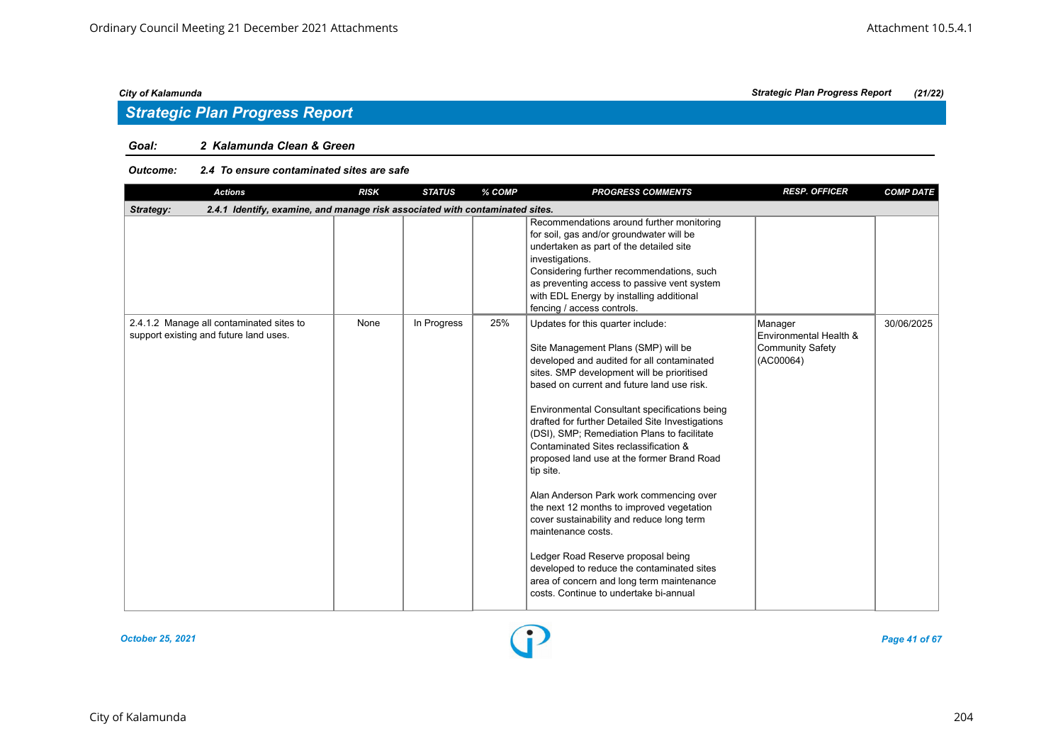## Strategic Plan Progress Report

**Goal:** *2 Kalamunda Clean & Green*

**Outcome:** *2.4 To ensure contaminated sites are safe*

| Actions | RISK | STATUS | % COMP | PROGRESS COMMENTS | RESP. OFFICER | COMP DATE |
|---|---|---|---|---|---|---|
| ***Strategy: 2.4.1 Identify, examine, and manage risk associated with contaminated sites.*** | | | | | | |
| | | | | Recommendations around further monitoring for soil, gas and/or groundwater will be undertaken as part of the detailed site investigations.<br>Considering further recommendations, such as preventing access to passive vent system with EDL Energy by installing additional fencing / access controls. | | |
| 2.4.1.2 Manage all contaminated sites to support existing and future land uses. | None | In Progress | 25% | Updates for this quarter include:<br><br>Site Management Plans (SMP) will be developed and audited for all contaminated sites. SMP development will be prioritised based on current and future land use risk.<br><br>Environmental Consultant specifications being drafted for further Detailed Site Investigations (DSI), SMP; Remediation Plans to facilitate Contaminated Sites reclassification & proposed land use at the former Brand Road tip site.<br><br>Alan Anderson Park work commencing over the next 12 months to improved vegetation cover sustainability and reduce long term maintenance costs.<br><br>Ledger Road Reserve proposal being developed to reduce the contaminated sites area of concern and long term maintenance costs. Continue to undertake bi-annual | Manager Environmental Health & Community Safety (AC00064) | 30/06/2025 |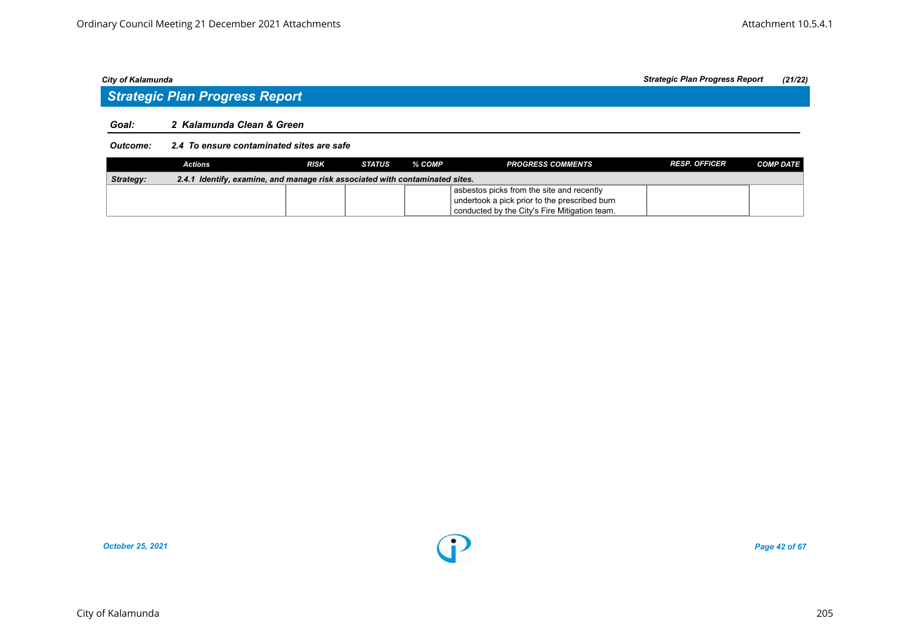## Strategic Plan Progress Report

**Goal:** *2 Kalamunda Clean & Green*

**Outcome:** *2.4 To ensure contaminated sites are safe*

| Actions | RISK | STATUS | % COMP | PROGRESS COMMENTS | RESP. OFFICER | COMP DATE |
|---|---|---|---|---|---|---|
| **Strategy:** 2.4.1 Identify, examine, and manage risk associated with contaminated sites. | | | | | | |
| | | | | asbestos picks from the site and recently undertook a pick prior to the prescribed burn conducted by the City's Fire Mitigation team. | | |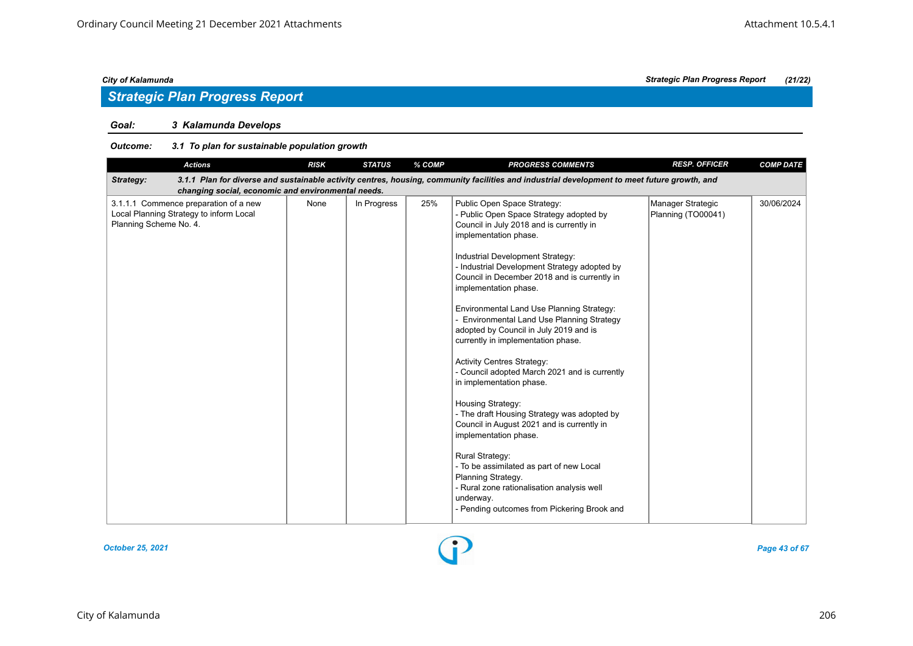## Strategic Plan Progress Report

**Goal:** *3 Kalamunda Develops*

**Outcome:** *3.1 To plan for sustainable population growth*

| Actions | RISK | STATUS | % COMP | PROGRESS COMMENTS | RESP. OFFICER | COMP DATE |
|---|---|---|---|---|---|---|
| ***Strategy:* 3.1.1 Plan for diverse and sustainable activity centres, housing, community facilities and industrial development to meet future growth, and changing social, economic and environmental needs.** | | | | | | |
| 3.1.1.1 Commence preparation of a new Local Planning Strategy to inform Local Planning Scheme No. 4. | None | In Progress | 25% | Public Open Space Strategy:<br>- Public Open Space Strategy adopted by Council in July 2018 and is currently in implementation phase.<br><br>Industrial Development Strategy:<br>- Industrial Development Strategy adopted by Council in December 2018 and is currently in implementation phase.<br><br>Environmental Land Use Planning Strategy:<br>- Environmental Land Use Planning Strategy adopted by Council in July 2019 and is currently in implementation phase.<br><br>Activity Centres Strategy:<br>- Council adopted March 2021 and is currently in implementation phase.<br><br>Housing Strategy:<br>- The draft Housing Strategy was adopted by Council in August 2021 and is currently in implementation phase.<br><br>Rural Strategy:<br>- To be assimilated as part of new Local Planning Strategy.<br>- Rural zone rationalisation analysis well underway.<br>- Pending outcomes from Pickering Brook and | Manager Strategic Planning (TO00041) | 30/06/2024 |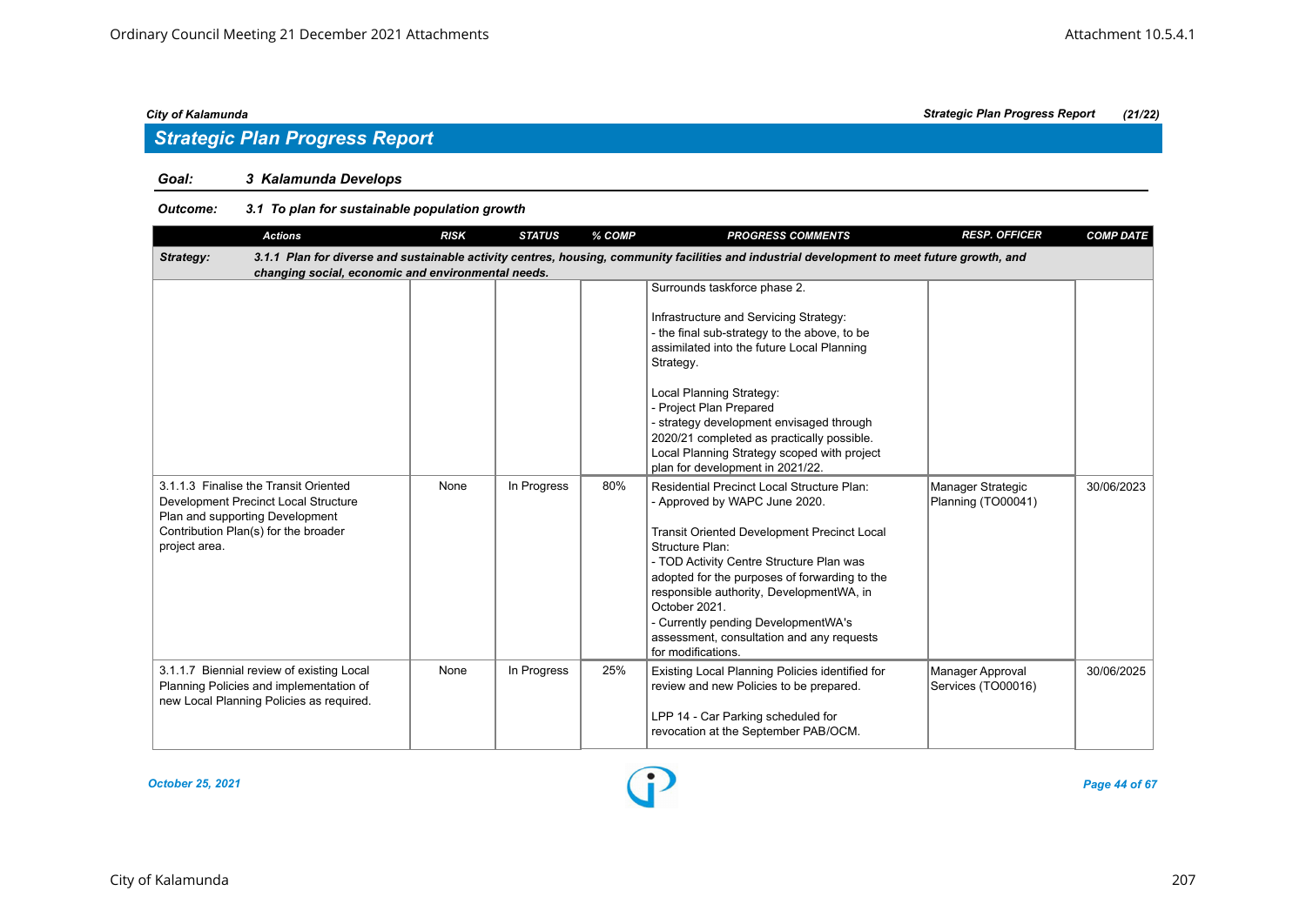City of Kalamunda — Strategic Plan Progress Report (21/22)

## Strategic Plan Progress Report

**Goal:** ***3 Kalamunda Develops***

**Outcome:** ***3.1 To plan for sustainable population growth***

| Actions | RISK | STATUS | % COMP | PROGRESS COMMENTS | RESP. OFFICER | COMP DATE |
|---|---|---|---|---|---|---|
| ***Strategy: 3.1.1 Plan for diverse and sustainable activity centres, housing, community facilities and industrial development to meet future growth, and changing social, economic and environmental needs.*** | | | | | | |
| | | | | Surrounds taskforce phase 2.<br><br>Infrastructure and Servicing Strategy:<br>- the final sub-strategy to the above, to be assimilated into the future Local Planning Strategy.<br><br>Local Planning Strategy:<br>- Project Plan Prepared<br>- strategy development envisaged through 2020/21 completed as practically possible. Local Planning Strategy scoped with project plan for development in 2021/22. | | |
| 3.1.1.3 Finalise the Transit Oriented Development Precinct Local Structure Plan and supporting Development Contribution Plan(s) for the broader project area. | None | In Progress | 80% | Residential Precinct Local Structure Plan:<br>- Approved by WAPC June 2020.<br><br>Transit Oriented Development Precinct Local Structure Plan:<br>- TOD Activity Centre Structure Plan was adopted for the purposes of forwarding to the responsible authority, DevelopmentWA, in October 2021.<br>- Currently pending DevelopmentWA's assessment, consultation and any requests for modifications. | Manager Strategic Planning (TO00041) | 30/06/2023 |
| 3.1.1.7 Biennial review of existing Local Planning Policies and implementation of new Local Planning Policies as required. | None | In Progress | 25% | Existing Local Planning Policies identified for review and new Policies to be prepared.<br><br>LPP 14 - Car Parking scheduled for revocation at the September PAB/OCM. | Manager Approval Services (TO00016) | 30/06/2025 |

*October 25, 2021*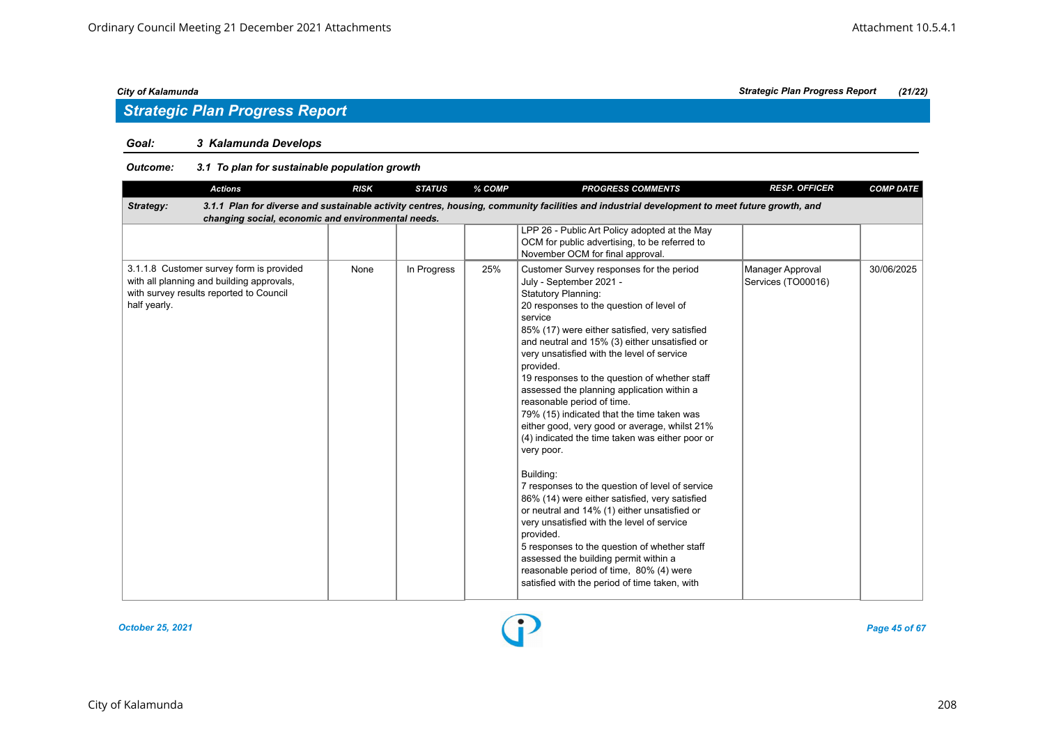## Strategic Plan Progress Report

**Goal:** **3 Kalamunda Develops**

**Outcome:** **3.1 To plan for sustainable population growth**

| Actions | RISK | STATUS | % COMP | PROGRESS COMMENTS | RESP. OFFICER | COMP DATE |
|---|---|---|---|---|---|---|
| **Strategy:** **3.1.1 Plan for diverse and sustainable activity centres, housing, community facilities and industrial development to meet future growth, and changing social, economic and environmental needs.** | | | | | | |
| | | | | LPP 26 - Public Art Policy adopted at the May OCM for public advertising, to be referred to November OCM for final approval. | | |
| 3.1.1.8 Customer survey form is provided with all planning and building approvals, with survey results reported to Council half yearly. | None | In Progress | 25% | Customer Survey responses for the period July - September 2021 -<br>Statutory Planning:<br>20 responses to the question of level of service<br>85% (17) were either satisfied, very satisfied and neutral and 15% (3) either unsatisfied or very unsatisfied with the level of service provided.<br>19 responses to the question of whether staff assessed the planning application within a reasonable period of time.<br>79% (15) indicated that the time taken was either good, very good or average, whilst 21% (4) indicated the time taken was either poor or very poor.<br><br>Building:<br>7 responses to the question of level of service<br>86% (14) were either satisfied, very satisfied or neutral and 14% (1) either unsatisfied or very unsatisfied with the level of service provided.<br>5 responses to the question of whether staff assessed the building permit within a reasonable period of time, 80% (4) were satisfied with the period of time taken, with | Manager Approval Services (TO00016) | 30/06/2025 |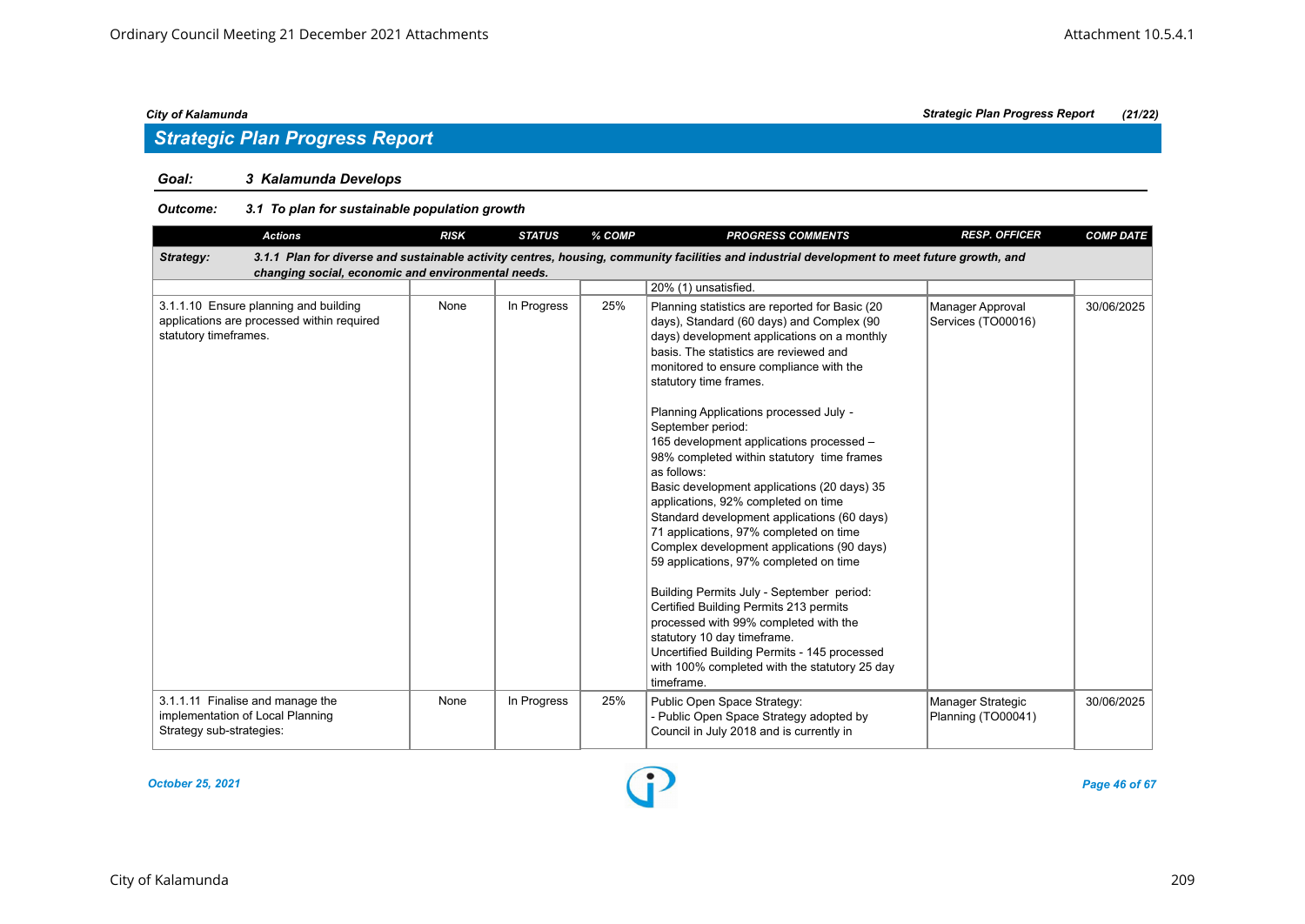## Strategic Plan Progress Report

**Goal:** ***3 Kalamunda Develops***

**Outcome:** ***3.1 To plan for sustainable population growth***

| Actions | RISK | STATUS | % COMP | PROGRESS COMMENTS | RESP. OFFICER | COMP DATE |
|---|---|---|---|---|---|---|
| ***Strategy: 3.1.1 Plan for diverse and sustainable activity centres, housing, community facilities and industrial development to meet future growth, and changing social, economic and environmental needs.*** | | | | | | |
| | | | | 20% (1) unsatisfied. | | |
| 3.1.1.10 Ensure planning and building applications are processed within required statutory timeframes. | None | In Progress | 25% | Planning statistics are reported for Basic (20 days), Standard (60 days) and Complex (90 days) development applications on a monthly basis. The statistics are reviewed and monitored to ensure compliance with the statutory time frames.<br><br>Planning Applications processed July - September period:<br>165 development applications processed – 98% completed within statutory time frames as follows:<br>Basic development applications (20 days) 35 applications, 92% completed on time<br>Standard development applications (60 days) 71 applications, 97% completed on time<br>Complex development applications (90 days) 59 applications, 97% completed on time<br><br>Building Permits July - September period:<br>Certified Building Permits 213 permits processed with 99% completed with the statutory 10 day timeframe.<br>Uncertified Building Permits - 145 processed with 100% completed with the statutory 25 day timeframe. | Manager Approval Services (TO00016) | 30/06/2025 |
| 3.1.1.11 Finalise and manage the implementation of Local Planning Strategy sub-strategies: | None | In Progress | 25% | Public Open Space Strategy:<br>- Public Open Space Strategy adopted by Council in July 2018 and is currently in | Manager Strategic Planning (TO00041) | 30/06/2025 |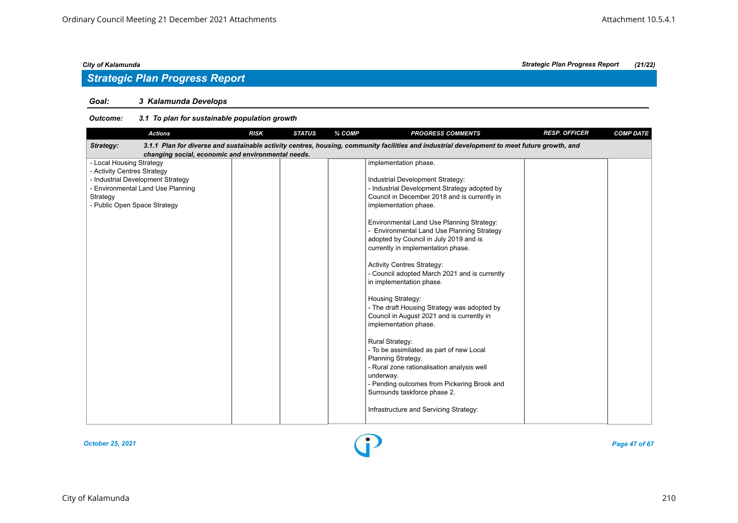## Strategic Plan Progress Report

**Goal:** *3 Kalamunda Develops*

**Outcome:** *3.1 To plan for sustainable population growth*

| Actions | RISK | STATUS | % COMP | PROGRESS COMMENTS | RESP. OFFICER | COMP DATE |
|---|---|---|---|---|---|---|
| **Strategy:** *3.1.1 Plan for diverse and sustainable activity centres, housing, community facilities and industrial development to meet future growth, and changing social, economic and environmental needs.* | | | | | | |
| - Local Housing Strategy<br>- Activity Centres Strategy<br>- Industrial Development Strategy<br>- Environmental Land Use Planning Strategy<br>- Public Open Space Strategy | | | | implementation phase.<br><br>Industrial Development Strategy:<br>- Industrial Development Strategy adopted by Council in December 2018 and is currently in implementation phase.<br><br>Environmental Land Use Planning Strategy:<br>- Environmental Land Use Planning Strategy adopted by Council in July 2019 and is currently in implementation phase.<br><br>Activity Centres Strategy:<br>- Council adopted March 2021 and is currently in implementation phase.<br><br>Housing Strategy:<br>- The draft Housing Strategy was adopted by Council in August 2021 and is currently in implementation phase.<br><br>Rural Strategy:<br>- To be assimilated as part of new Local Planning Strategy.<br>- Rural zone rationalisation analysis well underway.<br>- Pending outcomes from Pickering Brook and Surrounds taskforce phase 2.<br><br>Infrastructure and Servicing Strategy: | | |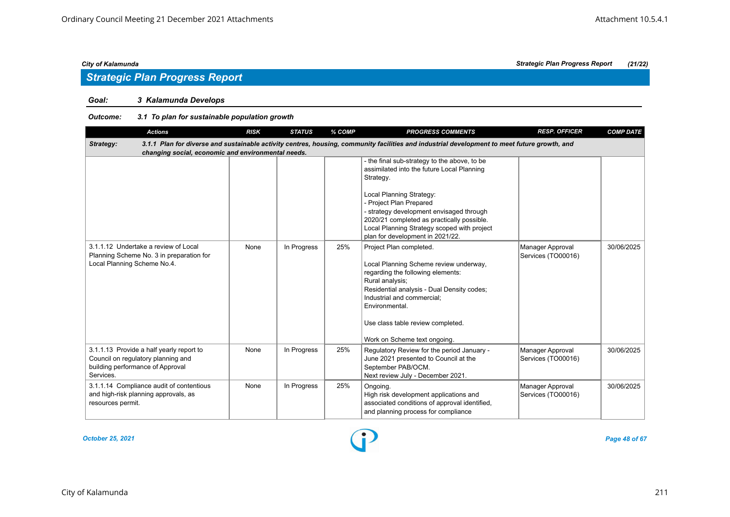## Strategic Plan Progress Report

**Goal:** *3 Kalamunda Develops*

**Outcome:** *3.1 To plan for sustainable population growth*

| Actions | RISK | STATUS | % COMP | PROGRESS COMMENTS | RESP. OFFICER | COMP DATE |
|---|---|---|---|---|---|---|
| **Strategy:** *3.1.1 Plan for diverse and sustainable activity centres, housing, community facilities and industrial development to meet future growth, and changing social, economic and environmental needs.* | | | | | | |
| | | | | - the final sub-strategy to the above, to be assimilated into the future Local Planning Strategy.<br><br>Local Planning Strategy:<br>- Project Plan Prepared<br>- strategy development envisaged through 2020/21 completed as practically possible. Local Planning Strategy scoped with project plan for development in 2021/22. | | |
| 3.1.1.12 Undertake a review of Local Planning Scheme No. 3 in preparation for Local Planning Scheme No.4. | None | In Progress | 25% | Project Plan completed.<br><br>Local Planning Scheme review underway, regarding the following elements:<br>Rural analysis;<br>Residential analysis - Dual Density codes;<br>Industrial and commercial;<br>Environmental.<br><br>Use class table review completed.<br><br>Work on Scheme text ongoing. | Manager Approval Services (TO00016) | 30/06/2025 |
| 3.1.1.13 Provide a half yearly report to Council on regulatory planning and building performance of Approval Services. | None | In Progress | 25% | Regulatory Review for the period January - June 2021 presented to Council at the September PAB/OCM.<br>Next review July - December 2021. | Manager Approval Services (TO00016) | 30/06/2025 |
| 3.1.1.14 Compliance audit of contentious and high-risk planning approvals, as resources permit. | None | In Progress | 25% | Ongoing.<br>High risk development applications and associated conditions of approval identified, and planning process for compliance | Manager Approval Services (TO00016) | 30/06/2025 |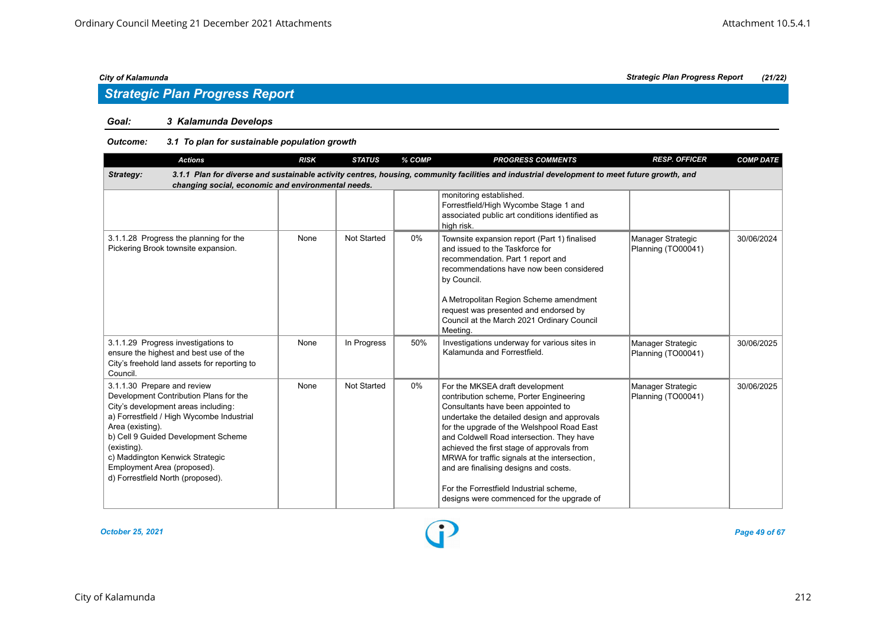## Strategic Plan Progress Report

**Goal:** ***3 Kalamunda Develops***

**Outcome:** ***3.1 To plan for sustainable population growth***

| Actions | RISK | STATUS | % COMP | PROGRESS COMMENTS | RESP. OFFICER | COMP DATE |
|---|---|---|---|---|---|---|
| **Strategy:** ***3.1.1 Plan for diverse and sustainable activity centres, housing, community facilities and industrial development to meet future growth, and changing social, economic and environmental needs.*** | | | | | | |
| | | | | monitoring established. Forrestfield/High Wycombe Stage 1 and associated public art conditions identified as high risk. | | |
| 3.1.1.28 Progress the planning for the Pickering Brook townsite expansion. | None | Not Started | 0% | Townsite expansion report (Part 1) finalised and issued to the Taskforce for recommendation. Part 1 report and recommendations have now been considered by Council.<br><br>A Metropolitan Region Scheme amendment request was presented and endorsed by Council at the March 2021 Ordinary Council Meeting. | Manager Strategic Planning (TO00041) | 30/06/2024 |
| 3.1.1.29 Progress investigations to ensure the highest and best use of the City's freehold land assets for reporting to Council. | None | In Progress | 50% | Investigations underway for various sites in Kalamunda and Forrestfield. | Manager Strategic Planning (TO00041) | 30/06/2025 |
| 3.1.1.30 Prepare and review Development Contribution Plans for the City's development areas including:<br>a) Forrestfield / High Wycombe Industrial Area (existing).<br>b) Cell 9 Guided Development Scheme (existing).<br>c) Maddington Kenwick Strategic Employment Area (proposed).<br>d) Forrestfield North (proposed). | None | Not Started | 0% | For the MKSEA draft development contribution scheme, Porter Engineering Consultants have been appointed to undertake the detailed design and approvals for the upgrade of the Welshpool Road East and Coldwell Road intersection. They have achieved the first stage of approvals from MRWA for traffic signals at the intersection, and are finalising designs and costs.<br><br>For the Forrestfield Industrial scheme, designs were commenced for the upgrade of | Manager Strategic Planning (TO00041) | 30/06/2025 |

*October 25, 2021*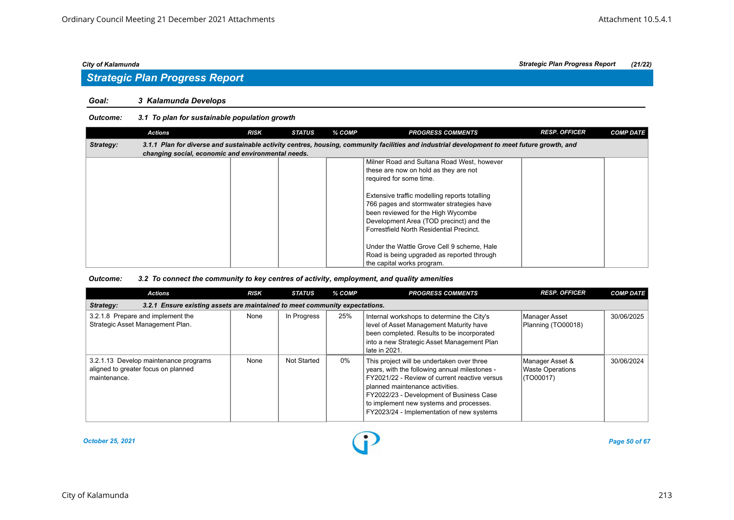## Strategic Plan Progress Report

**Goal:** ***3 Kalamunda Develops***

**Outcome:** ***3.1 To plan for sustainable population growth***

| Actions | RISK | STATUS | % COMP | PROGRESS COMMENTS | RESP. OFFICER | COMP DATE |
|---|---|---|---|---|---|---|
| **Strategy:** ***3.1.1 Plan for diverse and sustainable activity centres, housing, community facilities and industrial development to meet future growth, and changing social, economic and environmental needs.*** | | | | | | |
| | | | | Milner Road and Sultana Road West, however these are now on hold as they are not required for some time.<br><br>Extensive traffic modelling reports totalling 766 pages and stormwater strategies have been reviewed for the High Wycombe Development Area (TOD precinct) and the Forrestfield North Residential Precinct.<br><br>Under the Wattle Grove Cell 9 scheme, Hale Road is being upgraded as reported through the capital works program. | | |

**Outcome:** ***3.2 To connect the community to key centres of activity, employment, and quality amenities***

| Actions | RISK | STATUS | % COMP | PROGRESS COMMENTS | RESP. OFFICER | COMP DATE |
|---|---|---|---|---|---|---|
| **Strategy:** ***3.2.1 Ensure existing assets are maintained to meet community expectations.*** | | | | | | |
| 3.2.1.8 Prepare and implement the Strategic Asset Management Plan. | None | In Progress | 25% | Internal workshops to determine the City's level of Asset Management Maturity have been completed. Results to be incorporated into a new Strategic Asset Management Plan late in 2021. | Manager Asset Planning (TO00018) | 30/06/2025 |
| 3.2.1.13 Develop maintenance programs aligned to greater focus on planned maintenance. | None | Not Started | 0% | This project will be undertaken over three years, with the following annual milestones - FY2021/22 - Review of current reactive versus planned maintenance activities.<br>FY2022/23 - Development of Business Case to implement new systems and processes.<br>FY2023/24 - Implementation of new systems | Manager Asset & Waste Operations (TO00017) | 30/06/2024 |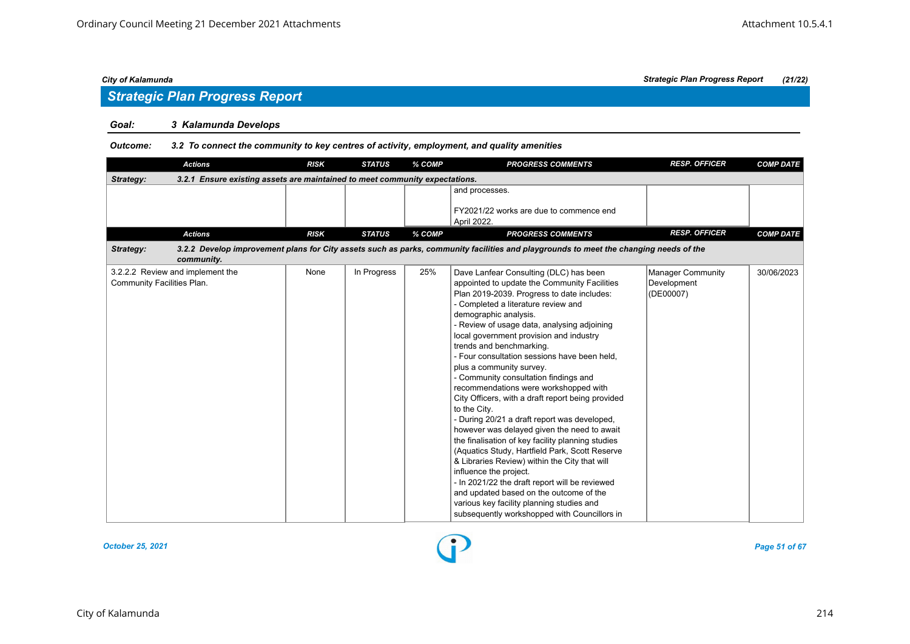## Strategic Plan Progress Report

**Goal:** *3 Kalamunda Develops*

**Outcome:** *3.2 To connect the community to key centres of activity, employment, and quality amenities*

| Actions | RISK | STATUS | % COMP | PROGRESS COMMENTS | RESP. OFFICER | COMP DATE |
|---|---|---|---|---|---|---|
| **Strategy: 3.2.1 Ensure existing assets are maintained to meet community expectations.** | | | | | | |
| | | | | and processes.<br><br>FY2021/22 works are due to commence end April 2022. | | |

| Actions | RISK | STATUS | % COMP | PROGRESS COMMENTS | RESP. OFFICER | COMP DATE |
|---|---|---|---|---|---|---|
| **Strategy: 3.2.2 Develop improvement plans for City assets such as parks, community facilities and playgrounds to meet the changing needs of the community.** | | | | | | |
| 3.2.2.2 Review and implement the Community Facilities Plan. | None | In Progress | 25% | Dave Lanfear Consulting (DLC) has been appointed to update the Community Facilities Plan 2019-2039. Progress to date includes:<br>- Completed a literature review and demographic analysis.<br>- Review of usage data, analysing adjoining local government provision and industry trends and benchmarking.<br>- Four consultation sessions have been held, plus a community survey.<br>- Community consultation findings and recommendations were workshopped with City Officers, with a draft report being provided to the City.<br>- During 20/21 a draft report was developed, however was delayed given the need to await the finalisation of key facility planning studies (Aquatics Study, Hartfield Park, Scott Reserve & Libraries Review) within the City that will influence the project.<br>- In 2021/22 the draft report will be reviewed and updated based on the outcome of the various key facility planning studies and subsequently workshopped with Councillors in | Manager Community Development (DE00007) | 30/06/2023 |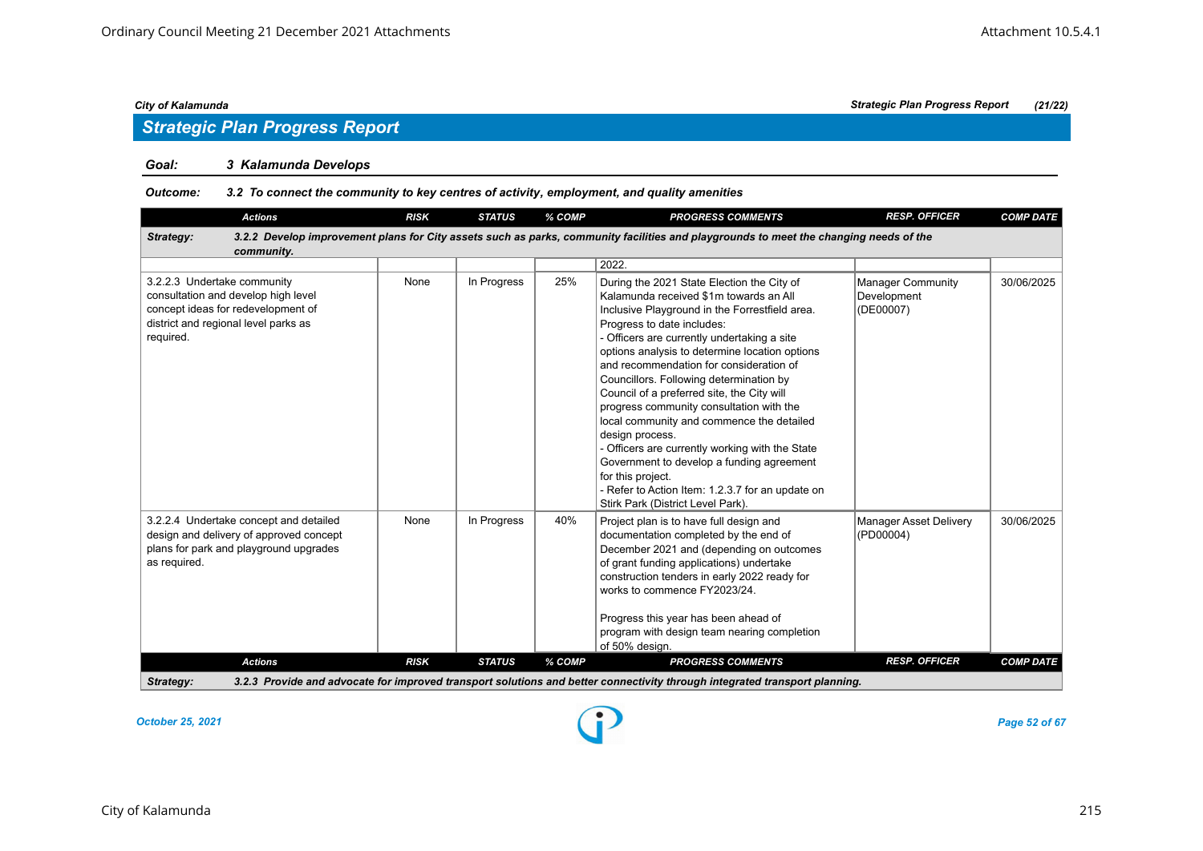## Strategic Plan Progress Report

**Goal: 3 Kalamunda Develops**

**Outcome: 3.2 To connect the community to key centres of activity, employment, and quality amenities**

| Actions | RISK | STATUS | % COMP | PROGRESS COMMENTS | RESP. OFFICER | COMP DATE |
|---|---|---|---|---|---|---|
| **Strategy: 3.2.2 Develop improvement plans for City assets such as parks, community facilities and playgrounds to meet the changing needs of the community.** | | | | | | |
| | | | | 2022. | | |
| 3.2.2.3 Undertake community consultation and develop high level concept ideas for redevelopment of district and regional level parks as required. | None | In Progress | 25% | During the 2021 State Election the City of Kalamunda received $1m towards an All Inclusive Playground in the Forrestfield area. Progress to date includes:<br>- Officers are currently undertaking a site options analysis to determine location options and recommendation for consideration of Councillors. Following determination by Council of a preferred site, the City will progress community consultation with the local community and commence the detailed design process.<br>- Officers are currently working with the State Government to develop a funding agreement for this project.<br>- Refer to Action Item: 1.2.3.7 for an update on Stirk Park (District Level Park). | Manager Community Development (DE00007) | 30/06/2025 |
| 3.2.2.4 Undertake concept and detailed design and delivery of approved concept plans for park and playground upgrades as required. | None | In Progress | 40% | Project plan is to have full design and documentation completed by the end of December 2021 and (depending on outcomes of grant funding applications) undertake construction tenders in early 2022 ready for works to commence FY2023/24.<br><br>Progress this year has been ahead of program with design team nearing completion of 50% design. | Manager Asset Delivery (PD00004) | 30/06/2025 |
| **Strategy: 3.2.3 Provide and advocate for improved transport solutions and better connectivity through integrated transport planning.** | | | | | | |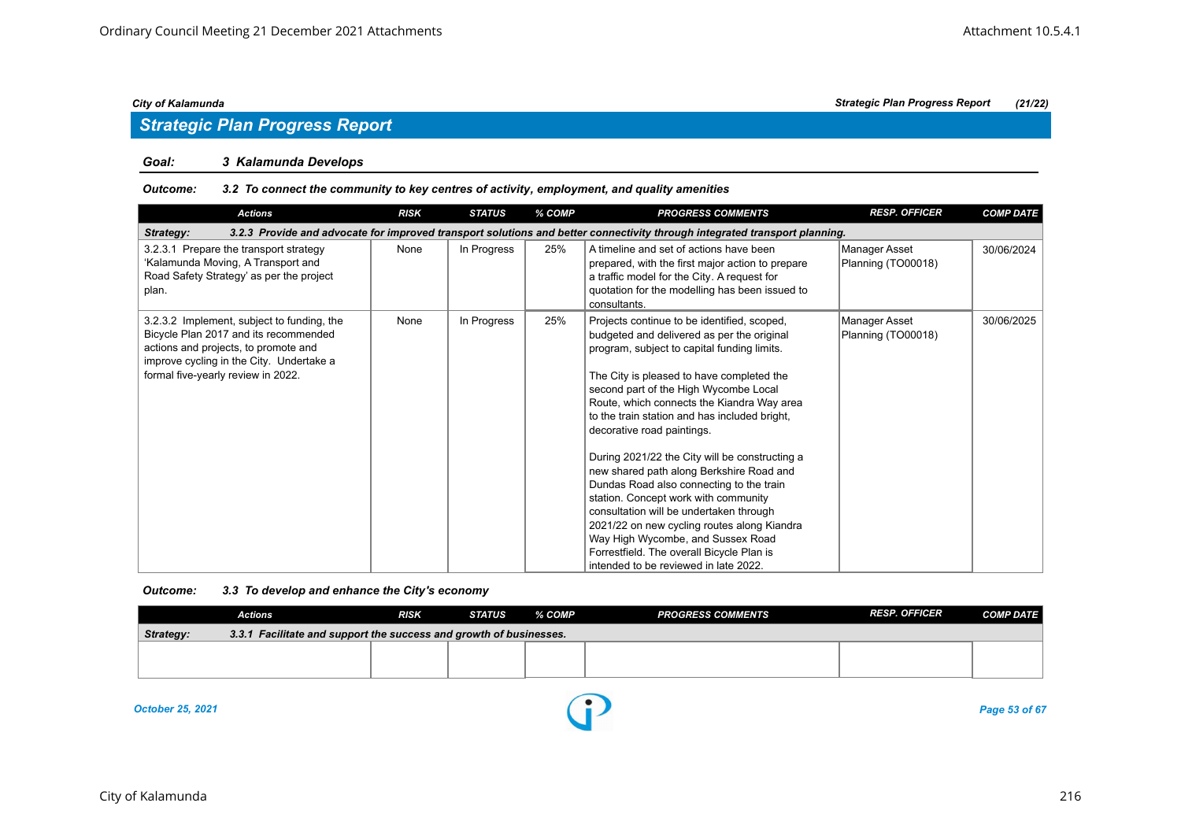## Strategic Plan Progress Report

**Goal: 3 Kalamunda Develops**

**Outcome: 3.2 To connect the community to key centres of activity, employment, and quality amenities**

| Actions | RISK | STATUS | % COMP | PROGRESS COMMENTS | RESP. OFFICER | COMP DATE |
|---|---|---|---|---|---|---|
| **Strategy: 3.2.3 Provide and advocate for improved transport solutions and better connectivity through integrated transport planning.** | | | | | | |
| 3.2.3.1 Prepare the transport strategy 'Kalamunda Moving, A Transport and Road Safety Strategy' as per the project plan. | None | In Progress | 25% | A timeline and set of actions have been prepared, with the first major action to prepare a traffic model for the City. A request for quotation for the modelling has been issued to consultants. | Manager Asset Planning (TO00018) | 30/06/2024 |
| 3.2.3.2 Implement, subject to funding, the Bicycle Plan 2017 and its recommended actions and projects, to promote and improve cycling in the City. Undertake a formal five-yearly review in 2022. | None | In Progress | 25% | Projects continue to be identified, scoped, budgeted and delivered as per the original program, subject to capital funding limits.<br><br>The City is pleased to have completed the second part of the High Wycombe Local Route, which connects the Kiandra Way area to the train station and has included bright, decorative road paintings.<br><br>During 2021/22 the City will be constructing a new shared path along Berkshire Road and Dundas Road also connecting to the train station. Concept work with community consultation will be undertaken through 2021/22 on new cycling routes along Kiandra Way High Wycombe, and Sussex Road Forrestfield. The overall Bicycle Plan is intended to be reviewed in late 2022. | Manager Asset Planning (TO00018) | 30/06/2025 |

**Outcome: 3.3 To develop and enhance the City's economy**

| Actions | RISK | STATUS | % COMP | PROGRESS COMMENTS | RESP. OFFICER | COMP DATE |
|---|---|---|---|---|---|---|
| **Strategy: 3.3.1 Facilitate and support the success and growth of businesses.** | | | | | | |
| | | | | | | |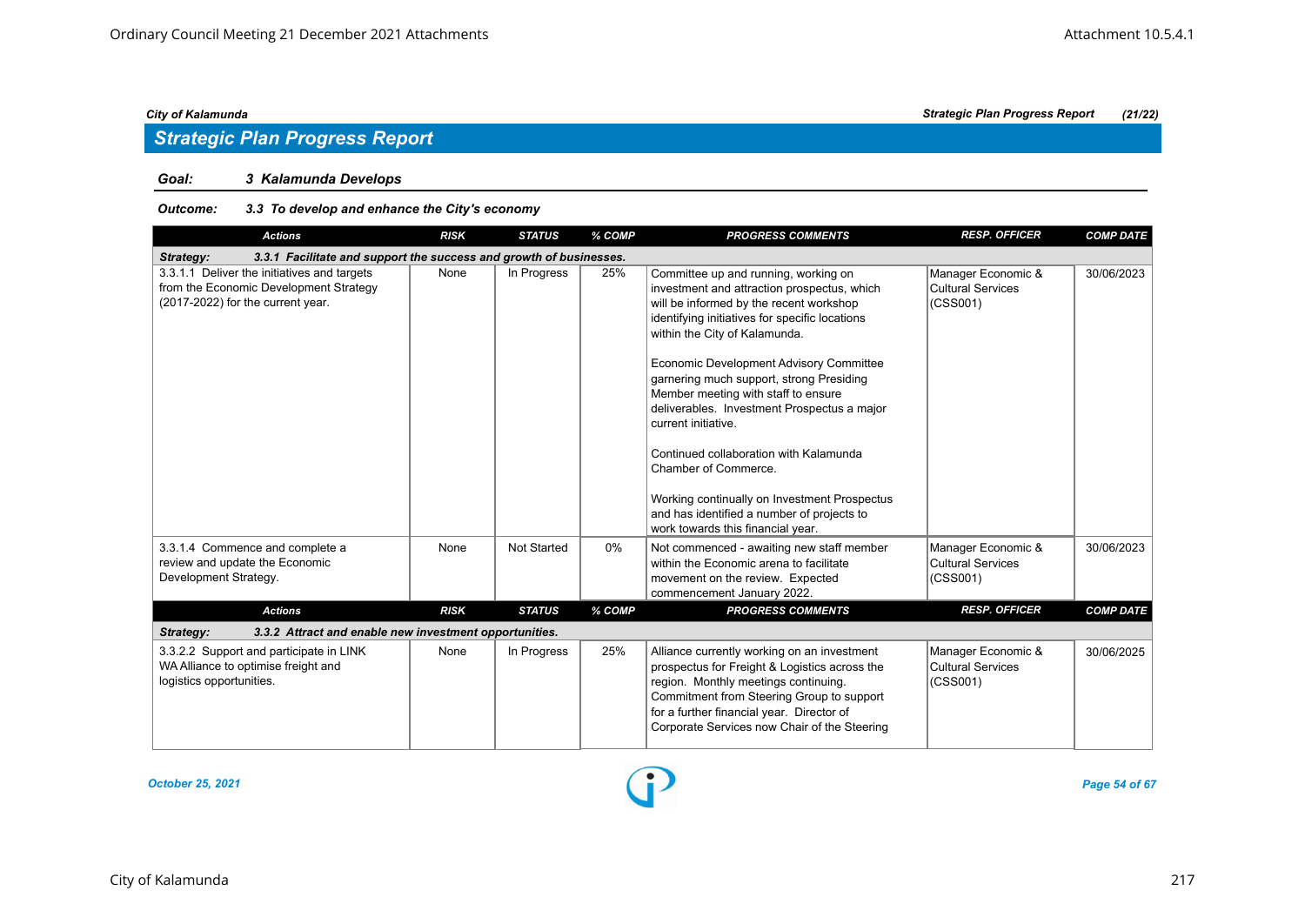## Strategic Plan Progress Report

**Goal:** ***3 Kalamunda Develops***

**Outcome:** ***3.3 To develop and enhance the City's economy***

| Actions | RISK | STATUS | % COMP | PROGRESS COMMENTS | RESP. OFFICER | COMP DATE |
|---|---|---|---|---|---|---|
| ***Strategy: 3.3.1 Facilitate and support the success and growth of businesses.*** | | | | | | |
| 3.3.1.1 Deliver the initiatives and targets from the Economic Development Strategy (2017-2022) for the current year. | None | In Progress | 25% | Committee up and running, working on investment and attraction prospectus, which will be informed by the recent workshop identifying initiatives for specific locations within the City of Kalamunda.<br><br>Economic Development Advisory Committee garnering much support, strong Presiding Member meeting with staff to ensure deliverables. Investment Prospectus a major current initiative.<br><br>Continued collaboration with Kalamunda Chamber of Commerce.<br><br>Working continually on Investment Prospectus and has identified a number of projects to work towards this financial year. | Manager Economic & Cultural Services (CSS001) | 30/06/2023 |
| 3.3.1.4 Commence and complete a review and update the Economic Development Strategy. | None | Not Started | 0% | Not commenced - awaiting new staff member within the Economic arena to facilitate movement on the review. Expected commencement January 2022. | Manager Economic & Cultural Services (CSS001) | 30/06/2023 |
| ***Strategy: 3.3.2 Attract and enable new investment opportunities.*** | | | | | | |
| 3.3.2.2 Support and participate in LINK WA Alliance to optimise freight and logistics opportunities. | None | In Progress | 25% | Alliance currently working on an investment prospectus for Freight & Logistics across the region. Monthly meetings continuing. Commitment from Steering Group to support for a further financial year. Director of Corporate Services now Chair of the Steering | Manager Economic & Cultural Services (CSS001) | 30/06/2025 |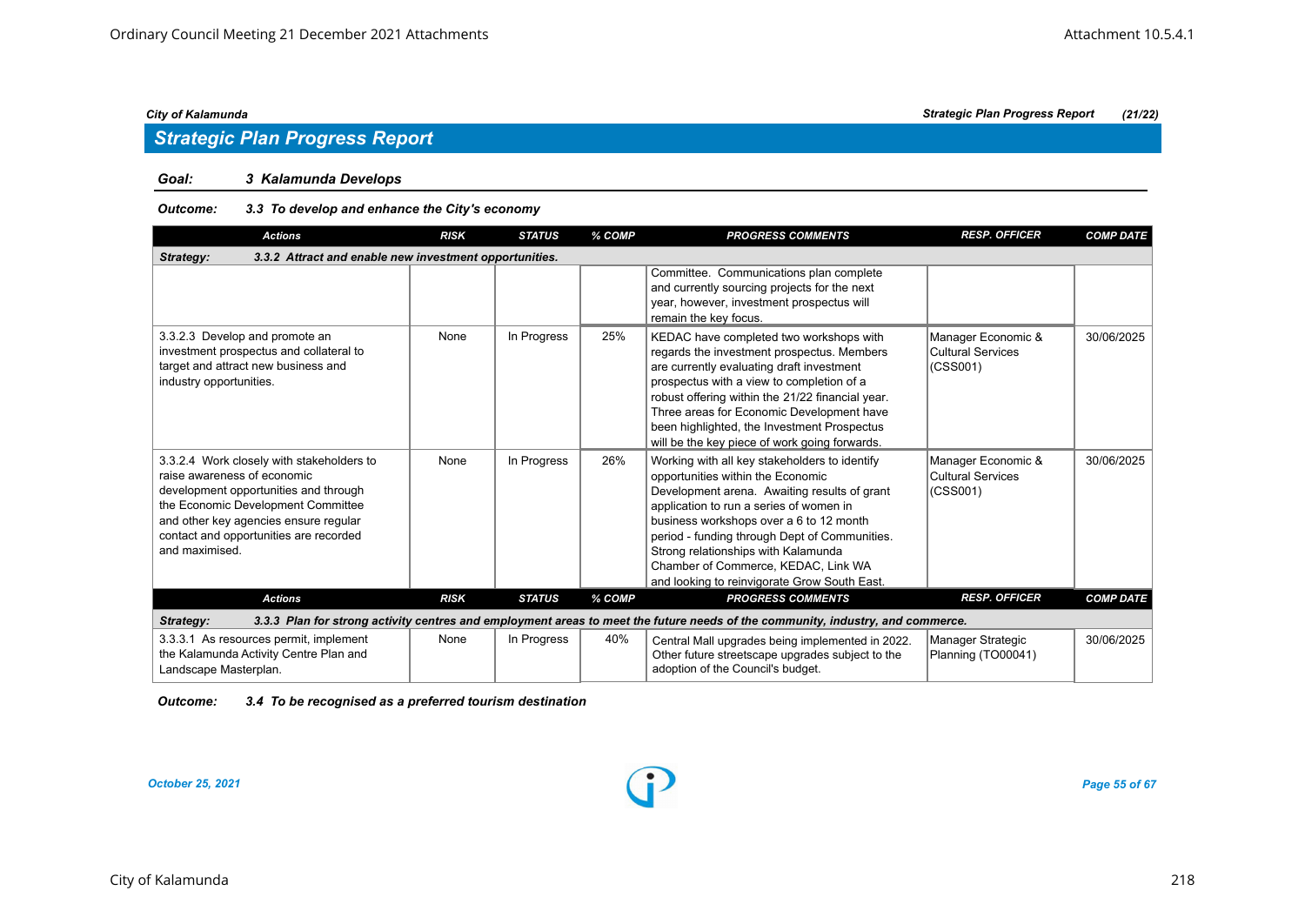## Strategic Plan Progress Report

**Goal: 3 Kalamunda Develops**

**Outcome: 3.3 To develop and enhance the City's economy**

| Actions | RISK | STATUS | % COMP | PROGRESS COMMENTS | RESP. OFFICER | COMP DATE |
|---|---|---|---|---|---|---|
| **Strategy: 3.3.2 Attract and enable new investment opportunities.** | | | | | | |
| | | | | Committee. Communications plan complete and currently sourcing projects for the next year, however, investment prospectus will remain the key focus. | | |
| 3.3.2.3 Develop and promote an investment prospectus and collateral to target and attract new business and industry opportunities. | None | In Progress | 25% | KEDAC have completed two workshops with regards the investment prospectus. Members are currently evaluating draft investment prospectus with a view to completion of a robust offering within the 21/22 financial year. Three areas for Economic Development have been highlighted, the Investment Prospectus will be the key piece of work going forwards. | Manager Economic & Cultural Services (CSS001) | 30/06/2025 |
| 3.3.2.4 Work closely with stakeholders to raise awareness of economic development opportunities and through the Economic Development Committee and other key agencies ensure regular contact and opportunities are recorded and maximised. | None | In Progress | 26% | Working with all key stakeholders to identify opportunities within the Economic Development arena. Awaiting results of grant application to run a series of women in business workshops over a 6 to 12 month period - funding through Dept of Communities. Strong relationships with Kalamunda Chamber of Commerce, KEDAC, Link WA and looking to reinvigorate Grow South East. | Manager Economic & Cultural Services (CSS001) | 30/06/2025 |
| **Strategy: 3.3.3 Plan for strong activity centres and employment areas to meet the future needs of the community, industry, and commerce.** | | | | | | |
| 3.3.3.1 As resources permit, implement the Kalamunda Activity Centre Plan and Landscape Masterplan. | None | In Progress | 40% | Central Mall upgrades being implemented in 2022. Other future streetscape upgrades subject to the adoption of the Council's budget. | Manager Strategic Planning (TO00041) | 30/06/2025 |

**Outcome: 3.4 To be recognised as a preferred tourism destination**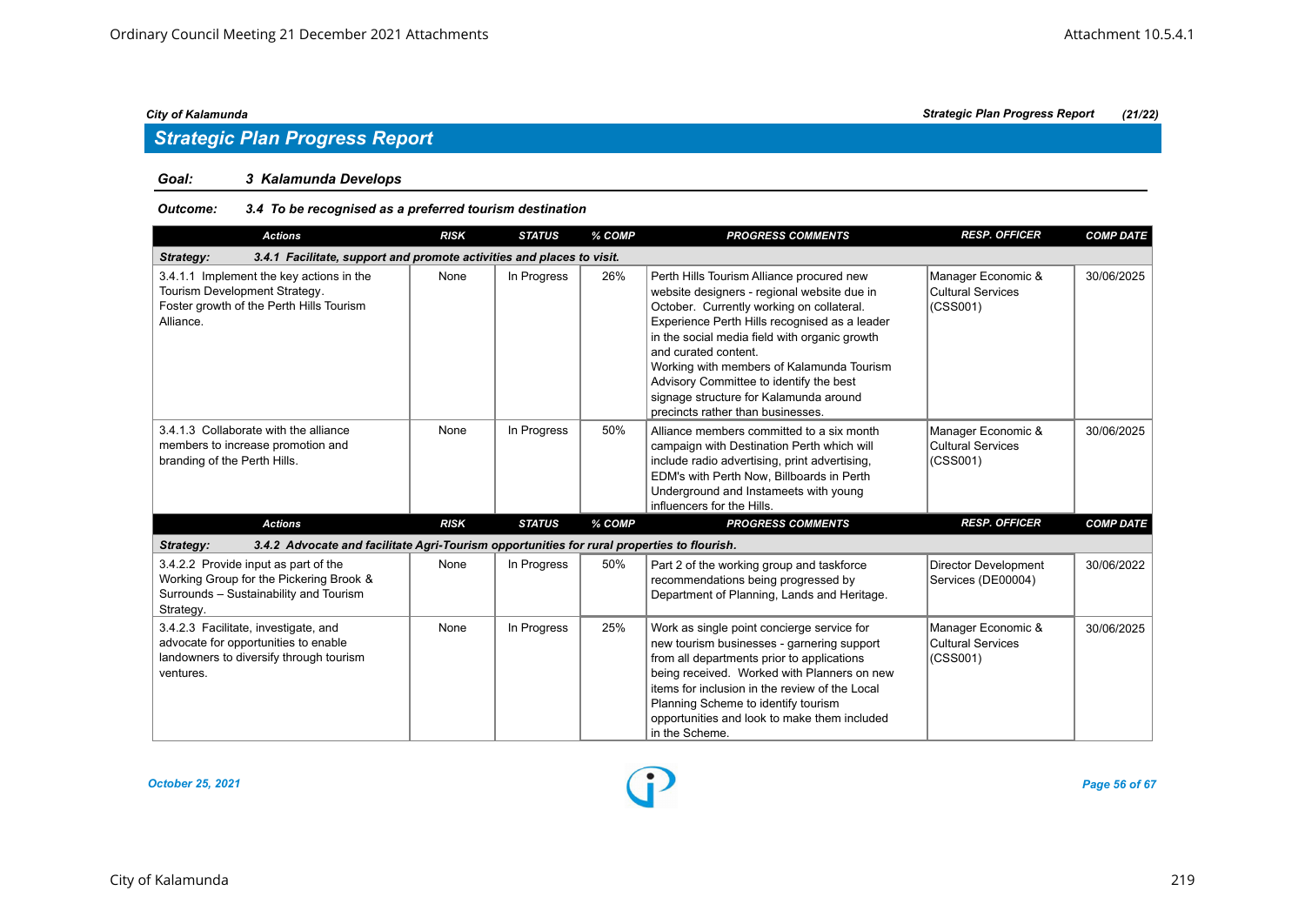## Strategic Plan Progress Report

**Goal: 3 Kalamunda Develops**

**Outcome: 3.4 To be recognised as a preferred tourism destination**

| Actions | RISK | STATUS | % COMP | PROGRESS COMMENTS | RESP. OFFICER | COMP DATE |
|---|---|---|---|---|---|---|
| **Strategy: 3.4.1 Facilitate, support and promote activities and places to visit.** | | | | | | |
| 3.4.1.1 Implement the key actions in the Tourism Development Strategy. Foster growth of the Perth Hills Tourism Alliance. | None | In Progress | 26% | Perth Hills Tourism Alliance procured new website designers - regional website due in October. Currently working on collateral. Experience Perth Hills recognised as a leader in the social media field with organic growth and curated content. Working with members of Kalamunda Tourism Advisory Committee to identify the best signage structure for Kalamunda around precincts rather than businesses. | Manager Economic & Cultural Services (CSS001) | 30/06/2025 |
| 3.4.1.3 Collaborate with the alliance members to increase promotion and branding of the Perth Hills. | None | In Progress | 50% | Alliance members committed to a six month campaign with Destination Perth which will include radio advertising, print advertising, EDM's with Perth Now, Billboards in Perth Underground and Instameets with young influencers for the Hills. | Manager Economic & Cultural Services (CSS001) | 30/06/2025 |
| **Strategy: 3.4.2 Advocate and facilitate Agri-Tourism opportunities for rural properties to flourish.** | | | | | | |
| 3.4.2.2 Provide input as part of the Working Group for the Pickering Brook & Surrounds – Sustainability and Tourism Strategy. | None | In Progress | 50% | Part 2 of the working group and taskforce recommendations being progressed by Department of Planning, Lands and Heritage. | Director Development Services (DE00004) | 30/06/2022 |
| 3.4.2.3 Facilitate, investigate, and advocate for opportunities to enable landowners to diversify through tourism ventures. | None | In Progress | 25% | Work as single point concierge service for new tourism businesses - garnering support from all departments prior to applications being received. Worked with Planners on new items for inclusion in the review of the Local Planning Scheme to identify tourism opportunities and look to make them included in the Scheme. | Manager Economic & Cultural Services (CSS001) | 30/06/2025 |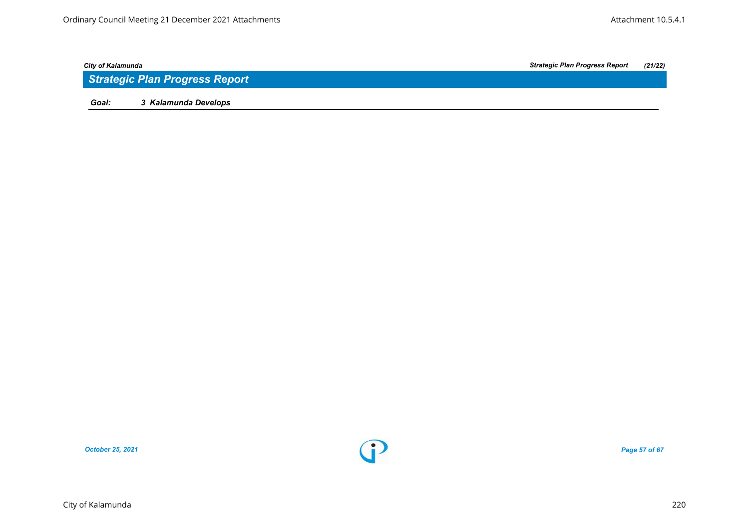## Strategic Plan Progress Report

**Goal: 3 Kalamunda Develops**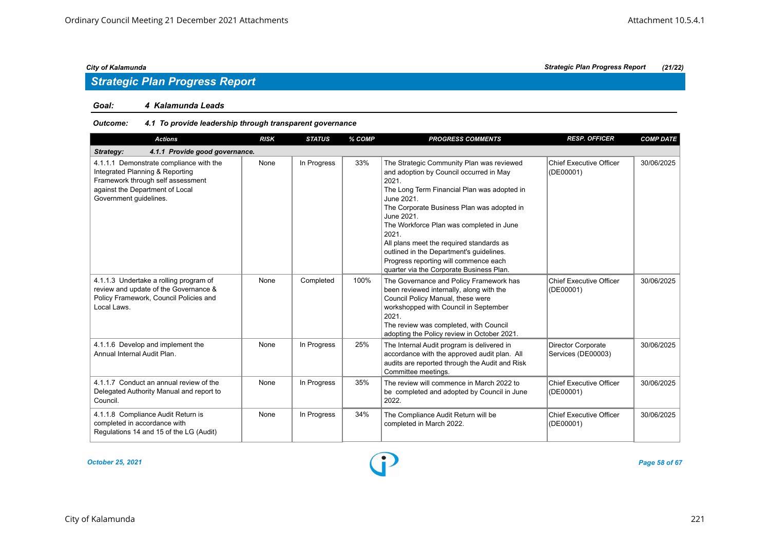## Strategic Plan Progress Report

**Goal:** ***4 Kalamunda Leads***

**Outcome:** ***4.1 To provide leadership through transparent governance***

| Actions | RISK | STATUS | % COMP | PROGRESS COMMENTS | RESP. OFFICER | COMP DATE |
|---|---|---|---|---|---|---|
| ***Strategy: 4.1.1 Provide good governance.*** | | | | | | |
| 4.1.1.1 Demonstrate compliance with the Integrated Planning & Reporting Framework through self assessment against the Department of Local Government guidelines. | None | In Progress | 33% | The Strategic Community Plan was reviewed and adoption by Council occurred in May 2021.<br>The Long Term Financial Plan was adopted in June 2021.<br>The Corporate Business Plan was adopted in June 2021.<br>The Workforce Plan was completed in June 2021.<br>All plans meet the required standards as outlined in the Department's guidelines.<br>Progress reporting will commence each quarter via the Corporate Business Plan. | Chief Executive Officer (DE00001) | 30/06/2025 |
| 4.1.1.3 Undertake a rolling program of review and update of the Governance & Policy Framework, Council Policies and Local Laws. | None | Completed | 100% | The Governance and Policy Framework has been reviewed internally, along with the Council Policy Manual, these were workshopped with Council in September 2021.<br>The review was completed, with Council adopting the Policy review in October 2021. | Chief Executive Officer (DE00001) | 30/06/2025 |
| 4.1.1.6 Develop and implement the Annual Internal Audit Plan. | None | In Progress | 25% | The Internal Audit program is delivered in accordance with the approved audit plan. All audits are reported through the Audit and Risk Committee meetings. | Director Corporate Services (DE00003) | 30/06/2025 |
| 4.1.1.7 Conduct an annual review of the Delegated Authority Manual and report to Council. | None | In Progress | 35% | The review will commence in March 2022 to be completed and adopted by Council in June 2022. | Chief Executive Officer (DE00001) | 30/06/2025 |
| 4.1.1.8 Compliance Audit Return is completed in accordance with Regulations 14 and 15 of the LG (Audit) | None | In Progress | 34% | The Compliance Audit Return will be completed in March 2022. | Chief Executive Officer (DE00001) | 30/06/2025 |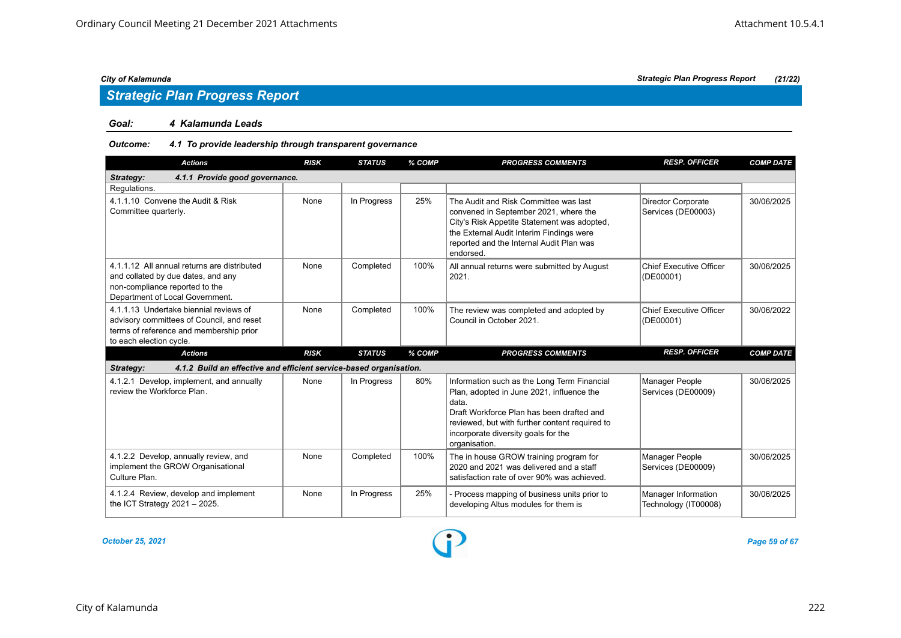## Strategic Plan Progress Report

**Goal:** *4 Kalamunda Leads*

**Outcome:** *4.1 To provide leadership through transparent governance*

| Actions | RISK | STATUS | % COMP | PROGRESS COMMENTS | RESP. OFFICER | COMP DATE |
|---|---|---|---|---|---|---|
| **Strategy: 4.1.1 Provide good governance.** | | | | | | |
| Regulations. | | | | | | |
| 4.1.1.10 Convene the Audit & Risk Committee quarterly. | None | In Progress | 25% | The Audit and Risk Committee was last convened in September 2021, where the City's Risk Appetite Statement was adopted, the External Audit Interim Findings were reported and the Internal Audit Plan was endorsed. | Director Corporate Services (DE00003) | 30/06/2025 |
| 4.1.1.12 All annual returns are distributed and collated by due dates, and any non-compliance reported to the Department of Local Government. | None | Completed | 100% | All annual returns were submitted by August 2021. | Chief Executive Officer (DE00001) | 30/06/2025 |
| 4.1.1.13 Undertake biennial reviews of advisory committees of Council, and reset terms of reference and membership prior to each election cycle. | None | Completed | 100% | The review was completed and adopted by Council in October 2021. | Chief Executive Officer (DE00001) | 30/06/2022 |

| Actions | RISK | STATUS | % COMP | PROGRESS COMMENTS | RESP. OFFICER | COMP DATE |
|---|---|---|---|---|---|---|
| **Strategy: 4.1.2 Build an effective and efficient service-based organisation.** | | | | | | |
| 4.1.2.1 Develop, implement, and annually review the Workforce Plan. | None | In Progress | 80% | Information such as the Long Term Financial Plan, adopted in June 2021, influence the data.<br>Draft Workforce Plan has been drafted and reviewed, but with further content required to incorporate diversity goals for the organisation. | Manager People Services (DE00009) | 30/06/2025 |
| 4.1.2.2 Develop, annually review, and implement the GROW Organisational Culture Plan. | None | Completed | 100% | The in house GROW training program for 2020 and 2021 was delivered and a staff satisfaction rate of over 90% was achieved. | Manager People Services (DE00009) | 30/06/2025 |
| 4.1.2.4 Review, develop and implement the ICT Strategy 2021 – 2025. | None | In Progress | 25% | - Process mapping of business units prior to developing Altus modules for them is | Manager Information Technology (IT00008) | 30/06/2025 |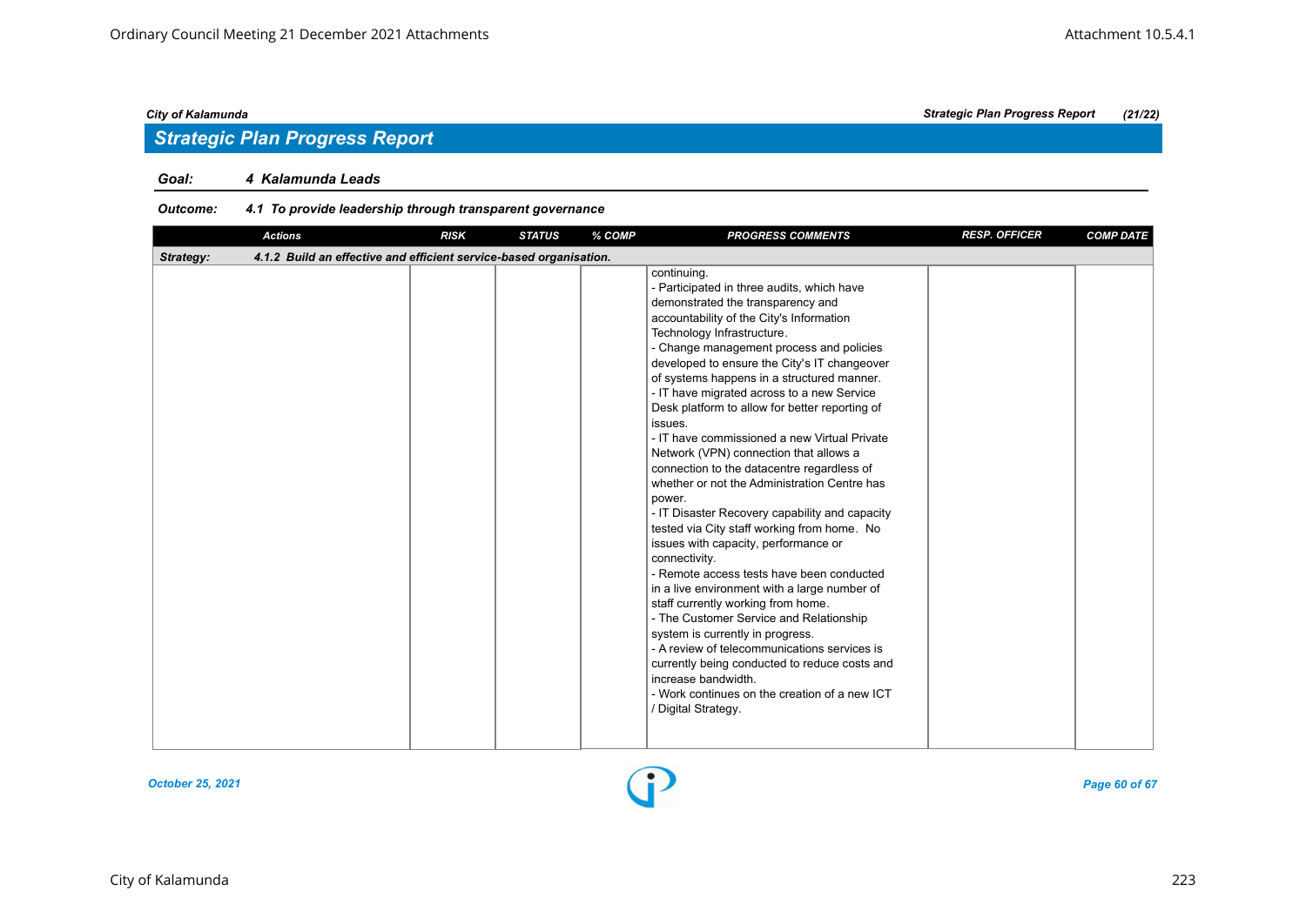## Strategic Plan Progress Report

**Goal:** ***4 Kalamunda Leads***

**Outcome:** ***4.1 To provide leadership through transparent governance***

| Actions | RISK | STATUS | % COMP | PROGRESS COMMENTS | RESP. OFFICER | COMP DATE |
|---|---|---|---|---|---|---|
| ***Strategy: 4.1.2 Build an effective and efficient service-based organisation.*** | | | | | | |
| | | | | continuing.<br>- Participated in three audits, which have demonstrated the transparency and accountability of the City's Information Technology Infrastructure.<br>- Change management process and policies developed to ensure the City's IT changeover of systems happens in a structured manner.<br>- IT have migrated across to a new Service Desk platform to allow for better reporting of issues.<br>- IT have commissioned a new Virtual Private Network (VPN) connection that allows a connection to the datacentre regardless of whether or not the Administration Centre has power.<br>- IT Disaster Recovery capability and capacity tested via City staff working from home. No issues with capacity, performance or connectivity.<br>- Remote access tests have been conducted in a live environment with a large number of staff currently working from home.<br>- The Customer Service and Relationship system is currently in progress.<br>- A review of telecommunications services is currently being conducted to reduce costs and increase bandwidth.<br>- Work continues on the creation of a new ICT / Digital Strategy. | | |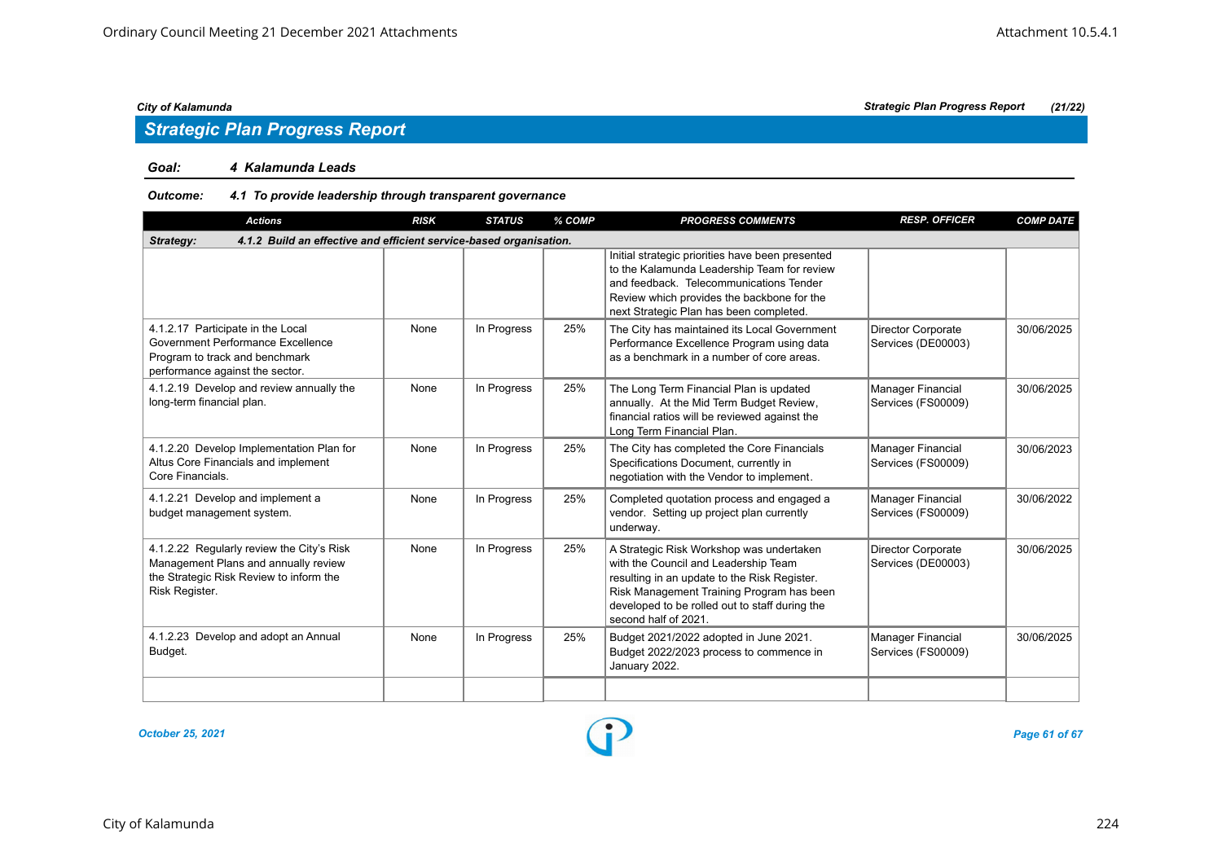## Strategic Plan Progress Report

**Goal:** *4 Kalamunda Leads*

**Outcome:** *4.1 To provide leadership through transparent governance*

| Actions | RISK | STATUS | % COMP | PROGRESS COMMENTS | RESP. OFFICER | COMP DATE |
|---|---|---|---|---|---|---|
| **Strategy:** *4.1.2 Build an effective and efficient service-based organisation.* | | | | | | |
| | | | | Initial strategic priorities have been presented to the Kalamunda Leadership Team for review and feedback. Telecommunications Tender Review which provides the backbone for the next Strategic Plan has been completed. | | |
| 4.1.2.17 Participate in the Local Government Performance Excellence Program to track and benchmark performance against the sector. | None | In Progress | 25% | The City has maintained its Local Government Performance Excellence Program using data as a benchmark in a number of core areas. | Director Corporate Services (DE00003) | 30/06/2025 |
| 4.1.2.19 Develop and review annually the long-term financial plan. | None | In Progress | 25% | The Long Term Financial Plan is updated annually. At the Mid Term Budget Review, financial ratios will be reviewed against the Long Term Financial Plan. | Manager Financial Services (FS00009) | 30/06/2025 |
| 4.1.2.20 Develop Implementation Plan for Altus Core Financials and implement Core Financials. | None | In Progress | 25% | The City has completed the Core Financials Specifications Document, currently in negotiation with the Vendor to implement. | Manager Financial Services (FS00009) | 30/06/2023 |
| 4.1.2.21 Develop and implement a budget management system. | None | In Progress | 25% | Completed quotation process and engaged a vendor. Setting up project plan currently underway. | Manager Financial Services (FS00009) | 30/06/2022 |
| 4.1.2.22 Regularly review the City's Risk Management Plans and annually review the Strategic Risk Review to inform the Risk Register. | None | In Progress | 25% | A Strategic Risk Workshop was undertaken with the Council and Leadership Team resulting in an update to the Risk Register. Risk Management Training Program has been developed to be rolled out to staff during the second half of 2021. | Director Corporate Services (DE00003) | 30/06/2025 |
| 4.1.2.23 Develop and adopt an Annual Budget. | None | In Progress | 25% | Budget 2021/2022 adopted in June 2021. Budget 2022/2023 process to commence in January 2022. | Manager Financial Services (FS00009) | 30/06/2025 |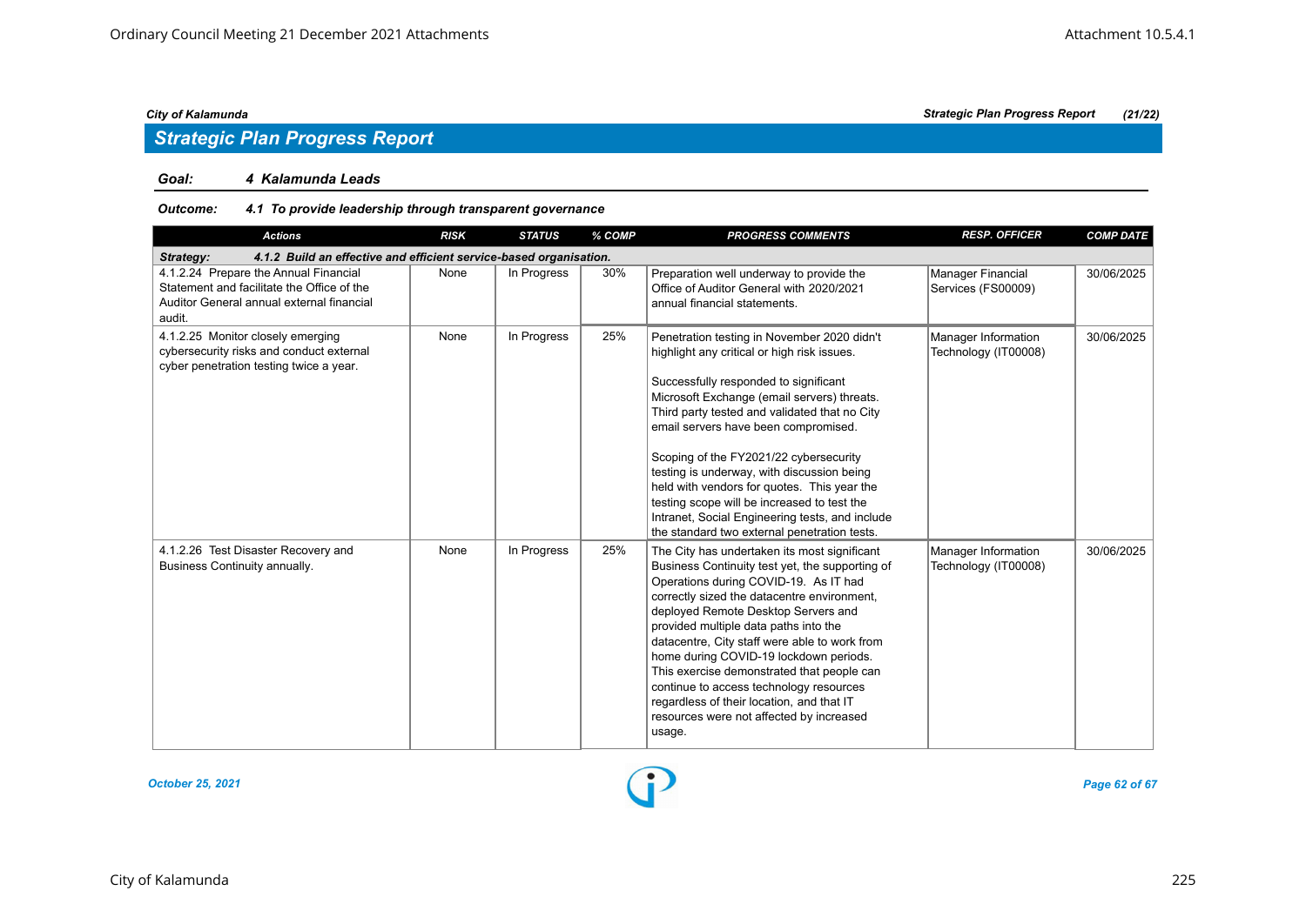## Strategic Plan Progress Report

**Goal:** *4 Kalamunda Leads*

**Outcome:** *4.1 To provide leadership through transparent governance*

| Actions | RISK | STATUS | % COMP | PROGRESS COMMENTS | RESP. OFFICER | COMP DATE |
|---|---|---|---|---|---|---|
| **Strategy: 4.1.2 Build an effective and efficient service-based organisation.** | | | | | | |
| 4.1.2.24 Prepare the Annual Financial Statement and facilitate the Office of the Auditor General annual external financial audit. | None | In Progress | 30% | Preparation well underway to provide the Office of Auditor General with 2020/2021 annual financial statements. | Manager Financial Services (FS00009) | 30/06/2025 |
| 4.1.2.25 Monitor closely emerging cybersecurity risks and conduct external cyber penetration testing twice a year. | None | In Progress | 25% | Penetration testing in November 2020 didn't highlight any critical or high risk issues.<br><br>Successfully responded to significant Microsoft Exchange (email servers) threats. Third party tested and validated that no City email servers have been compromised.<br><br>Scoping of the FY2021/22 cybersecurity testing is underway, with discussion being held with vendors for quotes. This year the testing scope will be increased to test the Intranet, Social Engineering tests, and include the standard two external penetration tests. | Manager Information Technology (IT00008) | 30/06/2025 |
| 4.1.2.26 Test Disaster Recovery and Business Continuity annually. | None | In Progress | 25% | The City has undertaken its most significant Business Continuity test yet, the supporting of Operations during COVID-19. As IT had correctly sized the datacentre environment, deployed Remote Desktop Servers and provided multiple data paths into the datacentre, City staff were able to work from home during COVID-19 lockdown periods. This exercise demonstrated that people can continue to access technology resources regardless of their location, and that IT resources were not affected by increased usage. | Manager Information Technology (IT00008) | 30/06/2025 |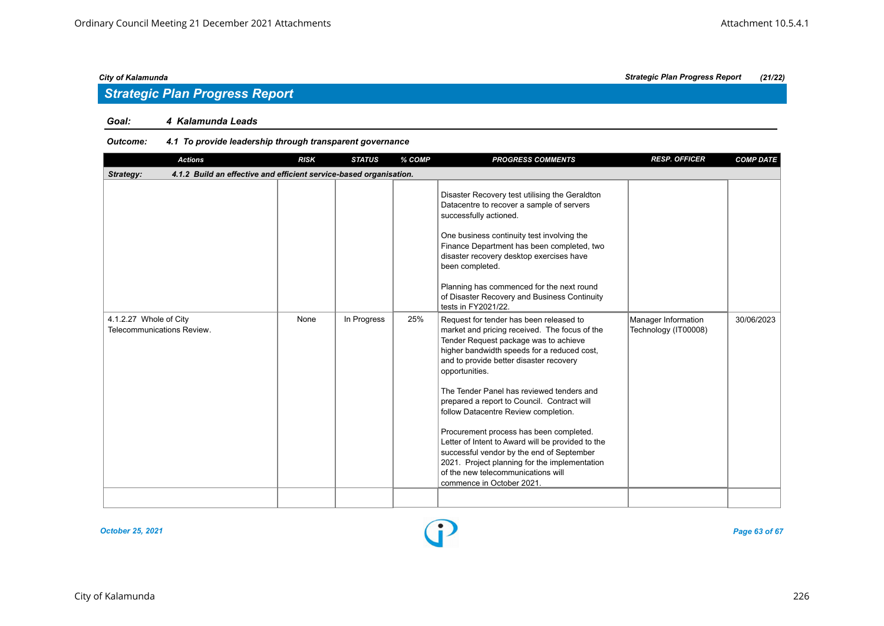## Strategic Plan Progress Report

**Goal:** *4 Kalamunda Leads*

**Outcome:** *4.1 To provide leadership through transparent governance*

| Actions | RISK | STATUS | % COMP | PROGRESS COMMENTS | RESP. OFFICER | COMP DATE |
|---|---|---|---|---|---|---|
| ***Strategy: 4.1.2 Build an effective and efficient service-based organisation.*** | | | | | | |
| | | | | Disaster Recovery test utilising the Geraldton Datacentre to recover a sample of servers successfully actioned.<br><br>One business continuity test involving the Finance Department has been completed, two disaster recovery desktop exercises have been completed.<br><br>Planning has commenced for the next round of Disaster Recovery and Business Continuity tests in FY2021/22. | | |
| 4.1.2.27 Whole of City Telecommunications Review. | None | In Progress | 25% | Request for tender has been released to market and pricing received. The focus of the Tender Request package was to achieve higher bandwidth speeds for a reduced cost, and to provide better disaster recovery opportunities.<br><br>The Tender Panel has reviewed tenders and prepared a report to Council. Contract will follow Datacentre Review completion.<br><br>Procurement process has been completed. Letter of Intent to Award will be provided to the successful vendor by the end of September 2021. Project planning for the implementation of the new telecommunications will commence in October 2021. | Manager Information Technology (IT00008) | 30/06/2023 |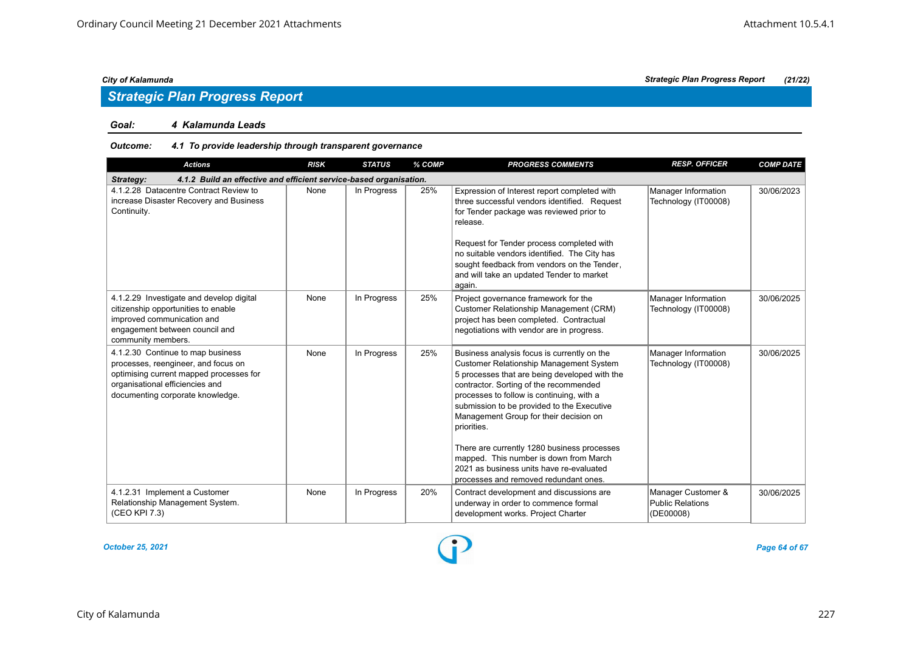## Strategic Plan Progress Report

**Goal:** *4 Kalamunda Leads*

**Outcome:** *4.1 To provide leadership through transparent governance*

| Actions | RISK | STATUS | % COMP | PROGRESS COMMENTS | RESP. OFFICER | COMP DATE |
|---|---|---|---|---|---|---|
| **Strategy: 4.1.2 Build an effective and efficient service-based organisation.** | | | | | | |
| 4.1.2.28 Datacentre Contract Review to increase Disaster Recovery and Business Continuity. | None | In Progress | 25% | Expression of Interest report completed with three successful vendors identified. Request for Tender package was reviewed prior to release.<br><br>Request for Tender process completed with no suitable vendors identified. The City has sought feedback from vendors on the Tender, and will take an updated Tender to market again. | Manager Information Technology (IT00008) | 30/06/2023 |
| 4.1.2.29 Investigate and develop digital citizenship opportunities to enable improved communication and engagement between council and community members. | None | In Progress | 25% | Project governance framework for the Customer Relationship Management (CRM) project has been completed. Contractual negotiations with vendor are in progress. | Manager Information Technology (IT00008) | 30/06/2025 |
| 4.1.2.30 Continue to map business processes, reengineer, and focus on optimising current mapped processes for organisational efficiencies and documenting corporate knowledge. | None | In Progress | 25% | Business analysis focus is currently on the Customer Relationship Management System 5 processes that are being developed with the contractor. Sorting of the recommended processes to follow is continuing, with a submission to be provided to the Executive Management Group for their decision on priorities.<br><br>There are currently 1280 business processes mapped. This number is down from March 2021 as business units have re-evaluated processes and removed redundant ones. | Manager Information Technology (IT00008) | 30/06/2025 |
| 4.1.2.31 Implement a Customer Relationship Management System. (CEO KPI 7.3) | None | In Progress | 20% | Contract development and discussions are underway in order to commence formal development works. Project Charter | Manager Customer & Public Relations (DE00008) | 30/06/2025 |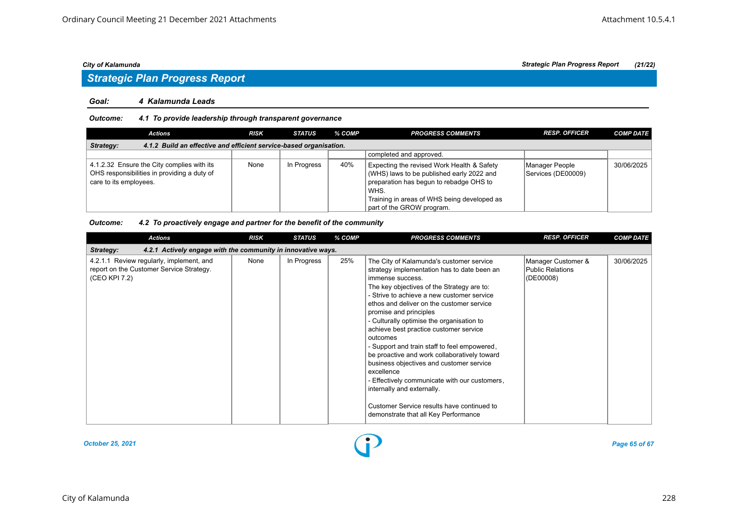## Strategic Plan Progress Report

**Goal: 4 Kalamunda Leads**

**Outcome: 4.1 To provide leadership through transparent governance**

| Actions | RISK | STATUS | % COMP | PROGRESS COMMENTS | RESP. OFFICER | COMP DATE |
|---|---|---|---|---|---|---|
| **Strategy: 4.1.2 Build an effective and efficient service-based organisation.** | | | | | | |
| | | | | completed and approved. | | |
| 4.1.2.32 Ensure the City complies with its OHS responsibilities in providing a duty of care to its employees. | None | In Progress | 40% | Expecting the revised Work Health & Safety (WHS) laws to be published early 2022 and preparation has begun to rebadge OHS to WHS.<br>Training in areas of WHS being developed as part of the GROW program. | Manager People Services (DE00009) | 30/06/2025 |

**Outcome: 4.2 To proactively engage and partner for the benefit of the community**

| Actions | RISK | STATUS | % COMP | PROGRESS COMMENTS | RESP. OFFICER | COMP DATE |
|---|---|---|---|---|---|---|
| **Strategy: 4.2.1 Actively engage with the community in innovative ways.** | | | | | | |
| 4.2.1.1 Review regularly, implement, and report on the Customer Service Strategy. (CEO KPI 7.2) | None | In Progress | 25% | The City of Kalamunda's customer service strategy implementation has to date been an immense success.<br>The key objectives of the Strategy are to:<br>- Strive to achieve a new customer service ethos and deliver on the customer service promise and principles<br>- Culturally optimise the organisation to achieve best practice customer service outcomes<br>- Support and train staff to feel empowered, be proactive and work collaboratively toward business objectives and customer service excellence<br>- Effectively communicate with our customers, internally and externally.<br><br>Customer Service results have continued to demonstrate that all Key Performance | Manager Customer & Public Relations (DE00008) | 30/06/2025 |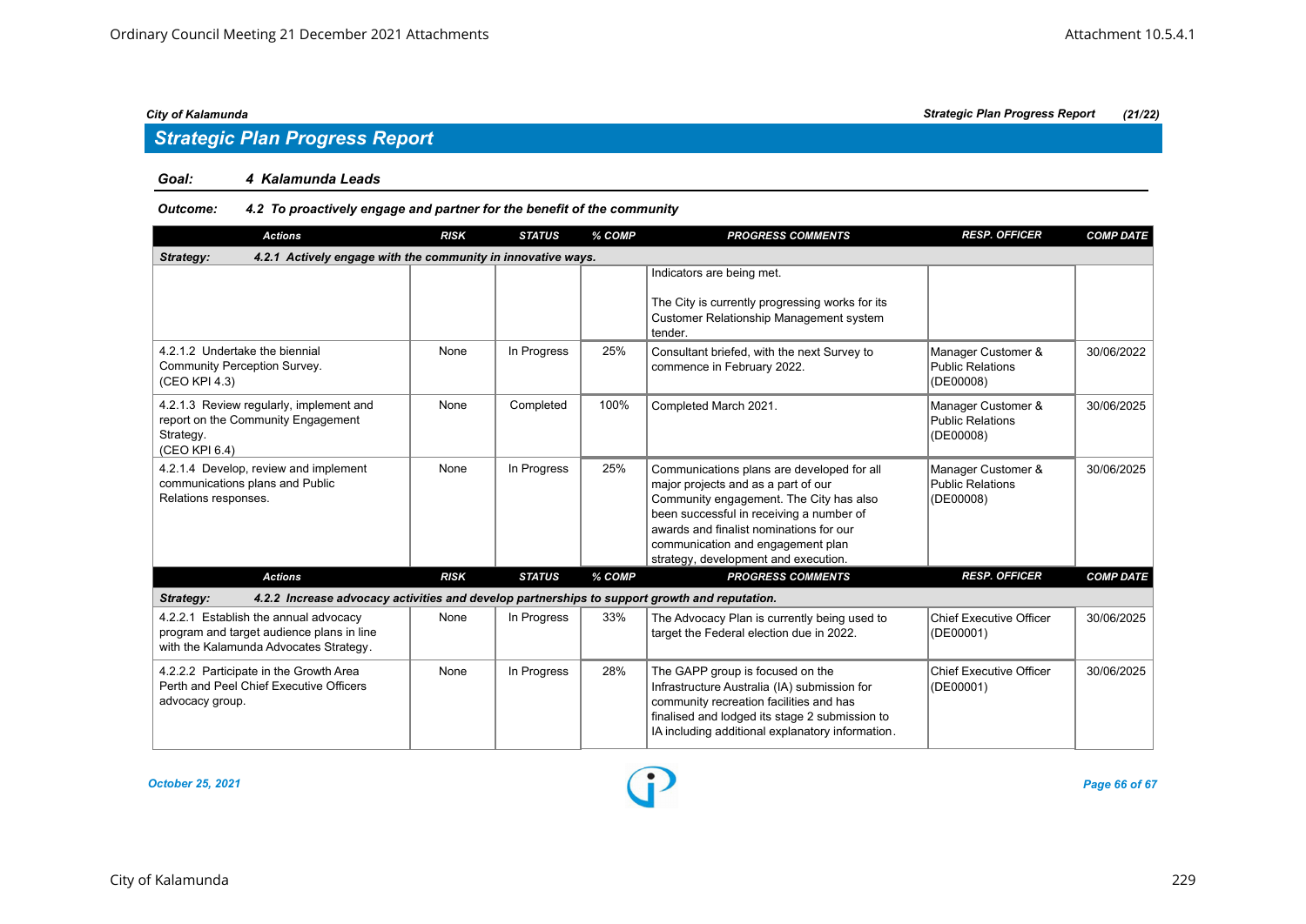## Strategic Plan Progress Report

**Goal:** *4 Kalamunda Leads*

**Outcome:** *4.2 To proactively engage and partner for the benefit of the community*

| Actions | RISK | STATUS | % COMP | PROGRESS COMMENTS | RESP. OFFICER | COMP DATE |
|---|---|---|---|---|---|---|
| **Strategy: 4.2.1 Actively engage with the community in innovative ways.** | | | | | | |
| | | | | Indicators are being met.<br><br>The City is currently progressing works for its Customer Relationship Management system tender. | | |
| 4.2.1.2 Undertake the biennial Community Perception Survey. (CEO KPI 4.3) | None | In Progress | 25% | Consultant briefed, with the next Survey to commence in February 2022. | Manager Customer & Public Relations (DE00008) | 30/06/2022 |
| 4.2.1.3 Review regularly, implement and report on the Community Engagement Strategy. (CEO KPI 6.4) | None | Completed | 100% | Completed March 2021. | Manager Customer & Public Relations (DE00008) | 30/06/2025 |
| 4.2.1.4 Develop, review and implement communications plans and Public Relations responses. | None | In Progress | 25% | Communications plans are developed for all major projects and as a part of our Community engagement. The City has also been successful in receiving a number of awards and finalist nominations for our communication and engagement plan strategy, development and execution. | Manager Customer & Public Relations (DE00008) | 30/06/2025 |
| **Strategy: 4.2.2 Increase advocacy activities and develop partnerships to support growth and reputation.** | | | | | | |
| 4.2.2.1 Establish the annual advocacy program and target audience plans in line with the Kalamunda Advocates Strategy. | None | In Progress | 33% | The Advocacy Plan is currently being used to target the Federal election due in 2022. | Chief Executive Officer (DE00001) | 30/06/2025 |
| 4.2.2.2 Participate in the Growth Area Perth and Peel Chief Executive Officers advocacy group. | None | In Progress | 28% | The GAPP group is focused on the Infrastructure Australia (IA) submission for community recreation facilities and has finalised and lodged its stage 2 submission to IA including additional explanatory information. | Chief Executive Officer (DE00001) | 30/06/2025 |

*October 25, 2021*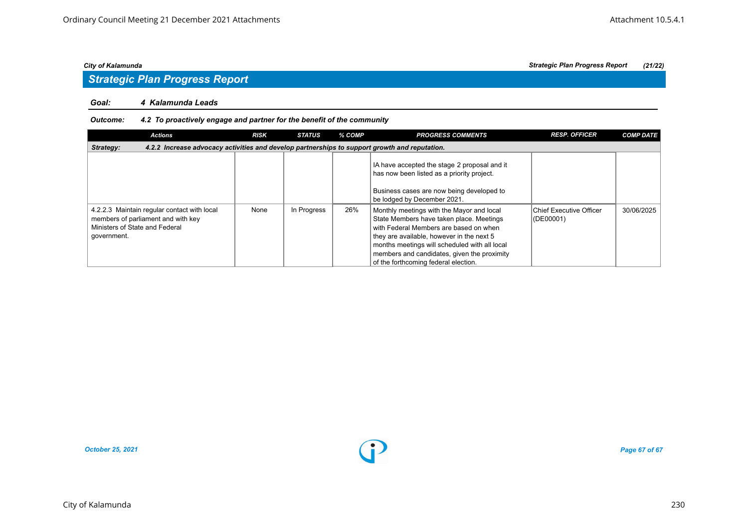## Strategic Plan Progress Report

**Goal: 4 Kalamunda Leads**

**Outcome: 4.2 To proactively engage and partner for the benefit of the community**

| Actions | RISK | STATUS | % COMP | PROGRESS COMMENTS | RESP. OFFICER | COMP DATE |
|---|---|---|---|---|---|---|
| **Strategy: 4.2.2 Increase advocacy activities and develop partnerships to support growth and reputation.** | | | | | | |
| | | | | IA have accepted the stage 2 proposal and it has now been listed as a priority project.<br><br>Business cases are now being developed to be lodged by December 2021. | | |
| 4.2.2.3 Maintain regular contact with local members of parliament and with key Ministers of State and Federal government. | None | In Progress | 26% | Monthly meetings with the Mayor and local State Members have taken place. Meetings with Federal Members are based on when they are available, however in the next 5 months meetings will scheduled with all local members and candidates, given the proximity of the forthcoming federal election. | Chief Executive Officer (DE00001) | 30/06/2025 |